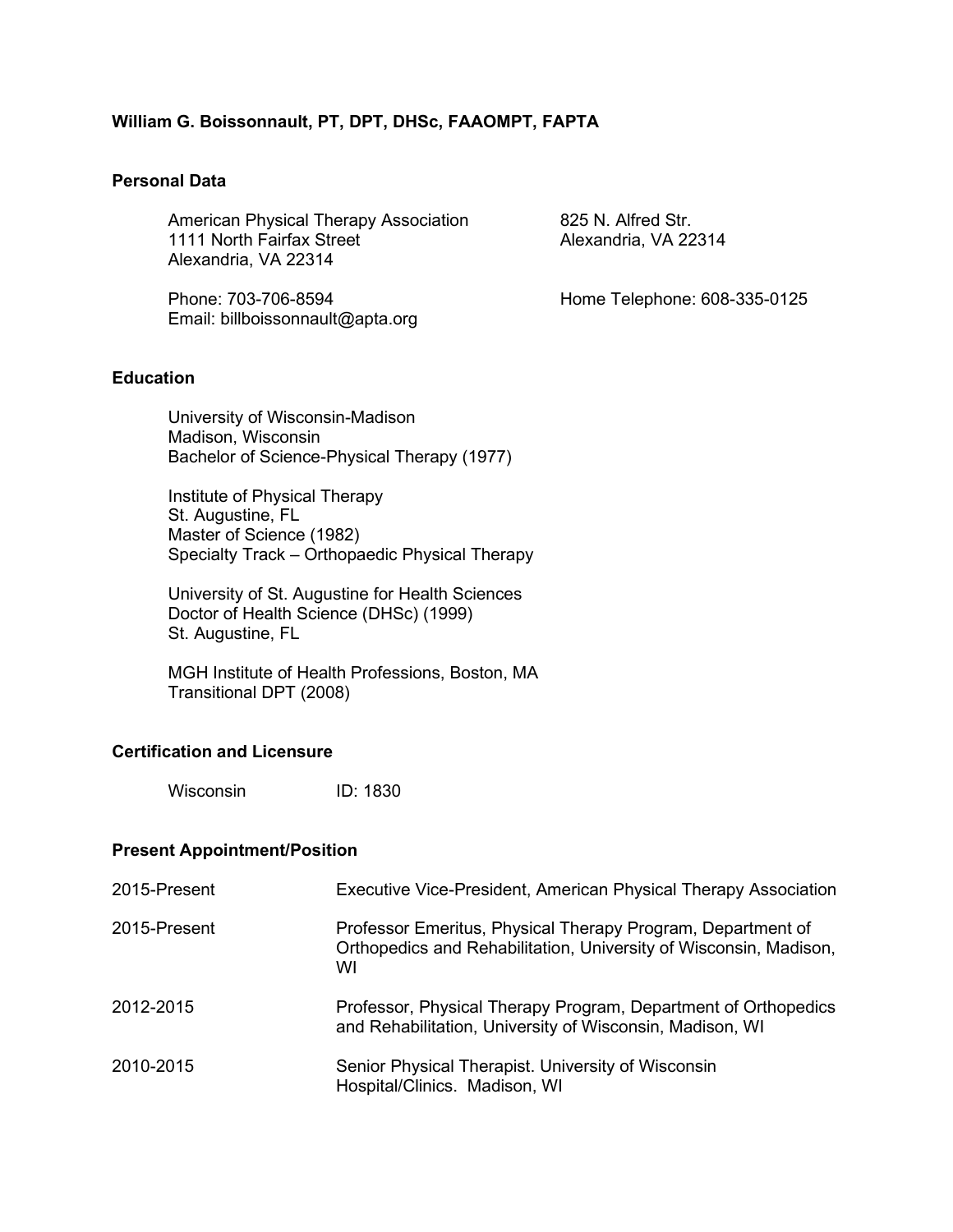**William G. Boissonnault, PT, DPT, DHSc, FAAOMPT, FAPTA**

## Personal Data

American Physical Therapy Association
1111 North Fairfax Street
Alexandria, VA 22314

825 N. Alfred Str.
Alexandria, VA 22314

Phone: 703-706-8594
Email: billboissonnault@apta.org

Home Telephone: 608-335-0125

## Education

University of Wisconsin-Madison
Madison, Wisconsin
Bachelor of Science-Physical Therapy (1977)

Institute of Physical Therapy
St. Augustine, FL
Master of Science (1982)
Specialty Track – Orthopaedic Physical Therapy

University of St. Augustine for Health Sciences
Doctor of Health Science (DHSc) (1999)
St. Augustine, FL

MGH Institute of Health Professions, Boston, MA
Transitional DPT (2008)

## Certification and Licensure

Wisconsin ID: 1830

## Present Appointment/Position

| | |
|---|---|
| 2015-Present | Executive Vice-President, American Physical Therapy Association |
| 2015-Present | Professor Emeritus, Physical Therapy Program, Department of Orthopedics and Rehabilitation, University of Wisconsin, Madison, WI |
| 2012-2015 | Professor, Physical Therapy Program, Department of Orthopedics and Rehabilitation, University of Wisconsin, Madison, WI |
| 2010-2015 | Senior Physical Therapist. University of Wisconsin Hospital/Clinics. Madison, WI |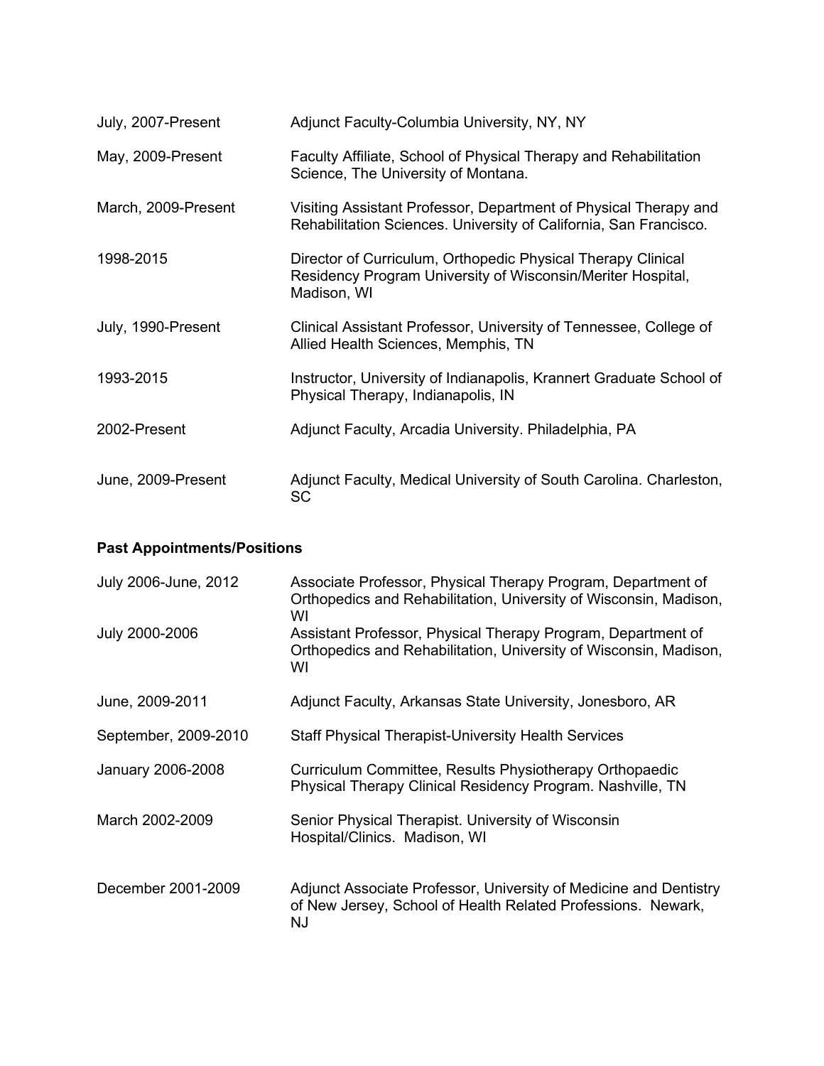| | |
|---|---|
| July, 2007-Present | Adjunct Faculty-Columbia University, NY, NY |
| May, 2009-Present | Faculty Affiliate, School of Physical Therapy and Rehabilitation Science, The University of Montana. |
| March, 2009-Present | Visiting Assistant Professor, Department of Physical Therapy and Rehabilitation Sciences. University of California, San Francisco. |
| 1998-2015 | Director of Curriculum, Orthopedic Physical Therapy Clinical Residency Program University of Wisconsin/Meriter Hospital, Madison, WI |
| July, 1990-Present | Clinical Assistant Professor, University of Tennessee, College of Allied Health Sciences, Memphis, TN |
| 1993-2015 | Instructor, University of Indianapolis, Krannert Graduate School of Physical Therapy, Indianapolis, IN |
| 2002-Present | Adjunct Faculty, Arcadia University. Philadelphia, PA |
| June, 2009-Present | Adjunct Faculty, Medical University of South Carolina. Charleston, SC |

**Past Appointments/Positions**

| | |
|---|---|
| July 2006-June, 2012 | Associate Professor, Physical Therapy Program, Department of Orthopedics and Rehabilitation, University of Wisconsin, Madison, WI |
| July 2000-2006 | Assistant Professor, Physical Therapy Program, Department of Orthopedics and Rehabilitation, University of Wisconsin, Madison, WI |
| June, 2009-2011 | Adjunct Faculty, Arkansas State University, Jonesboro, AR |
| September, 2009-2010 | Staff Physical Therapist-University Health Services |
| January 2006-2008 | Curriculum Committee, Results Physiotherapy Orthopaedic Physical Therapy Clinical Residency Program. Nashville, TN |
| March 2002-2009 | Senior Physical Therapist. University of Wisconsin Hospital/Clinics. Madison, WI |
| December 2001-2009 | Adjunct Associate Professor, University of Medicine and Dentistry of New Jersey, School of Health Related Professions. Newark, NJ |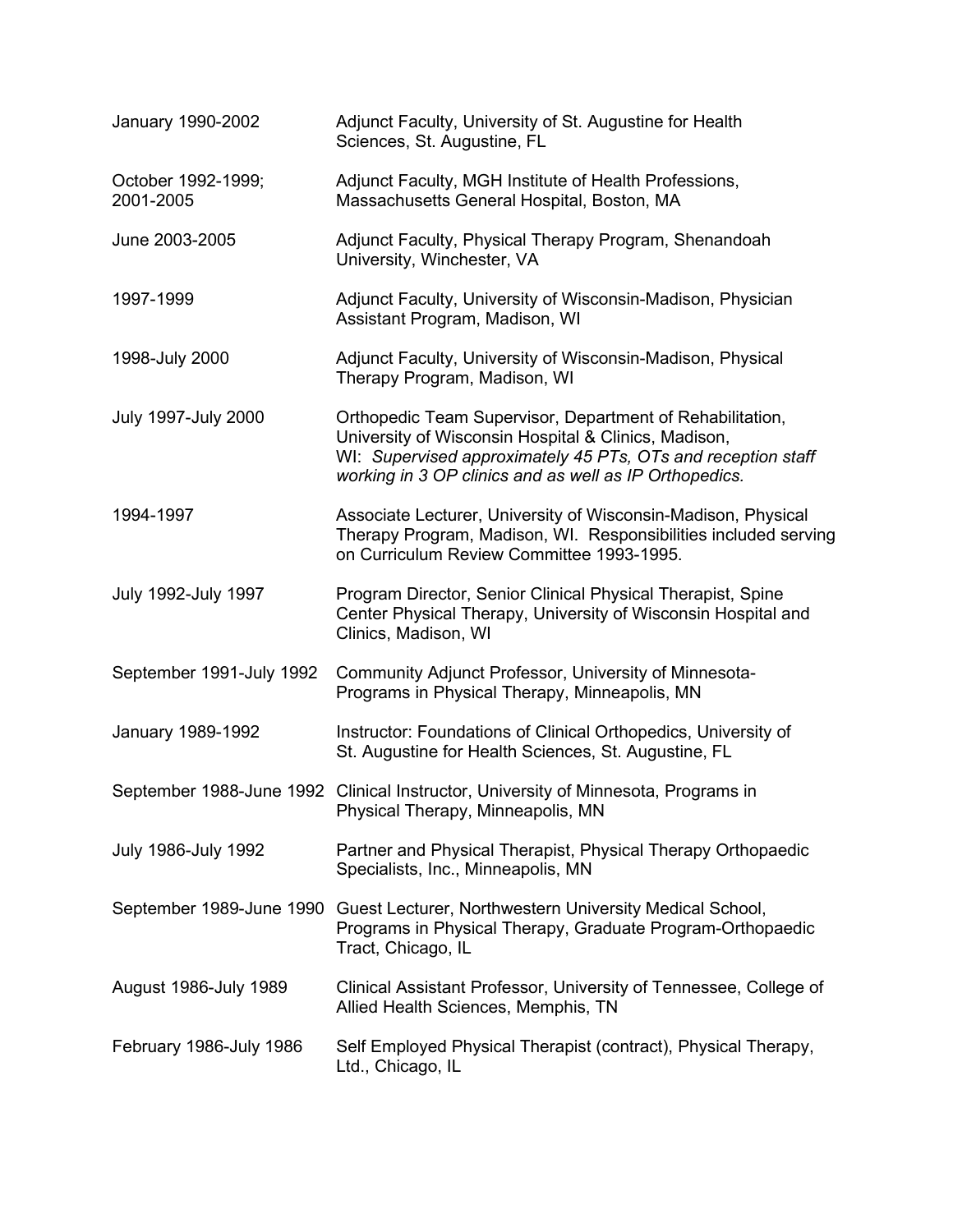| | |
|---|---|
| January 1990-2002 | Adjunct Faculty, University of St. Augustine for Health Sciences, St. Augustine, FL |
| October 1992-1999; 2001-2005 | Adjunct Faculty, MGH Institute of Health Professions, Massachusetts General Hospital, Boston, MA |
| June 2003-2005 | Adjunct Faculty, Physical Therapy Program, Shenandoah University, Winchester, VA |
| 1997-1999 | Adjunct Faculty, University of Wisconsin-Madison, Physician Assistant Program, Madison, WI |
| 1998-July 2000 | Adjunct Faculty, University of Wisconsin-Madison, Physical Therapy Program, Madison, WI |
| July 1997-July 2000 | Orthopedic Team Supervisor, Department of Rehabilitation, University of Wisconsin Hospital & Clinics, Madison, WI: *Supervised approximately 45 PTs, OTs and reception staff working in 3 OP clinics and as well as IP Orthopedics.* |
| 1994-1997 | Associate Lecturer, University of Wisconsin-Madison, Physical Therapy Program, Madison, WI. Responsibilities included serving on Curriculum Review Committee 1993-1995. |
| July 1992-July 1997 | Program Director, Senior Clinical Physical Therapist, Spine Center Physical Therapy, University of Wisconsin Hospital and Clinics, Madison, WI |
| September 1991-July 1992 | Community Adjunct Professor, University of Minnesota-Programs in Physical Therapy, Minneapolis, MN |
| January 1989-1992 | Instructor: Foundations of Clinical Orthopedics, University of St. Augustine for Health Sciences, St. Augustine, FL |
| September 1988-June 1992 | Clinical Instructor, University of Minnesota, Programs in Physical Therapy, Minneapolis, MN |
| July 1986-July 1992 | Partner and Physical Therapist, Physical Therapy Orthopaedic Specialists, Inc., Minneapolis, MN |
| September 1989-June 1990 | Guest Lecturer, Northwestern University Medical School, Programs in Physical Therapy, Graduate Program-Orthopaedic Tract, Chicago, IL |
| August 1986-July 1989 | Clinical Assistant Professor, University of Tennessee, College of Allied Health Sciences, Memphis, TN |
| February 1986-July 1986 | Self Employed Physical Therapist (contract), Physical Therapy, Ltd., Chicago, IL |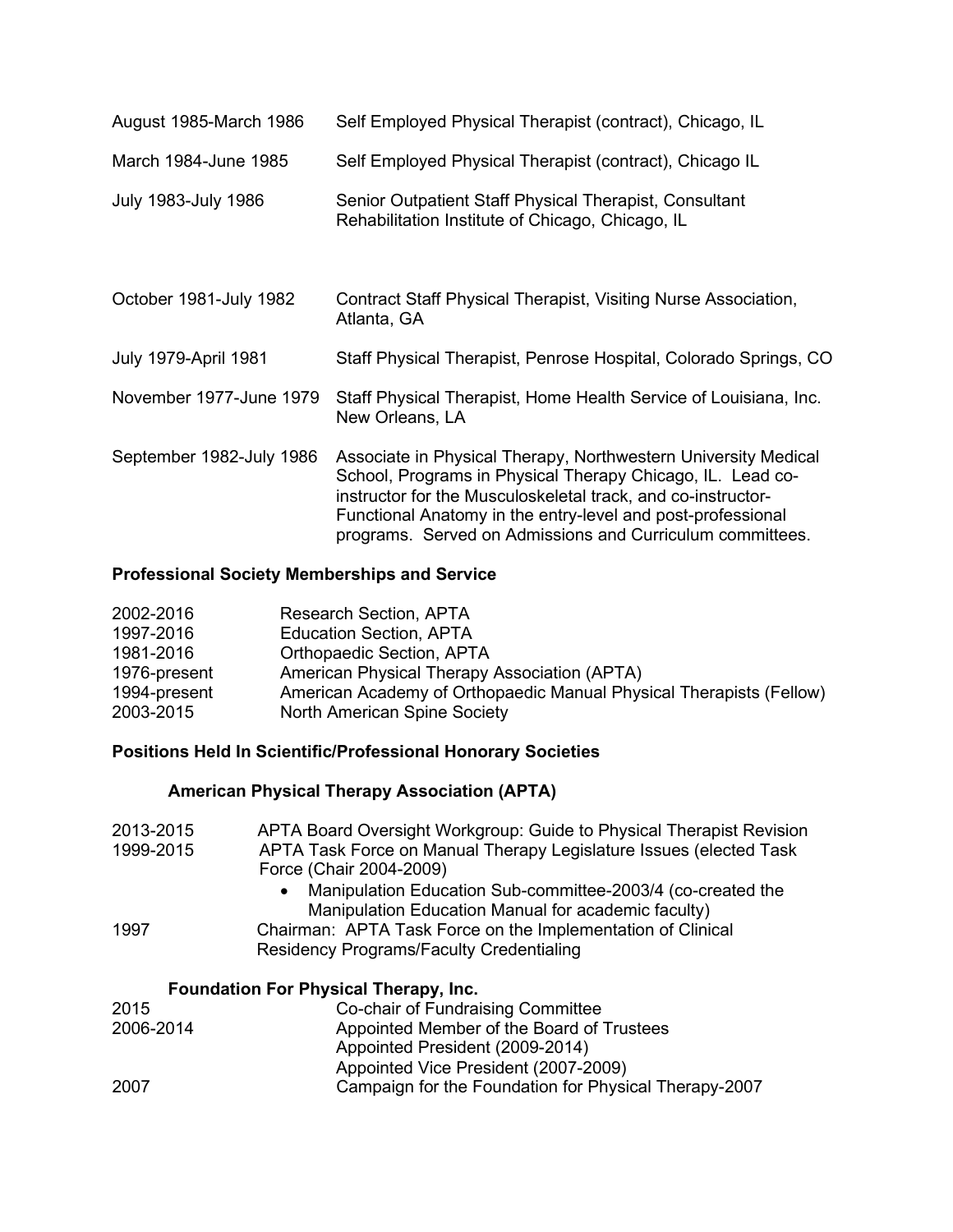| | |
|---|---|
| August 1985-March 1986 | Self Employed Physical Therapist (contract), Chicago, IL |
| March 1984-June 1985 | Self Employed Physical Therapist (contract), Chicago IL |
| July 1983-July 1986 | Senior Outpatient Staff Physical Therapist, Consultant Rehabilitation Institute of Chicago, Chicago, IL |
| October 1981-July 1982 | Contract Staff Physical Therapist, Visiting Nurse Association, Atlanta, GA |
| July 1979-April 1981 | Staff Physical Therapist, Penrose Hospital, Colorado Springs, CO |
| November 1977-June 1979 | Staff Physical Therapist, Home Health Service of Louisiana, Inc. New Orleans, LA |
| September 1982-July 1986 | Associate in Physical Therapy, Northwestern University Medical School, Programs in Physical Therapy Chicago, IL. Lead co-instructor for the Musculoskeletal track, and co-instructor-Functional Anatomy in the entry-level and post-professional programs. Served on Admissions and Curriculum committees. |

**Professional Society Memberships and Service**

| | |
|---|---|
| 2002-2016 | Research Section, APTA |
| 1997-2016 | Education Section, APTA |
| 1981-2016 | Orthopaedic Section, APTA |
| 1976-present | American Physical Therapy Association (APTA) |
| 1994-present | American Academy of Orthopaedic Manual Physical Therapists (Fellow) |
| 2003-2015 | North American Spine Society |

**Positions Held In Scientific/Professional Honorary Societies**

**American Physical Therapy Association (APTA)**

| | |
|---|---|
| 2013-2015 | APTA Board Oversight Workgroup: Guide to Physical Therapist Revision |
| 1999-2015 | APTA Task Force on Manual Therapy Legislature Issues (elected Task Force (Chair 2004-2009)<br>• Manipulation Education Sub-committee-2003/4 (co-created the Manipulation Education Manual for academic faculty) |
| 1997 | Chairman: APTA Task Force on the Implementation of Clinical Residency Programs/Faculty Credentialing |

**Foundation For Physical Therapy, Inc.**

| | |
|---|---|
| 2015 | Co-chair of Fundraising Committee |
| 2006-2014 | Appointed Member of the Board of Trustees<br>Appointed President (2009-2014)<br>Appointed Vice President (2007-2009) |
| 2007 | Campaign for the Foundation for Physical Therapy-2007 |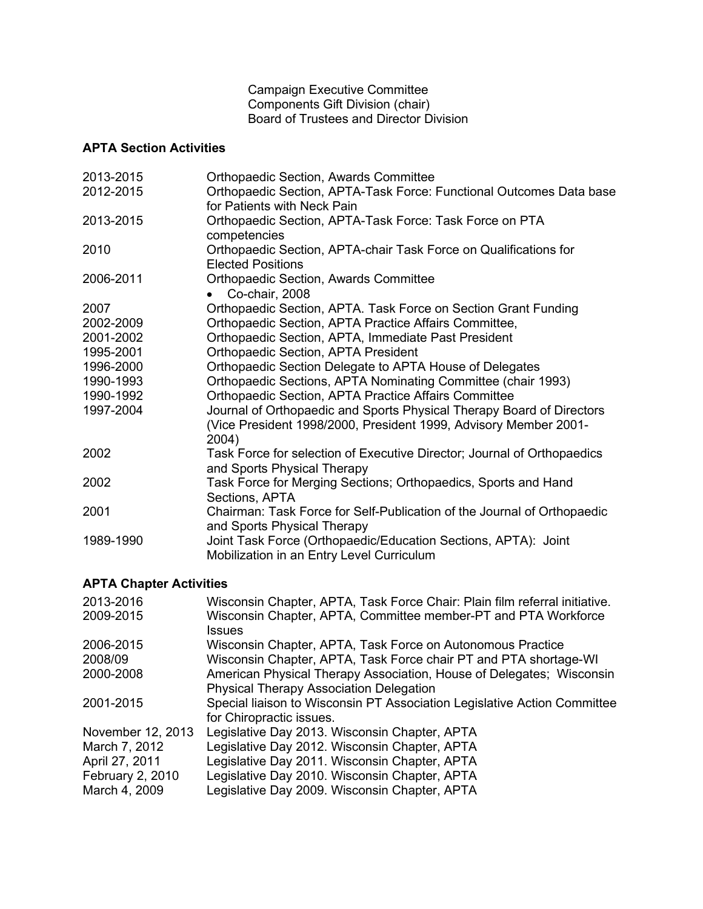Campaign Executive Committee
Components Gift Division (chair)
Board of Trustees and Director Division

**APTA Section Activities**

| | |
|---|---|
| 2013-2015 | Orthopaedic Section, Awards Committee |
| 2012-2015 | Orthopaedic Section, APTA-Task Force: Functional Outcomes Data base for Patients with Neck Pain |
| 2013-2015 | Orthopaedic Section, APTA-Task Force: Task Force on PTA competencies |
| 2010 | Orthopaedic Section, APTA-chair Task Force on Qualifications for Elected Positions |
| 2006-2011 | Orthopaedic Section, Awards Committee<br>• Co-chair, 2008 |
| 2007 | Orthopaedic Section, APTA. Task Force on Section Grant Funding |
| 2002-2009 | Orthopaedic Section, APTA Practice Affairs Committee, |
| 2001-2002 | Orthopaedic Section, APTA, Immediate Past President |
| 1995-2001 | Orthopaedic Section, APTA President |
| 1996-2000 | Orthopaedic Section Delegate to APTA House of Delegates |
| 1990-1993 | Orthopaedic Sections, APTA Nominating Committee (chair 1993) |
| 1990-1992 | Orthopaedic Section, APTA Practice Affairs Committee |
| 1997-2004 | Journal of Orthopaedic and Sports Physical Therapy Board of Directors (Vice President 1998/2000, President 1999, Advisory Member 2001-2004) |
| 2002 | Task Force for selection of Executive Director; Journal of Orthopaedics and Sports Physical Therapy |
| 2002 | Task Force for Merging Sections; Orthopaedics, Sports and Hand Sections, APTA |
| 2001 | Chairman: Task Force for Self-Publication of the Journal of Orthopaedic and Sports Physical Therapy |
| 1989-1990 | Joint Task Force (Orthopaedic/Education Sections, APTA): Joint Mobilization in an Entry Level Curriculum |

**APTA Chapter Activities**

| | |
|---|---|
| 2013-2016 | Wisconsin Chapter, APTA, Task Force Chair: Plain film referral initiative. |
| 2009-2015 | Wisconsin Chapter, APTA, Committee member-PT and PTA Workforce Issues |
| 2006-2015 | Wisconsin Chapter, APTA, Task Force on Autonomous Practice |
| 2008/09 | Wisconsin Chapter, APTA, Task Force chair PT and PTA shortage-WI |
| 2000-2008 | American Physical Therapy Association, House of Delegates; Wisconsin Physical Therapy Association Delegation |
| 2001-2015 | Special liaison to Wisconsin PT Association Legislative Action Committee for Chiropractic issues. |
| November 12, 2013 | Legislative Day 2013. Wisconsin Chapter, APTA |
| March 7, 2012 | Legislative Day 2012. Wisconsin Chapter, APTA |
| April 27, 2011 | Legislative Day 2011. Wisconsin Chapter, APTA |
| February 2, 2010 | Legislative Day 2010. Wisconsin Chapter, APTA |
| March 4, 2009 | Legislative Day 2009. Wisconsin Chapter, APTA |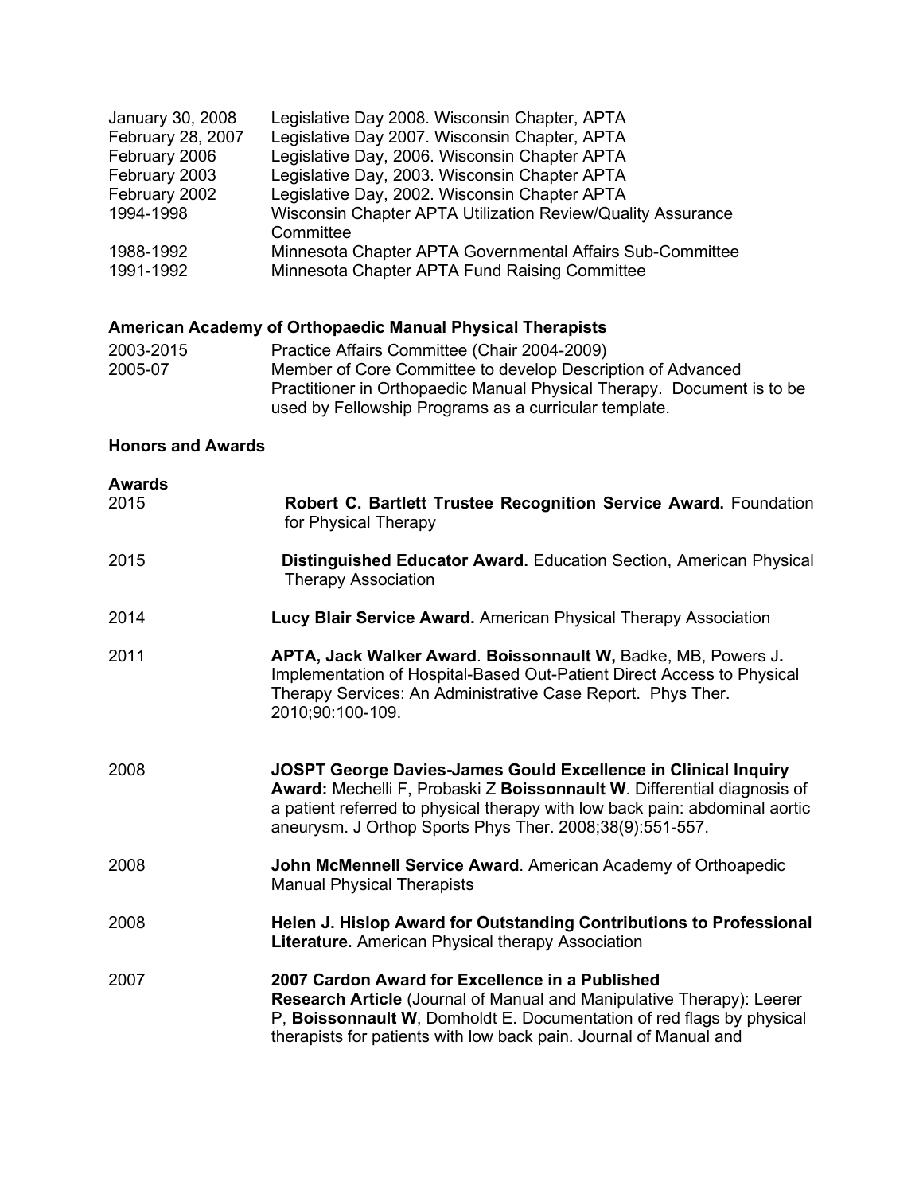| | |
|---|---|
| January 30, 2008 | Legislative Day 2008. Wisconsin Chapter, APTA |
| February 28, 2007 | Legislative Day 2007. Wisconsin Chapter, APTA |
| February 2006 | Legislative Day, 2006. Wisconsin Chapter APTA |
| February 2003 | Legislative Day, 2003. Wisconsin Chapter APTA |
| February 2002 | Legislative Day, 2002. Wisconsin Chapter APTA |
| 1994-1998 | Wisconsin Chapter APTA Utilization Review/Quality Assurance Committee |
| 1988-1992 | Minnesota Chapter APTA Governmental Affairs Sub-Committee |
| 1991-1992 | Minnesota Chapter APTA Fund Raising Committee |

**American Academy of Orthopaedic Manual Physical Therapists**

| | |
|---|---|
| 2003-2015 | Practice Affairs Committee (Chair 2004-2009) |
| 2005-07 | Member of Core Committee to develop Description of Advanced Practitioner in Orthopaedic Manual Physical Therapy. Document is to be used by Fellowship Programs as a curricular template. |

**Honors and Awards**

**Awards**

2015 **Robert C. Bartlett Trustee Recognition Service Award.** Foundation for Physical Therapy

2015 **Distinguished Educator Award.** Education Section, American Physical Therapy Association

2014 **Lucy Blair Service Award.** American Physical Therapy Association

2011 **APTA, Jack Walker Award**. **Boissonnault W,** Badke, MB, Powers J**.** Implementation of Hospital-Based Out-Patient Direct Access to Physical Therapy Services: An Administrative Case Report. Phys Ther. 2010;90:100-109.

2008 **JOSPT George Davies-James Gould Excellence in Clinical Inquiry Award:** Mechelli F, Probaski Z **Boissonnault W**. Differential diagnosis of a patient referred to physical therapy with low back pain: abdominal aortic aneurysm. J Orthop Sports Phys Ther. 2008;38(9):551-557.

2008 **John McMennell Service Award**. American Academy of Orthoapedic Manual Physical Therapists

2008 **Helen J. Hislop Award for Outstanding Contributions to Professional Literature.** American Physical therapy Association

2007 **2007 Cardon Award for Excellence in a Published Research Article** (Journal of Manual and Manipulative Therapy): Leerer P, **Boissonnault W**, Domholdt E. Documentation of red flags by physical therapists for patients with low back pain. Journal of Manual and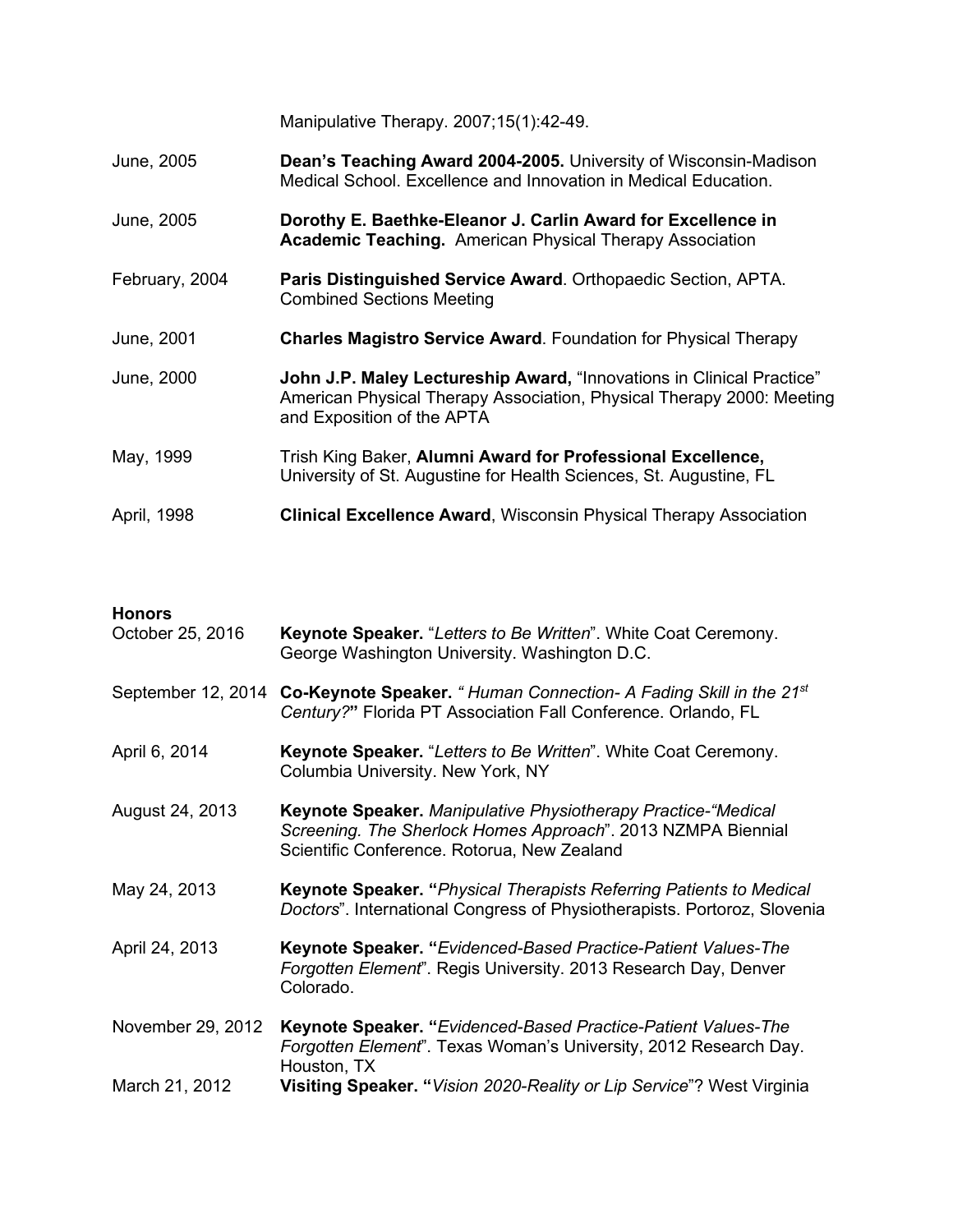Manipulative Therapy. 2007;15(1):42-49.

June, 2005 **Dean's Teaching Award 2004-2005.** University of Wisconsin-Madison Medical School. Excellence and Innovation in Medical Education.

June, 2005 **Dorothy E. Baethke-Eleanor J. Carlin Award for Excellence in Academic Teaching.** American Physical Therapy Association

February, 2004 **Paris Distinguished Service Award**. Orthopaedic Section, APTA. Combined Sections Meeting

June, 2001 **Charles Magistro Service Award**. Foundation for Physical Therapy

June, 2000 **John J.P. Maley Lectureship Award,** "Innovations in Clinical Practice" American Physical Therapy Association, Physical Therapy 2000: Meeting and Exposition of the APTA

May, 1999 Trish King Baker, **Alumni Award for Professional Excellence,** University of St. Augustine for Health Sciences, St. Augustine, FL

April, 1998 **Clinical Excellence Award**, Wisconsin Physical Therapy Association

**Honors**

October 25, 2016 **Keynote Speaker.** "*Letters to Be Written*". White Coat Ceremony. George Washington University. Washington D.C.

September 12, 2014 **Co-Keynote Speaker.** *" Human Connection- A Fading Skill in the 21st Century?*" Florida PT Association Fall Conference. Orlando, FL

April 6, 2014 **Keynote Speaker.** "*Letters to Be Written*". White Coat Ceremony. Columbia University. New York, NY

August 24, 2013 **Keynote Speaker.** *Manipulative Physiotherapy Practice-"Medical Screening. The Sherlock Homes Approach*". 2013 NZMPA Biennial Scientific Conference. Rotorua, New Zealand

May 24, 2013 **Keynote Speaker. "***Physical Therapists Referring Patients to Medical Doctors*". International Congress of Physiotherapists. Portoroz, Slovenia

April 24, 2013 **Keynote Speaker. "***Evidenced-Based Practice-Patient Values-The Forgotten Element*". Regis University. 2013 Research Day, Denver Colorado.

November 29, 2012 **Keynote Speaker. "***Evidenced-Based Practice-Patient Values-The Forgotten Element*". Texas Woman's University, 2012 Research Day. Houston, TX

March 21, 2012 **Visiting Speaker. "***Vision 2020-Reality or Lip Service*"? West Virginia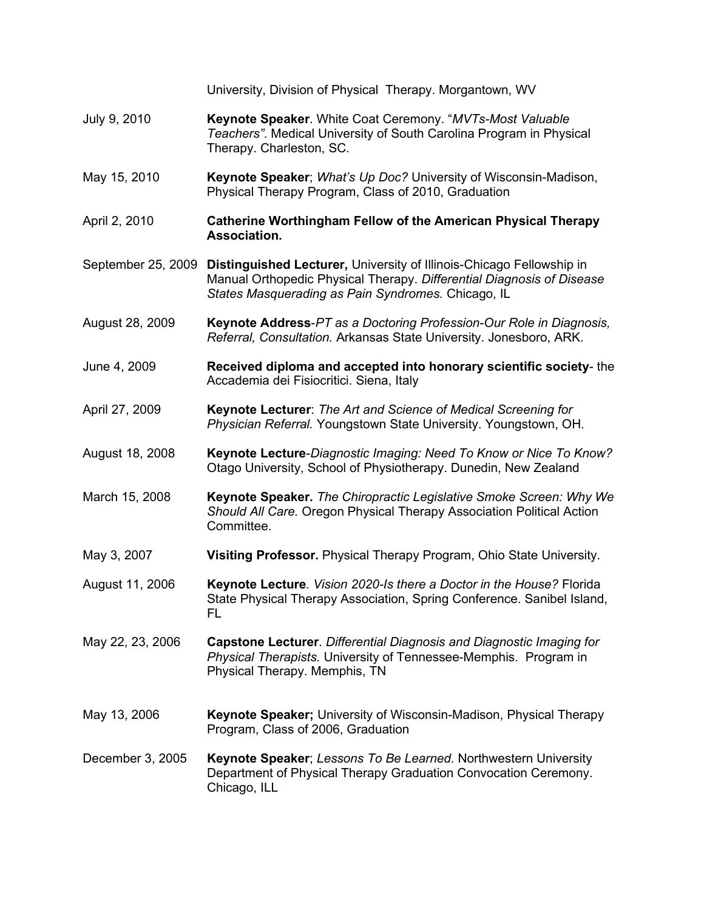University, Division of Physical  Therapy. Morgantown, WV

| | |
|---|---|
| July 9, 2010 | **Keynote Speaker**. White Coat Ceremony. "*MVTs-Most Valuable Teachers"*. Medical University of South Carolina Program in Physical Therapy. Charleston, SC. |
| May 15, 2010 | **Keynote Speaker**; *What's Up Doc?* University of Wisconsin-Madison, Physical Therapy Program, Class of 2010, Graduation |
| April 2, 2010 | **Catherine Worthingham Fellow of the American Physical Therapy Association.** |
| September 25, 2009 | **Distinguished Lecturer,** University of Illinois-Chicago Fellowship in Manual Orthopedic Physical Therapy. *Differential Diagnosis of Disease States Masquerading as Pain Syndromes.* Chicago, IL |
| August 28, 2009 | **Keynote Address**-*PT as a Doctoring Profession-Our Role in Diagnosis, Referral, Consultation.* Arkansas State University. Jonesboro, ARK. |
| June 4, 2009 | **Received diploma and accepted into honorary scientific society**- the Accademia dei Fisiocritici. Siena, Italy |
| April 27, 2009 | **Keynote Lecturer**: *The Art and Science of Medical Screening for Physician Referral.* Youngstown State University. Youngstown, OH. |
| August 18, 2008 | **Keynote Lecture**-*Diagnostic Imaging: Need To Know or Nice To Know?* Otago University, School of Physiotherapy. Dunedin, New Zealand |
| March 15, 2008 | **Keynote Speaker.** *The Chiropractic Legislative Smoke Screen: Why We Should All Care.* Oregon Physical Therapy Association Political Action Committee. |
| May 3, 2007 | **Visiting Professor.** Physical Therapy Program, Ohio State University. |
| August 11, 2006 | **Keynote Lecture***. Vision 2020-Is there a Doctor in the House?* Florida State Physical Therapy Association, Spring Conference. Sanibel Island, FL |
| May 22, 23, 2006 | **Capstone Lecturer**. *Differential Diagnosis and Diagnostic Imaging for Physical Therapists.* University of Tennessee-Memphis.  Program in Physical Therapy. Memphis, TN |
| May 13, 2006 | **Keynote Speaker;** University of Wisconsin-Madison, Physical Therapy Program, Class of 2006, Graduation |
| December 3, 2005 | **Keynote Speaker**; *Lessons To Be Learned*. Northwestern University Department of Physical Therapy Graduation Convocation Ceremony. Chicago, ILL |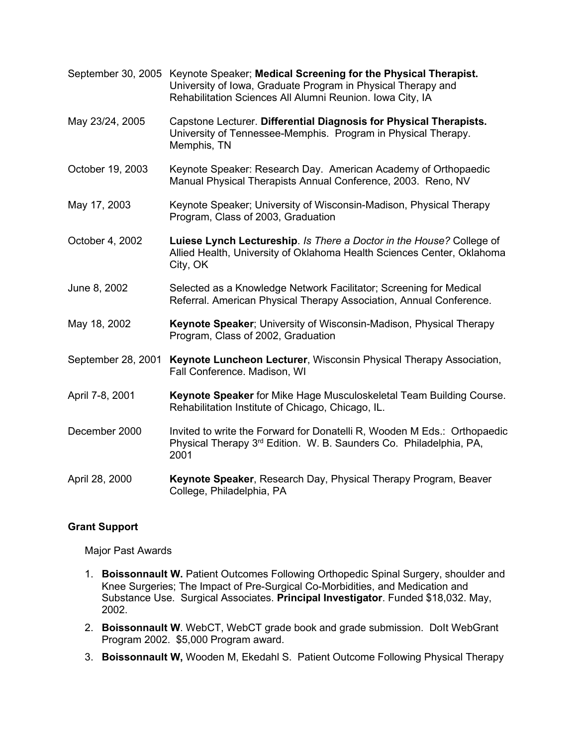| | |
|---|---|
| September 30, 2005 | Keynote Speaker; **Medical Screening for the Physical Therapist.** University of Iowa, Graduate Program in Physical Therapy and Rehabilitation Sciences All Alumni Reunion. Iowa City, IA |
| May 23/24, 2005 | Capstone Lecturer. **Differential Diagnosis for Physical Therapists.** University of Tennessee-Memphis. Program in Physical Therapy. Memphis, TN |
| October 19, 2003 | Keynote Speaker: Research Day. American Academy of Orthopaedic Manual Physical Therapists Annual Conference, 2003. Reno, NV |
| May 17, 2003 | Keynote Speaker; University of Wisconsin-Madison, Physical Therapy Program, Class of 2003, Graduation |
| October 4, 2002 | **Luiese Lynch Lectureship**. *Is There a Doctor in the House?* College of Allied Health, University of Oklahoma Health Sciences Center, Oklahoma City, OK |
| June 8, 2002 | Selected as a Knowledge Network Facilitator; Screening for Medical Referral. American Physical Therapy Association, Annual Conference. |
| May 18, 2002 | **Keynote Speaker**; University of Wisconsin-Madison, Physical Therapy Program, Class of 2002, Graduation |
| September 28, 2001 | **Keynote Luncheon Lecturer**, Wisconsin Physical Therapy Association, Fall Conference. Madison, WI |
| April 7-8, 2001 | **Keynote Speaker** for Mike Hage Musculoskeletal Team Building Course. Rehabilitation Institute of Chicago, Chicago, IL. |
| December 2000 | Invited to write the Forward for Donatelli R, Wooden M Eds.: Orthopaedic Physical Therapy 3rd Edition. W. B. Saunders Co. Philadelphia, PA, 2001 |
| April 28, 2000 | **Keynote Speaker**, Research Day, Physical Therapy Program, Beaver College, Philadelphia, PA |

## Grant Support

Major Past Awards

1. **Boissonnault W.** Patient Outcomes Following Orthopedic Spinal Surgery, shoulder and Knee Surgeries; The Impact of Pre-Surgical Co-Morbidities, and Medication and Substance Use. Surgical Associates. **Principal Investigator**. Funded $18,032. May, 2002.
2. **Boissonnault W**. WebCT, WebCT grade book and grade submission. DoIt WebGrant Program 2002. $5,000 Program award.
3. **Boissonnault W,** Wooden M, Ekedahl S. Patient Outcome Following Physical Therapy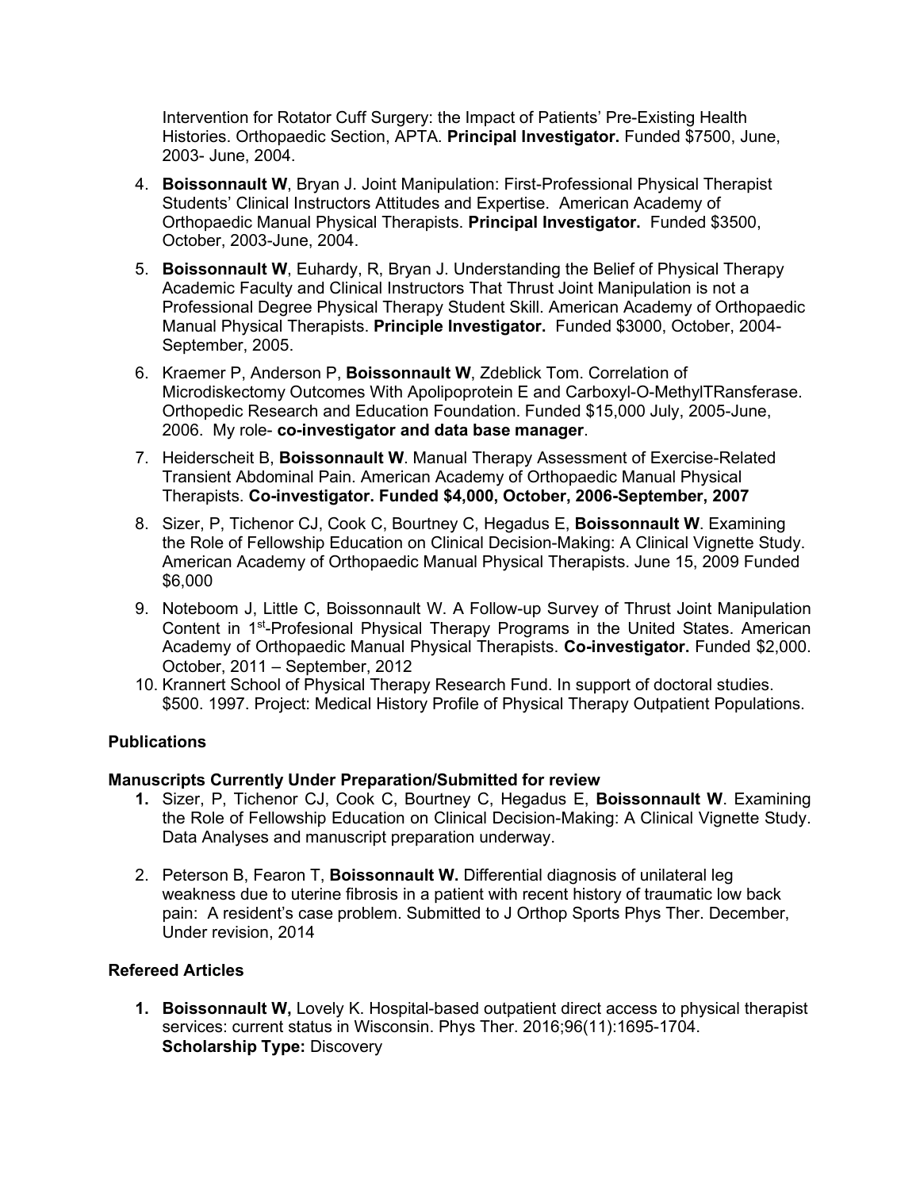Intervention for Rotator Cuff Surgery: the Impact of Patients' Pre-Existing Health Histories. Orthopaedic Section, APTA. **Principal Investigator.** Funded $7500, June, 2003- June, 2004.

4. **Boissonnault W**, Bryan J. Joint Manipulation: First-Professional Physical Therapist Students' Clinical Instructors Attitudes and Expertise. American Academy of Orthopaedic Manual Physical Therapists. **Principal Investigator.** Funded $3500, October, 2003-June, 2004.
5. **Boissonnault W**, Euhardy, R, Bryan J. Understanding the Belief of Physical Therapy Academic Faculty and Clinical Instructors That Thrust Joint Manipulation is not a Professional Degree Physical Therapy Student Skill. American Academy of Orthopaedic Manual Physical Therapists. **Principle Investigator.** Funded $3000, October, 2004-September, 2005.
6. Kraemer P, Anderson P, **Boissonnault W**, Zdeblick Tom. Correlation of Microdiskectomy Outcomes With Apolipoprotein E and Carboxyl-O-MethylTRansferase. Orthopedic Research and Education Foundation. Funded $15,000 July, 2005-June, 2006. My role- **co-investigator and data base manager**.
7. Heiderscheit B, **Boissonnault W**. Manual Therapy Assessment of Exercise-Related Transient Abdominal Pain. American Academy of Orthopaedic Manual Physical Therapists. **Co-investigator. Funded $4,000, October, 2006-September, 2007**
8. Sizer, P, Tichenor CJ, Cook C, Bourtney C, Hegadus E, **Boissonnault W**. Examining the Role of Fellowship Education on Clinical Decision-Making: A Clinical Vignette Study. American Academy of Orthopaedic Manual Physical Therapists. June 15, 2009 Funded $6,000
9. Noteboom J, Little C, Boissonnault W. A Follow-up Survey of Thrust Joint Manipulation Content in 1st-Profesional Physical Therapy Programs in the United States. American Academy of Orthopaedic Manual Physical Therapists. **Co-investigator.** Funded $2,000. October, 2011 – September, 2012
10. Krannert School of Physical Therapy Research Fund. In support of doctoral studies. $500. 1997. Project: Medical History Profile of Physical Therapy Outpatient Populations.

### Publications

### Manuscripts Currently Under Preparation/Submitted for review

1. Sizer, P, Tichenor CJ, Cook C, Bourtney C, Hegadus E, **Boissonnault W**. Examining the Role of Fellowship Education on Clinical Decision-Making: A Clinical Vignette Study. Data Analyses and manuscript preparation underway.

2. Peterson B, Fearon T, **Boissonnault W.** Differential diagnosis of unilateral leg weakness due to uterine fibrosis in a patient with recent history of traumatic low back pain: A resident's case problem. Submitted to J Orthop Sports Phys Ther. December, Under revision, 2014

### Refereed Articles

1. **Boissonnault W,** Lovely K. Hospital-based outpatient direct access to physical therapist services: current status in Wisconsin. Phys Ther. 2016;96(11):1695-1704.
   **Scholarship Type:** Discovery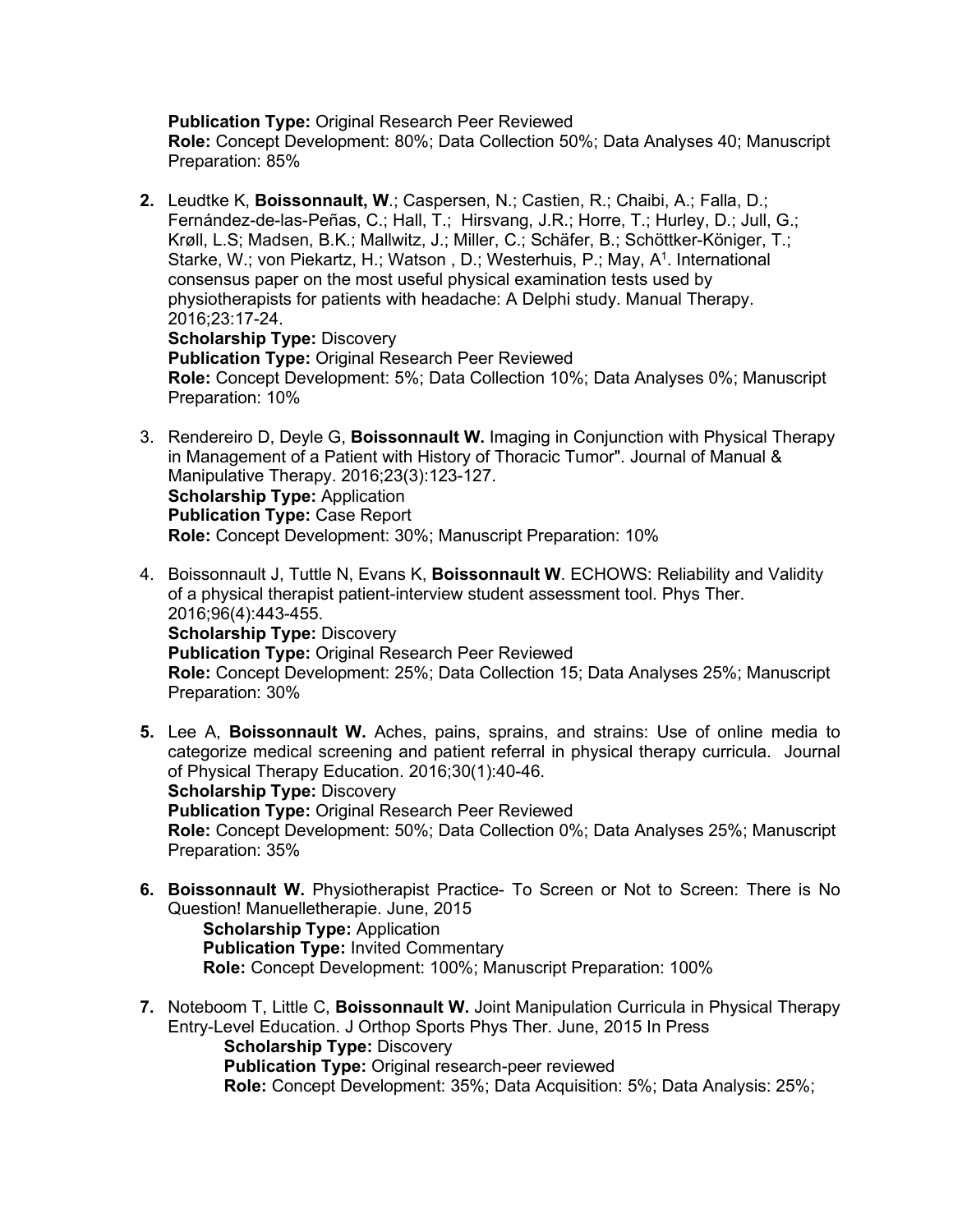**Publication Type:** Original Research Peer Reviewed
**Role:** Concept Development: 80%; Data Collection 50%; Data Analyses 40; Manuscript Preparation: 85%

2. Leudtke K, **Boissonnault, W**.; Caspersen, N.; Castien, R.; Chaibi, A.; Falla, D.; Fernández-de-las-Peñas, C.; Hall, T.; Hirsvang, J.R.; Horre, T.; Hurley, D.; Jull, G.; Krøll, L.S; Madsen, B.K.; Mallwitz, J.; Miller, C.; Schäfer, B.; Schöttker-Königer, T.; Starke, W.; von Piekartz, H.; Watson , D.; Westerhuis, P.; May, A[1]. International consensus paper on the most useful physical examination tests used by physiotherapists for patients with headache: A Delphi study. Manual Therapy. 2016;23:17-24.
   **Scholarship Type:** Discovery
   **Publication Type:** Original Research Peer Reviewed
   **Role:** Concept Development: 5%; Data Collection 10%; Data Analyses 0%; Manuscript Preparation: 10%

3. Rendereiro D, Deyle G, **Boissonnault W.** Imaging in Conjunction with Physical Therapy in Management of a Patient with History of Thoracic Tumor". Journal of Manual & Manipulative Therapy. 2016;23(3):123-127.
   **Scholarship Type:** Application
   **Publication Type:** Case Report
   **Role:** Concept Development: 30%; Manuscript Preparation: 10%

4. Boissonnault J, Tuttle N, Evans K, **Boissonnault W**. ECHOWS: Reliability and Validity of a physical therapist patient-interview student assessment tool. Phys Ther. 2016;96(4):443-455.
   **Scholarship Type:** Discovery
   **Publication Type:** Original Research Peer Reviewed
   **Role:** Concept Development: 25%; Data Collection 15; Data Analyses 25%; Manuscript Preparation: 30%

5. Lee A, **Boissonnault W.** Aches, pains, sprains, and strains: Use of online media to categorize medical screening and patient referral in physical therapy curricula. Journal of Physical Therapy Education. 2016;30(1):40-46.
   **Scholarship Type:** Discovery
   **Publication Type:** Original Research Peer Reviewed
   **Role:** Concept Development: 50%; Data Collection 0%; Data Analyses 25%; Manuscript Preparation: 35%

6. **Boissonnault W.** Physiotherapist Practice- To Screen or Not to Screen: There is No Question! Manuelletherapie. June, 2015
   **Scholarship Type:** Application
   **Publication Type:** Invited Commentary
   **Role:** Concept Development: 100%; Manuscript Preparation: 100%

7. Noteboom T, Little C, **Boissonnault W.** Joint Manipulation Curricula in Physical Therapy Entry-Level Education. J Orthop Sports Phys Ther. June, 2015 In Press
   **Scholarship Type:** Discovery
   **Publication Type:** Original research-peer reviewed
   **Role:** Concept Development: 35%; Data Acquisition: 5%; Data Analysis: 25%;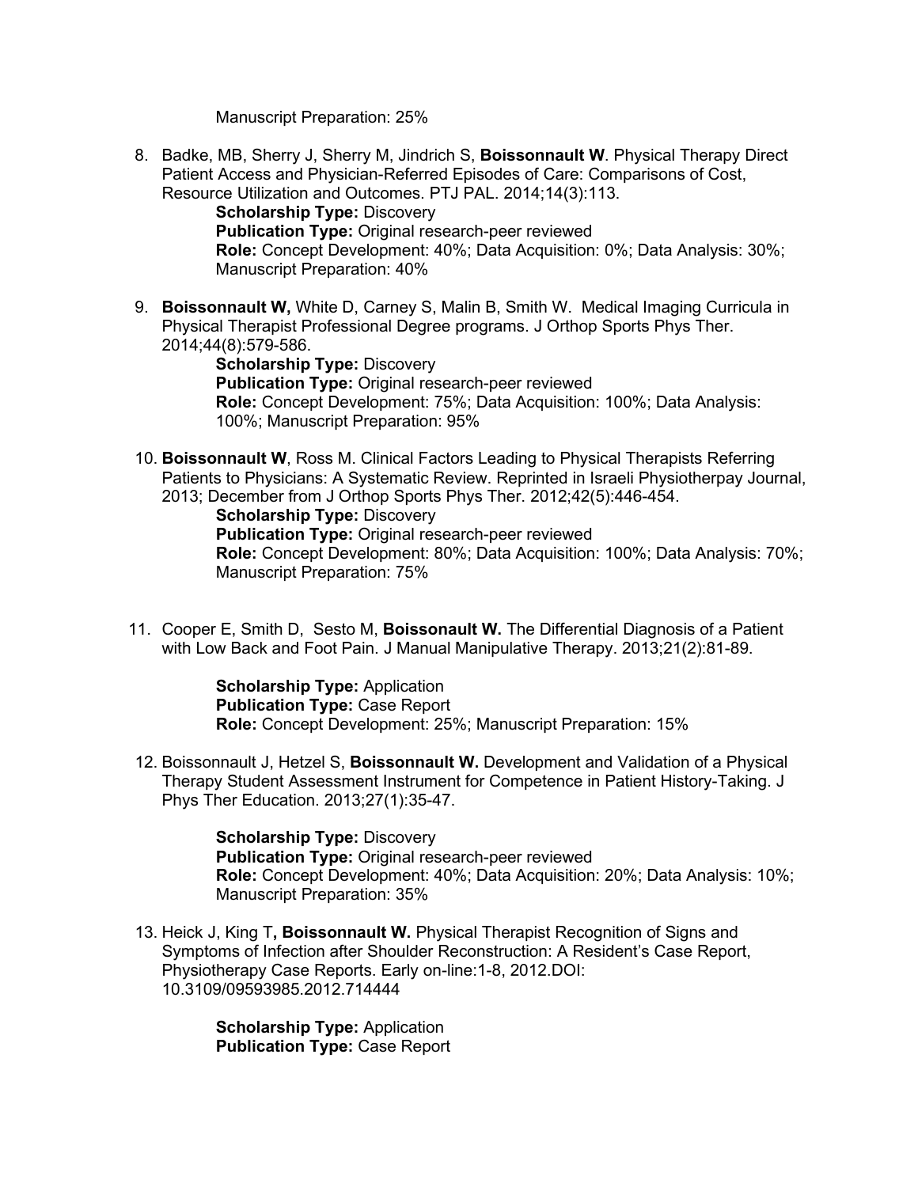Manuscript Preparation: 25%

8. Badke, MB, Sherry J, Sherry M, Jindrich S, **Boissonnault W**. Physical Therapy Direct Patient Access and Physician-Referred Episodes of Care: Comparisons of Cost, Resource Utilization and Outcomes. PTJ PAL. 2014;14(3):113.

   **Scholarship Type:** Discovery
   **Publication Type:** Original research-peer reviewed
   **Role:** Concept Development: 40%; Data Acquisition: 0%; Data Analysis: 30%; Manuscript Preparation: 40%

9. **Boissonnault W,** White D, Carney S, Malin B, Smith W. Medical Imaging Curricula in Physical Therapist Professional Degree programs. J Orthop Sports Phys Ther. 2014;44(8):579-586.

   **Scholarship Type:** Discovery
   **Publication Type:** Original research-peer reviewed
   **Role:** Concept Development: 75%; Data Acquisition: 100%; Data Analysis: 100%; Manuscript Preparation: 95%

10. **Boissonnault W**, Ross M. Clinical Factors Leading to Physical Therapists Referring Patients to Physicians: A Systematic Review. Reprinted in Israeli Physiotherpay Journal, 2013; December from J Orthop Sports Phys Ther. 2012;42(5):446-454.

    **Scholarship Type:** Discovery
    **Publication Type:** Original research-peer reviewed
    **Role:** Concept Development: 80%; Data Acquisition: 100%; Data Analysis: 70%; Manuscript Preparation: 75%

11. Cooper E, Smith D, Sesto M, **Boissonault W.** The Differential Diagnosis of a Patient with Low Back and Foot Pain. J Manual Manipulative Therapy. 2013;21(2):81-89.

    **Scholarship Type:** Application
    **Publication Type:** Case Report
    **Role:** Concept Development: 25%; Manuscript Preparation: 15%

12. Boissonnault J, Hetzel S, **Boissonnault W.** Development and Validation of a Physical Therapy Student Assessment Instrument for Competence in Patient History-Taking. J Phys Ther Education. 2013;27(1):35-47.

    **Scholarship Type:** Discovery
    **Publication Type:** Original research-peer reviewed
    **Role:** Concept Development: 40%; Data Acquisition: 20%; Data Analysis: 10%; Manuscript Preparation: 35%

13. Heick J, King T**, Boissonnault W.** Physical Therapist Recognition of Signs and Symptoms of Infection after Shoulder Reconstruction: A Resident's Case Report, Physiotherapy Case Reports. Early on-line:1-8, 2012.DOI: 10.3109/09593985.2012.714444

    **Scholarship Type:** Application
    **Publication Type:** Case Report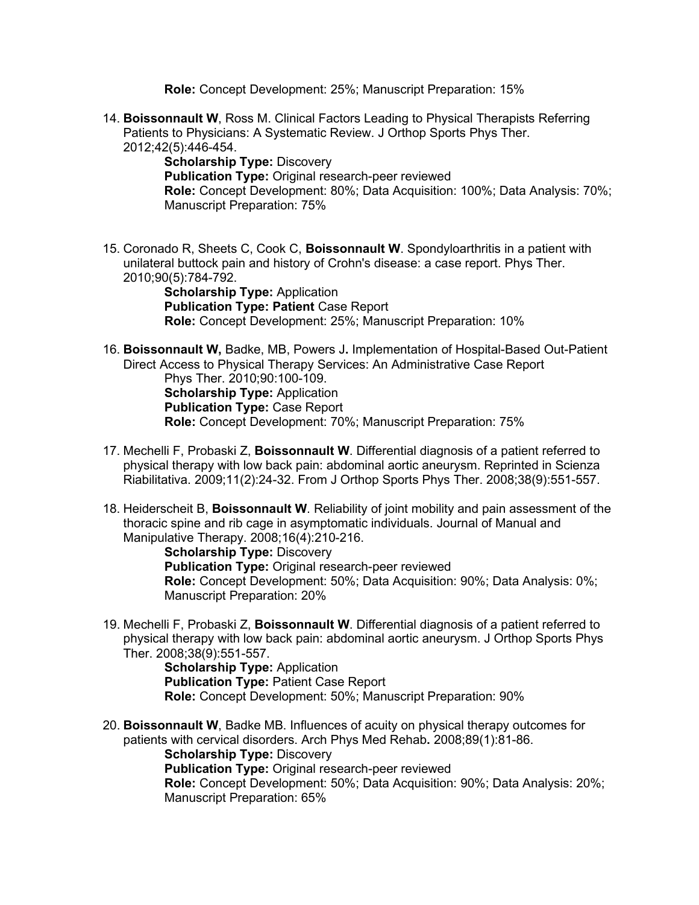**Role:** Concept Development: 25%; Manuscript Preparation: 15%

14. **Boissonnault W**, Ross M. Clinical Factors Leading to Physical Therapists Referring Patients to Physicians: A Systematic Review. J Orthop Sports Phys Ther. 2012;42(5):446-454.
    **Scholarship Type:** Discovery
    **Publication Type:** Original research-peer reviewed
    **Role:** Concept Development: 80%; Data Acquisition: 100%; Data Analysis: 70%; Manuscript Preparation: 75%

15. Coronado R, Sheets C, Cook C, **Boissonnault W**. Spondyloarthritis in a patient with unilateral buttock pain and history of Crohn's disease: a case report. Phys Ther. 2010;90(5):784-792.
    **Scholarship Type:** Application
    **Publication Type: Patient** Case Report
    **Role:** Concept Development: 25%; Manuscript Preparation: 10%

16. **Boissonnault W,** Badke, MB, Powers J**.** Implementation of Hospital-Based Out-Patient Direct Access to Physical Therapy Services: An Administrative Case Report Phys Ther. 2010;90:100-109.
    **Scholarship Type:** Application
    **Publication Type:** Case Report
    **Role:** Concept Development: 70%; Manuscript Preparation: 75%

17. Mechelli F, Probaski Z, **Boissonnault W**. Differential diagnosis of a patient referred to physical therapy with low back pain: abdominal aortic aneurysm. Reprinted in Scienza Riabilitativa. 2009;11(2):24-32. From J Orthop Sports Phys Ther. 2008;38(9):551-557.

18. Heiderscheit B, **Boissonnault W**. Reliability of joint mobility and pain assessment of the thoracic spine and rib cage in asymptomatic individuals. Journal of Manual and Manipulative Therapy. 2008;16(4):210-216.
    **Scholarship Type:** Discovery
    **Publication Type:** Original research-peer reviewed
    **Role:** Concept Development: 50%; Data Acquisition: 90%; Data Analysis: 0%; Manuscript Preparation: 20%

19. Mechelli F, Probaski Z, **Boissonnault W**. Differential diagnosis of a patient referred to physical therapy with low back pain: abdominal aortic aneurysm. J Orthop Sports Phys Ther. 2008;38(9):551-557.
    **Scholarship Type:** Application
    **Publication Type:** Patient Case Report
    **Role:** Concept Development: 50%; Manuscript Preparation: 90%

20. **Boissonnault W**, Badke MB. Influences of acuity on physical therapy outcomes for patients with cervical disorders. Arch Phys Med Rehab**.** 2008;89(1):81-86.
    **Scholarship Type:** Discovery
    **Publication Type:** Original research-peer reviewed
    **Role:** Concept Development: 50%; Data Acquisition: 90%; Data Analysis: 20%; Manuscript Preparation: 65%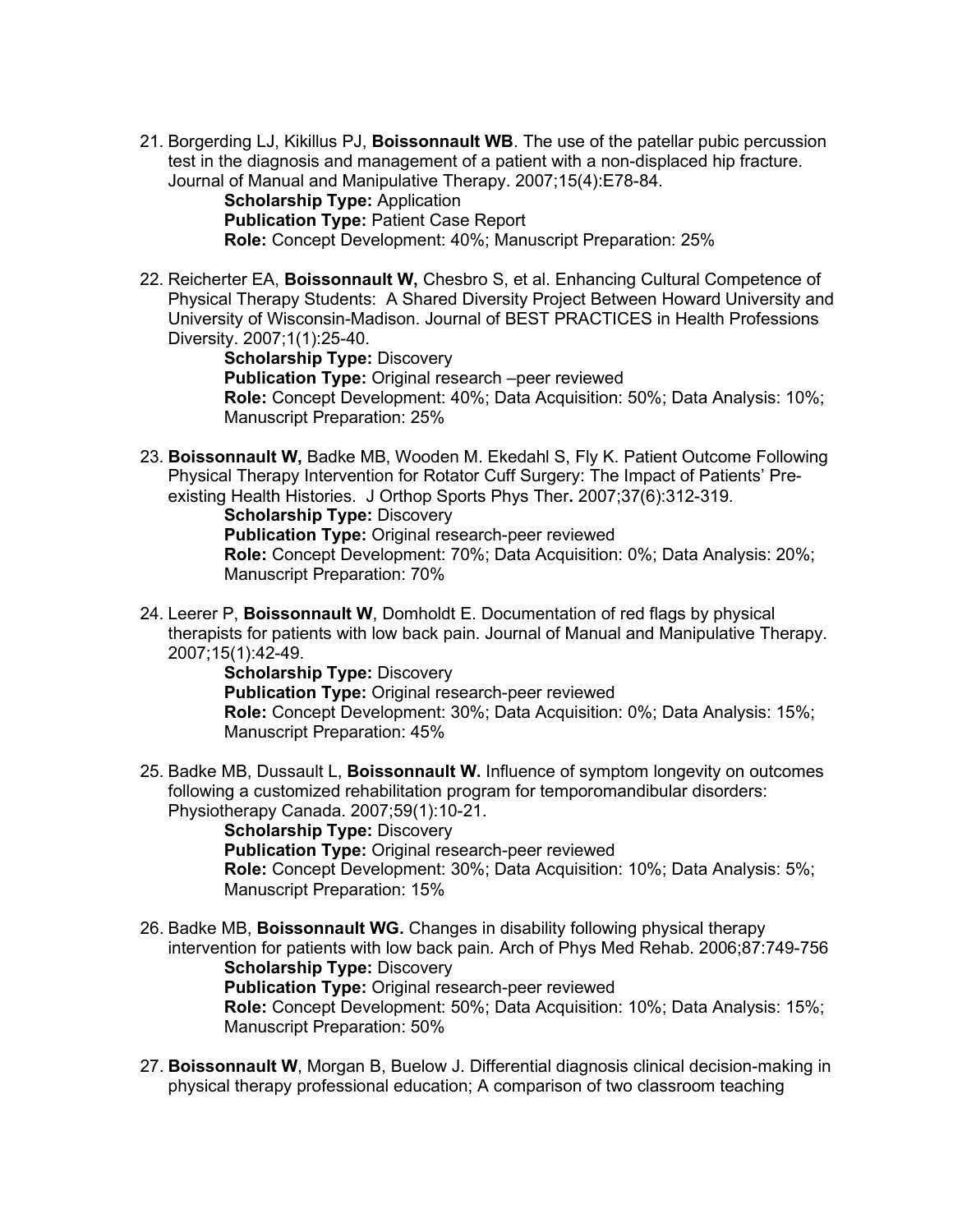21. Borgerding LJ, Kikillus PJ, **Boissonnault WB**. The use of the patellar pubic percussion test in the diagnosis and management of a patient with a non-displaced hip fracture. Journal of Manual and Manipulative Therapy. 2007;15(4):E78-84.
    **Scholarship Type:** Application
    **Publication Type:** Patient Case Report
    **Role:** Concept Development: 40%; Manuscript Preparation: 25%

22. Reicherter EA, **Boissonnault W,** Chesbro S, et al. Enhancing Cultural Competence of Physical Therapy Students: A Shared Diversity Project Between Howard University and University of Wisconsin-Madison. Journal of BEST PRACTICES in Health Professions Diversity. 2007;1(1):25-40.
    **Scholarship Type:** Discovery
    **Publication Type:** Original research –peer reviewed
    **Role:** Concept Development: 40%; Data Acquisition: 50%; Data Analysis: 10%; Manuscript Preparation: 25%

23. **Boissonnault W,** Badke MB, Wooden M. Ekedahl S, Fly K. Patient Outcome Following Physical Therapy Intervention for Rotator Cuff Surgery: The Impact of Patients' Pre-existing Health Histories. J Orthop Sports Phys Ther**.** 2007;37(6):312-319.
    **Scholarship Type:** Discovery
    **Publication Type:** Original research-peer reviewed
    **Role:** Concept Development: 70%; Data Acquisition: 0%; Data Analysis: 20%; Manuscript Preparation: 70%

24. Leerer P, **Boissonnault W**, Domholdt E. Documentation of red flags by physical therapists for patients with low back pain. Journal of Manual and Manipulative Therapy. 2007;15(1):42-49.
    **Scholarship Type:** Discovery
    **Publication Type:** Original research-peer reviewed
    **Role:** Concept Development: 30%; Data Acquisition: 0%; Data Analysis: 15%; Manuscript Preparation: 45%

25. Badke MB, Dussault L, **Boissonnault W.** Influence of symptom longevity on outcomes following a customized rehabilitation program for temporomandibular disorders: Physiotherapy Canada. 2007;59(1):10-21.
    **Scholarship Type:** Discovery
    **Publication Type:** Original research-peer reviewed
    **Role:** Concept Development: 30%; Data Acquisition: 10%; Data Analysis: 5%; Manuscript Preparation: 15%

26. Badke MB, **Boissonnault WG.** Changes in disability following physical therapy intervention for patients with low back pain. Arch of Phys Med Rehab. 2006;87:749-756
    **Scholarship Type:** Discovery
    **Publication Type:** Original research-peer reviewed
    **Role:** Concept Development: 50%; Data Acquisition: 10%; Data Analysis: 15%; Manuscript Preparation: 50%

27. **Boissonnault W**, Morgan B, Buelow J. Differential diagnosis clinical decision-making in physical therapy professional education; A comparison of two classroom teaching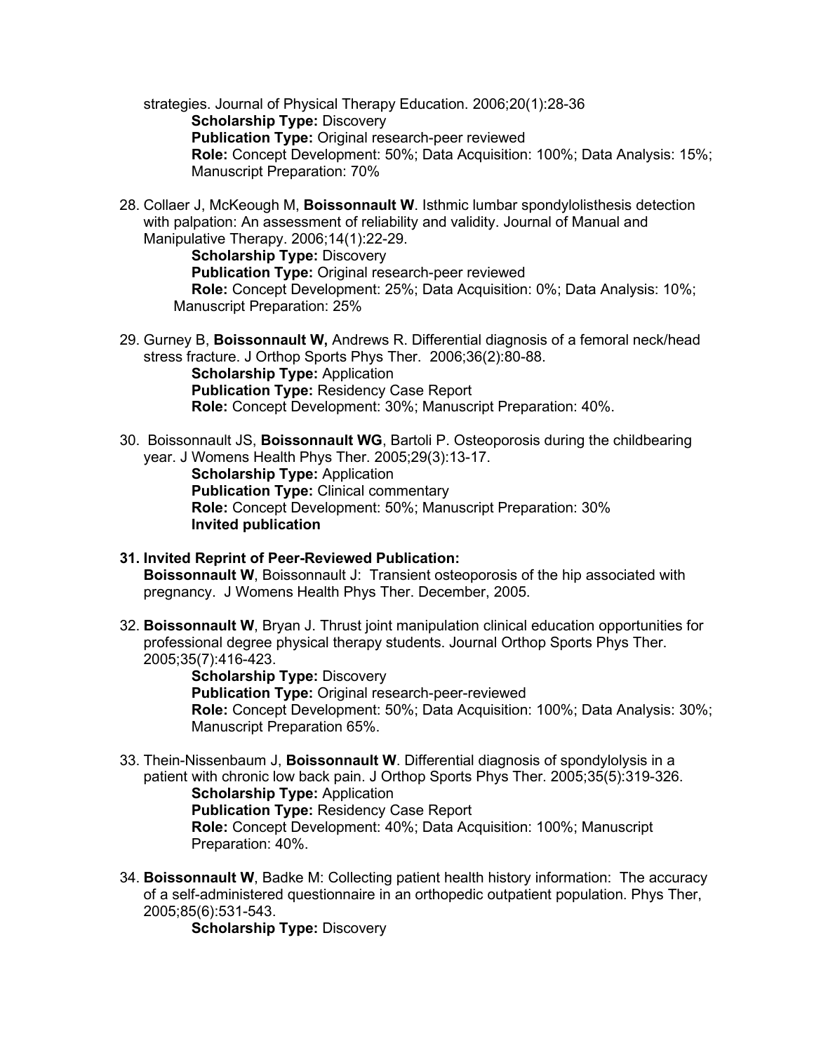strategies. Journal of Physical Therapy Education. 2006;20(1):28-36

**Scholarship Type:** Discovery
**Publication Type:** Original research-peer reviewed
**Role:** Concept Development: 50%; Data Acquisition: 100%; Data Analysis: 15%; Manuscript Preparation: 70%

28. Collaer J, McKeough M, **Boissonnault W**. Isthmic lumbar spondylolisthesis detection with palpation: An assessment of reliability and validity. Journal of Manual and Manipulative Therapy. 2006;14(1):22-29.

    **Scholarship Type:** Discovery
    **Publication Type:** Original research-peer reviewed
    **Role:** Concept Development: 25%; Data Acquisition: 0%; Data Analysis: 10%; Manuscript Preparation: 25%

29. Gurney B, **Boissonnault W,** Andrews R. Differential diagnosis of a femoral neck/head stress fracture. J Orthop Sports Phys Ther. 2006;36(2):80-88.

    **Scholarship Type:** Application
    **Publication Type:** Residency Case Report
    **Role:** Concept Development: 30%; Manuscript Preparation: 40%.

30. Boissonnault JS, **Boissonnault WG**, Bartoli P. Osteoporosis during the childbearing year. J Womens Health Phys Ther. 2005;29(3):13-17.

    **Scholarship Type:** Application
    **Publication Type:** Clinical commentary
    **Role:** Concept Development: 50%; Manuscript Preparation: 30%
    **Invited publication**

31. **Invited Reprint of Peer-Reviewed Publication:**
    **Boissonnault W**, Boissonnault J: Transient osteoporosis of the hip associated with pregnancy. J Womens Health Phys Ther. December, 2005.

32. **Boissonnault W**, Bryan J. Thrust joint manipulation clinical education opportunities for professional degree physical therapy students. Journal Orthop Sports Phys Ther. 2005;35(7):416-423.

    **Scholarship Type:** Discovery
    **Publication Type:** Original research-peer-reviewed
    **Role:** Concept Development: 50%; Data Acquisition: 100%; Data Analysis: 30%; Manuscript Preparation 65%.

33. Thein-Nissenbaum J, **Boissonnault W**. Differential diagnosis of spondylolysis in a patient with chronic low back pain. J Orthop Sports Phys Ther. 2005;35(5):319-326.

    **Scholarship Type:** Application
    **Publication Type:** Residency Case Report
    **Role:** Concept Development: 40%; Data Acquisition: 100%; Manuscript Preparation: 40%.

34. **Boissonnault W**, Badke M: Collecting patient health history information: The accuracy of a self-administered questionnaire in an orthopedic outpatient population. Phys Ther, 2005;85(6):531-543.

    **Scholarship Type:** Discovery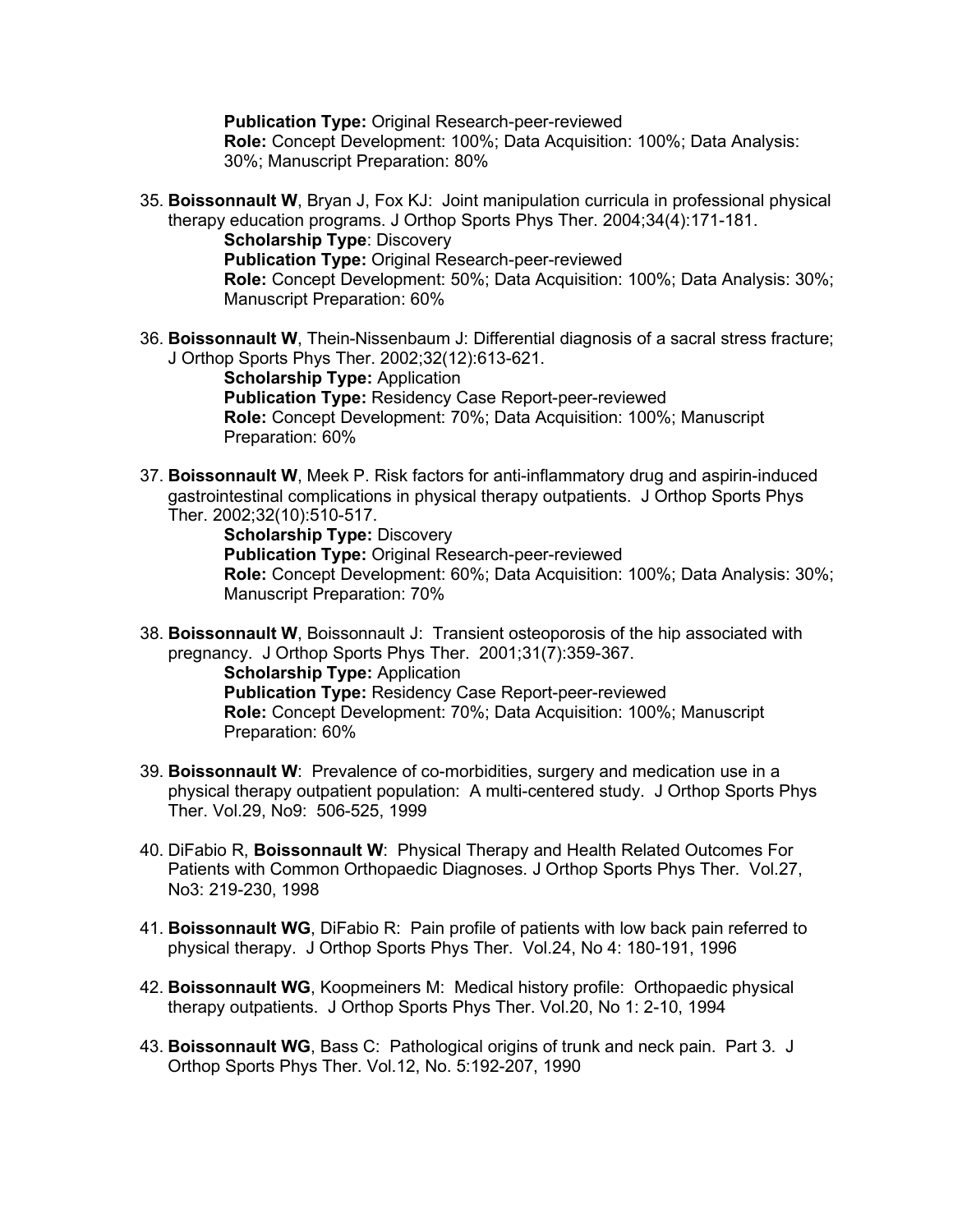**Publication Type:** Original Research-peer-reviewed
**Role:** Concept Development: 100%; Data Acquisition: 100%; Data Analysis: 30%; Manuscript Preparation: 80%

35. **Boissonnault W**, Bryan J, Fox KJ: Joint manipulation curricula in professional physical therapy education programs. J Orthop Sports Phys Ther. 2004;34(4):171-181.
    **Scholarship Type**: Discovery
    **Publication Type:** Original Research-peer-reviewed
    **Role:** Concept Development: 50%; Data Acquisition: 100%; Data Analysis: 30%; Manuscript Preparation: 60%

36. **Boissonnault W**, Thein-Nissenbaum J: Differential diagnosis of a sacral stress fracture; J Orthop Sports Phys Ther. 2002;32(12):613-621.
    **Scholarship Type:** Application
    **Publication Type:** Residency Case Report-peer-reviewed
    **Role:** Concept Development: 70%; Data Acquisition: 100%; Manuscript Preparation: 60%

37. **Boissonnault W**, Meek P. Risk factors for anti-inflammatory drug and aspirin-induced gastrointestinal complications in physical therapy outpatients. J Orthop Sports Phys Ther. 2002;32(10):510-517.
    **Scholarship Type:** Discovery
    **Publication Type:** Original Research-peer-reviewed
    **Role:** Concept Development: 60%; Data Acquisition: 100%; Data Analysis: 30%; Manuscript Preparation: 70%

38. **Boissonnault W**, Boissonnault J: Transient osteoporosis of the hip associated with pregnancy. J Orthop Sports Phys Ther. 2001;31(7):359-367.
    **Scholarship Type:** Application
    **Publication Type:** Residency Case Report-peer-reviewed
    **Role:** Concept Development: 70%; Data Acquisition: 100%; Manuscript Preparation: 60%

39. **Boissonnault W**: Prevalence of co-morbidities, surgery and medication use in a physical therapy outpatient population: A multi-centered study. J Orthop Sports Phys Ther. Vol.29, No9: 506-525, 1999

40. DiFabio R, **Boissonnault W**: Physical Therapy and Health Related Outcomes For Patients with Common Orthopaedic Diagnoses. J Orthop Sports Phys Ther. Vol.27, No3: 219-230, 1998

41. **Boissonnault WG**, DiFabio R: Pain profile of patients with low back pain referred to physical therapy. J Orthop Sports Phys Ther. Vol.24, No 4: 180-191, 1996

42. **Boissonnault WG**, Koopmeiners M: Medical history profile: Orthopaedic physical therapy outpatients. J Orthop Sports Phys Ther. Vol.20, No 1: 2-10, 1994

43. **Boissonnault WG**, Bass C: Pathological origins of trunk and neck pain. Part 3. J Orthop Sports Phys Ther. Vol.12, No. 5:192-207, 1990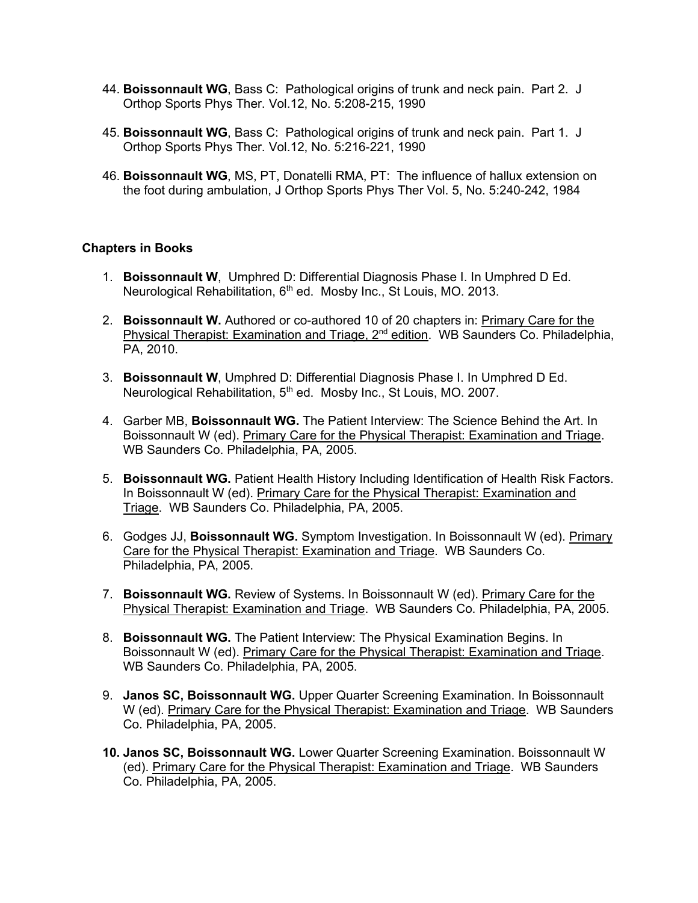44. **Boissonnault WG**, Bass C: Pathological origins of trunk and neck pain. Part 2. J Orthop Sports Phys Ther. Vol.12, No. 5:208-215, 1990

45. **Boissonnault WG**, Bass C: Pathological origins of trunk and neck pain. Part 1. J Orthop Sports Phys Ther. Vol.12, No. 5:216-221, 1990

46. **Boissonnault WG**, MS, PT, Donatelli RMA, PT: The influence of hallux extension on the foot during ambulation, J Orthop Sports Phys Ther Vol. 5, No. 5:240-242, 1984

**Chapters in Books**

1. **Boissonnault W**, Umphred D: Differential Diagnosis Phase I. In Umphred D Ed. Neurological Rehabilitation, 6th ed. Mosby Inc., St Louis, MO. 2013.

2. **Boissonnault W.** Authored or co-authored 10 of 20 chapters in: Primary Care for the Physical Therapist: Examination and Triage, 2nd edition. WB Saunders Co. Philadelphia, PA, 2010.

3. **Boissonnault W**, Umphred D: Differential Diagnosis Phase I. In Umphred D Ed. Neurological Rehabilitation, 5th ed. Mosby Inc., St Louis, MO. 2007.

4. Garber MB, **Boissonnault WG.** The Patient Interview: The Science Behind the Art. In Boissonnault W (ed). Primary Care for the Physical Therapist: Examination and Triage. WB Saunders Co. Philadelphia, PA, 2005.

5. **Boissonnault WG.** Patient Health History Including Identification of Health Risk Factors. In Boissonnault W (ed). Primary Care for the Physical Therapist: Examination and Triage. WB Saunders Co. Philadelphia, PA, 2005.

6. Godges JJ, **Boissonnault WG.** Symptom Investigation. In Boissonnault W (ed). Primary Care for the Physical Therapist: Examination and Triage. WB Saunders Co. Philadelphia, PA, 2005.

7. **Boissonnault WG.** Review of Systems. In Boissonnault W (ed). Primary Care for the Physical Therapist: Examination and Triage. WB Saunders Co. Philadelphia, PA, 2005.

8. **Boissonnault WG.** The Patient Interview: The Physical Examination Begins. In Boissonnault W (ed). Primary Care for the Physical Therapist: Examination and Triage. WB Saunders Co. Philadelphia, PA, 2005.

9. **Janos SC, Boissonnault WG.** Upper Quarter Screening Examination. In Boissonnault W (ed). Primary Care for the Physical Therapist: Examination and Triage. WB Saunders Co. Philadelphia, PA, 2005.

10. **Janos SC, Boissonnault WG.** Lower Quarter Screening Examination. Boissonnault W (ed). Primary Care for the Physical Therapist: Examination and Triage. WB Saunders Co. Philadelphia, PA, 2005.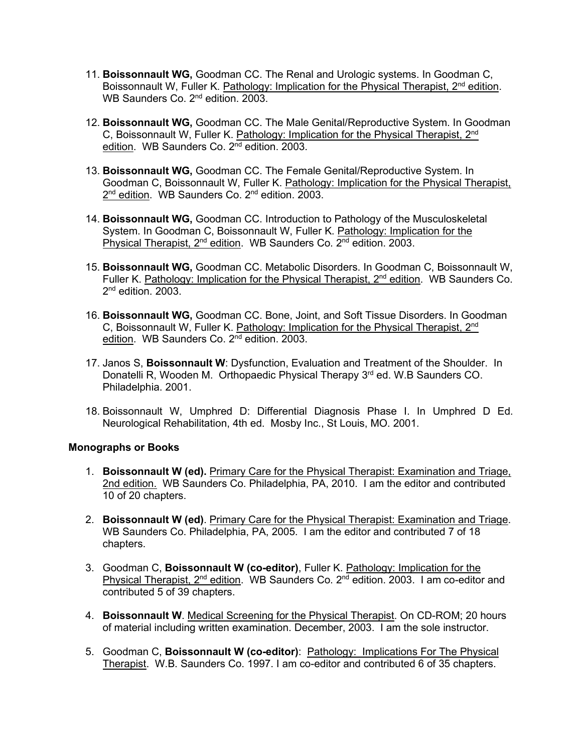11. **Boissonnault WG,** Goodman CC. The Renal and Urologic systems. In Goodman C, Boissonnault W, Fuller K. Pathology: Implication for the Physical Therapist, 2nd edition. WB Saunders Co. 2nd edition. 2003.

12. **Boissonnault WG,** Goodman CC. The Male Genital/Reproductive System. In Goodman C, Boissonnault W, Fuller K. Pathology: Implication for the Physical Therapist, 2nd edition. WB Saunders Co. 2nd edition. 2003.

13. **Boissonnault WG,** Goodman CC. The Female Genital/Reproductive System. In Goodman C, Boissonnault W, Fuller K. Pathology: Implication for the Physical Therapist, 2nd edition. WB Saunders Co. 2nd edition. 2003.

14. **Boissonnault WG,** Goodman CC. Introduction to Pathology of the Musculoskeletal System. In Goodman C, Boissonnault W, Fuller K. Pathology: Implication for the Physical Therapist, 2nd edition. WB Saunders Co. 2nd edition. 2003.

15. **Boissonnault WG,** Goodman CC. Metabolic Disorders. In Goodman C, Boissonnault W, Fuller K. Pathology: Implication for the Physical Therapist, 2nd edition. WB Saunders Co. 2nd edition. 2003.

16. **Boissonnault WG,** Goodman CC. Bone, Joint, and Soft Tissue Disorders. In Goodman C, Boissonnault W, Fuller K. Pathology: Implication for the Physical Therapist, 2nd edition. WB Saunders Co. 2nd edition. 2003.

17. Janos S, **Boissonnault W**: Dysfunction, Evaluation and Treatment of the Shoulder. In Donatelli R, Wooden M. Orthopaedic Physical Therapy 3rd ed. W.B Saunders CO. Philadelphia. 2001.

18. Boissonnault W, Umphred D: Differential Diagnosis Phase I. In Umphred D Ed. Neurological Rehabilitation, 4th ed. Mosby Inc., St Louis, MO. 2001.

### Monographs or Books

1. **Boissonnault W (ed).** Primary Care for the Physical Therapist: Examination and Triage, 2nd edition. WB Saunders Co. Philadelphia, PA, 2010. I am the editor and contributed 10 of 20 chapters.

2. **Boissonnault W (ed)**. Primary Care for the Physical Therapist: Examination and Triage. WB Saunders Co. Philadelphia, PA, 2005. I am the editor and contributed 7 of 18 chapters.

3. Goodman C, **Boissonnault W (co-editor)**, Fuller K. Pathology: Implication for the Physical Therapist, 2nd edition. WB Saunders Co. 2nd edition. 2003. I am co-editor and contributed 5 of 39 chapters.

4. **Boissonnault W**. Medical Screening for the Physical Therapist. On CD-ROM; 20 hours of material including written examination. December, 2003. I am the sole instructor.

5. Goodman C, **Boissonnault W (co-editor)**: Pathology: Implications For The Physical Therapist. W.B. Saunders Co. 1997. I am co-editor and contributed 6 of 35 chapters.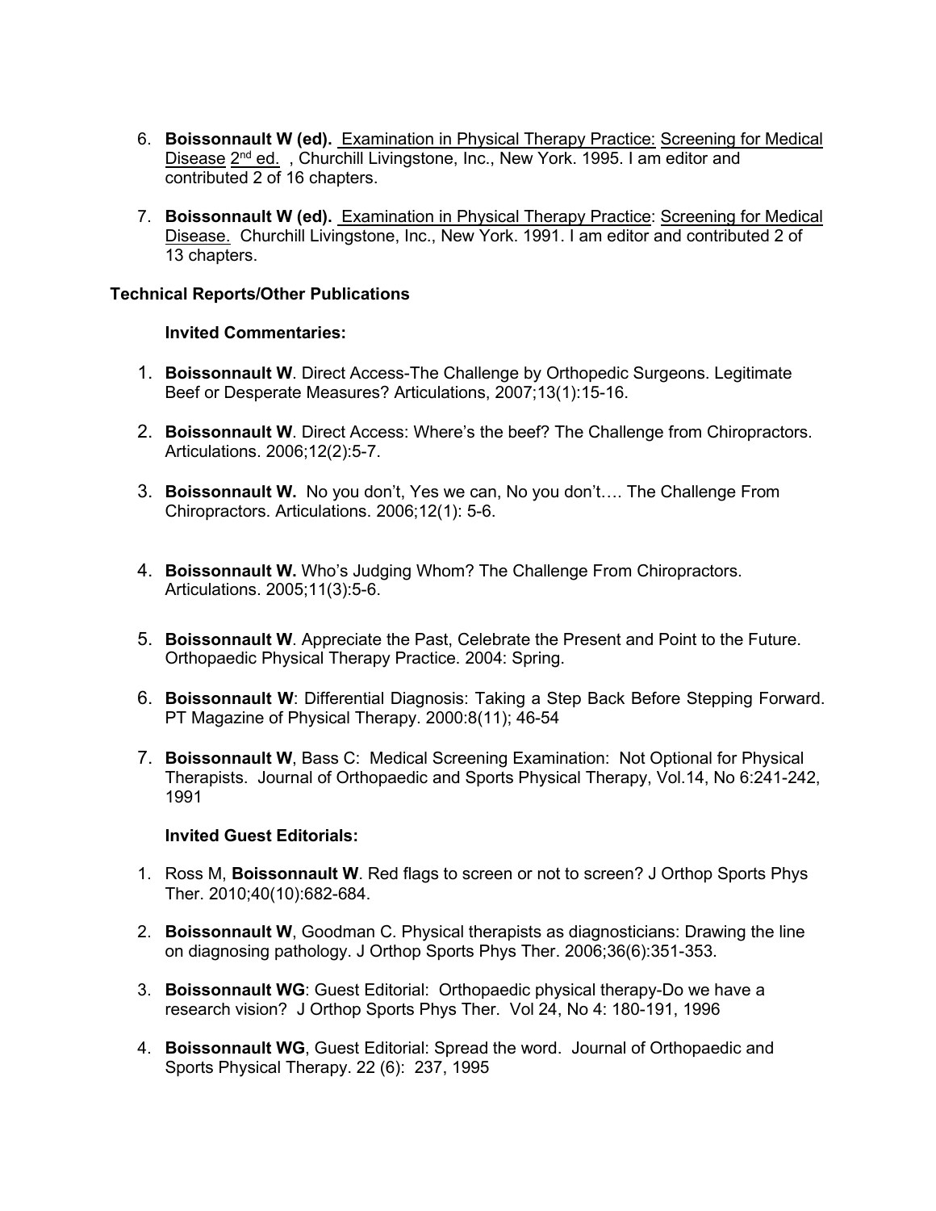6. **Boissonnault W (ed).** Examination in Physical Therapy Practice: Screening for Medical Disease 2nd ed. , Churchill Livingstone, Inc., New York. 1995. I am editor and contributed 2 of 16 chapters.

7. **Boissonnault W (ed).** Examination in Physical Therapy Practice: Screening for Medical Disease. Churchill Livingstone, Inc., New York. 1991. I am editor and contributed 2 of 13 chapters.

**Technical Reports/Other Publications**

**Invited Commentaries:**

1. **Boissonnault W**. Direct Access-The Challenge by Orthopedic Surgeons. Legitimate Beef or Desperate Measures? Articulations, 2007;13(1):15-16.

2. **Boissonnault W**. Direct Access: Where's the beef? The Challenge from Chiropractors. Articulations. 2006;12(2):5-7.

3. **Boissonnault W.** No you don't, Yes we can, No you don't…. The Challenge From Chiropractors. Articulations. 2006;12(1): 5-6.

4. **Boissonnault W.** Who's Judging Whom? The Challenge From Chiropractors. Articulations. 2005;11(3):5-6.

5. **Boissonnault W**. Appreciate the Past, Celebrate the Present and Point to the Future. Orthopaedic Physical Therapy Practice. 2004: Spring.

6. **Boissonnault W**: Differential Diagnosis: Taking a Step Back Before Stepping Forward. PT Magazine of Physical Therapy. 2000:8(11); 46-54

7. **Boissonnault W**, Bass C: Medical Screening Examination: Not Optional for Physical Therapists. Journal of Orthopaedic and Sports Physical Therapy, Vol.14, No 6:241-242, 1991

**Invited Guest Editorials:**

1. Ross M, **Boissonnault W**. Red flags to screen or not to screen? J Orthop Sports Phys Ther. 2010;40(10):682-684.

2. **Boissonnault W**, Goodman C. Physical therapists as diagnosticians: Drawing the line on diagnosing pathology. J Orthop Sports Phys Ther. 2006;36(6):351-353.

3. **Boissonnault WG**: Guest Editorial: Orthopaedic physical therapy-Do we have a research vision? J Orthop Sports Phys Ther. Vol 24, No 4: 180-191, 1996

4. **Boissonnault WG**, Guest Editorial: Spread the word. Journal of Orthopaedic and Sports Physical Therapy. 22 (6): 237, 1995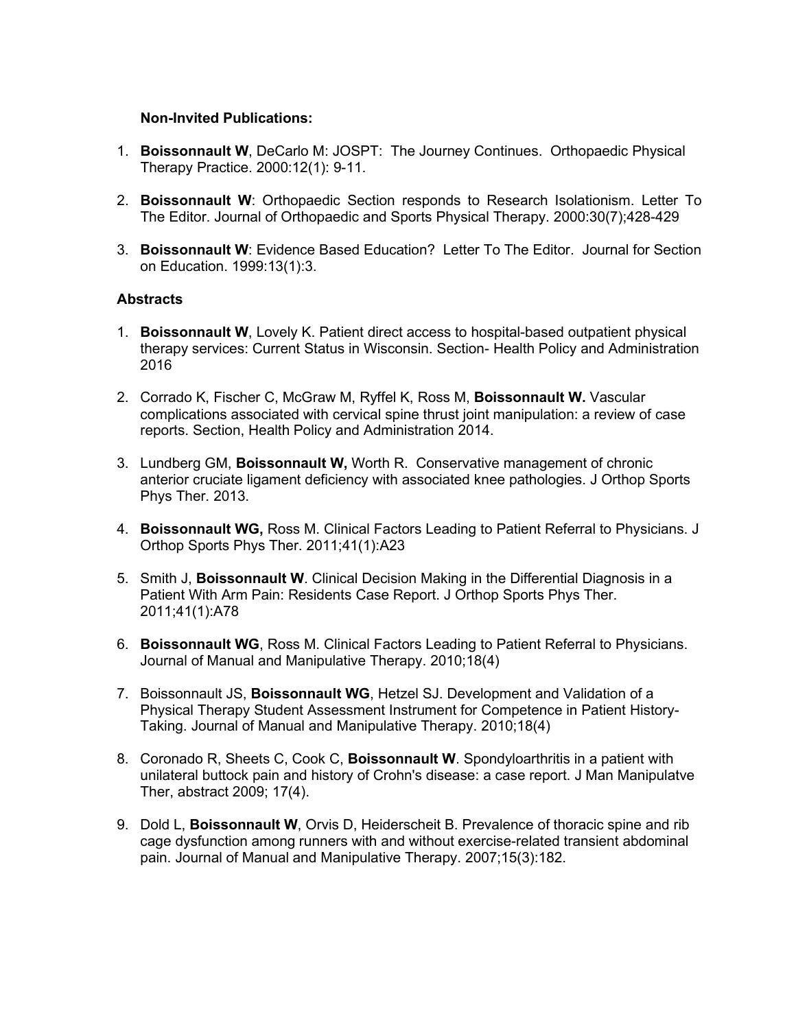**Non-Invited Publications:**

1. **Boissonnault W**, DeCarlo M: JOSPT: The Journey Continues. Orthopaedic Physical Therapy Practice. 2000:12(1): 9-11.

2. **Boissonnault W**: Orthopaedic Section responds to Research Isolationism. Letter To The Editor. Journal of Orthopaedic and Sports Physical Therapy. 2000:30(7);428-429

3. **Boissonnault W**: Evidence Based Education? Letter To The Editor. Journal for Section on Education. 1999:13(1):3.

**Abstracts**

1. **Boissonnault W**, Lovely K. Patient direct access to hospital-based outpatient physical therapy services: Current Status in Wisconsin. Section- Health Policy and Administration 2016

2. Corrado K, Fischer C, McGraw M, Ryffel K, Ross M, **Boissonnault W.** Vascular complications associated with cervical spine thrust joint manipulation: a review of case reports. Section, Health Policy and Administration 2014.

3. Lundberg GM, **Boissonnault W,** Worth R. Conservative management of chronic anterior cruciate ligament deficiency with associated knee pathologies. J Orthop Sports Phys Ther. 2013.

4. **Boissonnault WG,** Ross M. Clinical Factors Leading to Patient Referral to Physicians. J Orthop Sports Phys Ther. 2011;41(1):A23

5. Smith J, **Boissonnault W**. Clinical Decision Making in the Differential Diagnosis in a Patient With Arm Pain: Residents Case Report. J Orthop Sports Phys Ther. 2011;41(1):A78

6. **Boissonnault WG**, Ross M. Clinical Factors Leading to Patient Referral to Physicians. Journal of Manual and Manipulative Therapy. 2010;18(4)

7. Boissonnault JS, **Boissonnault WG**, Hetzel SJ. Development and Validation of a Physical Therapy Student Assessment Instrument for Competence in Patient History-Taking. Journal of Manual and Manipulative Therapy. 2010;18(4)

8. Coronado R, Sheets C, Cook C, **Boissonnault W**. Spondyloarthritis in a patient with unilateral buttock pain and history of Crohn's disease: a case report. J Man Manipulatve Ther, abstract 2009; 17(4).

9. Dold L, **Boissonnault W**, Orvis D, Heiderscheit B. Prevalence of thoracic spine and rib cage dysfunction among runners with and without exercise-related transient abdominal pain. Journal of Manual and Manipulative Therapy. 2007;15(3):182.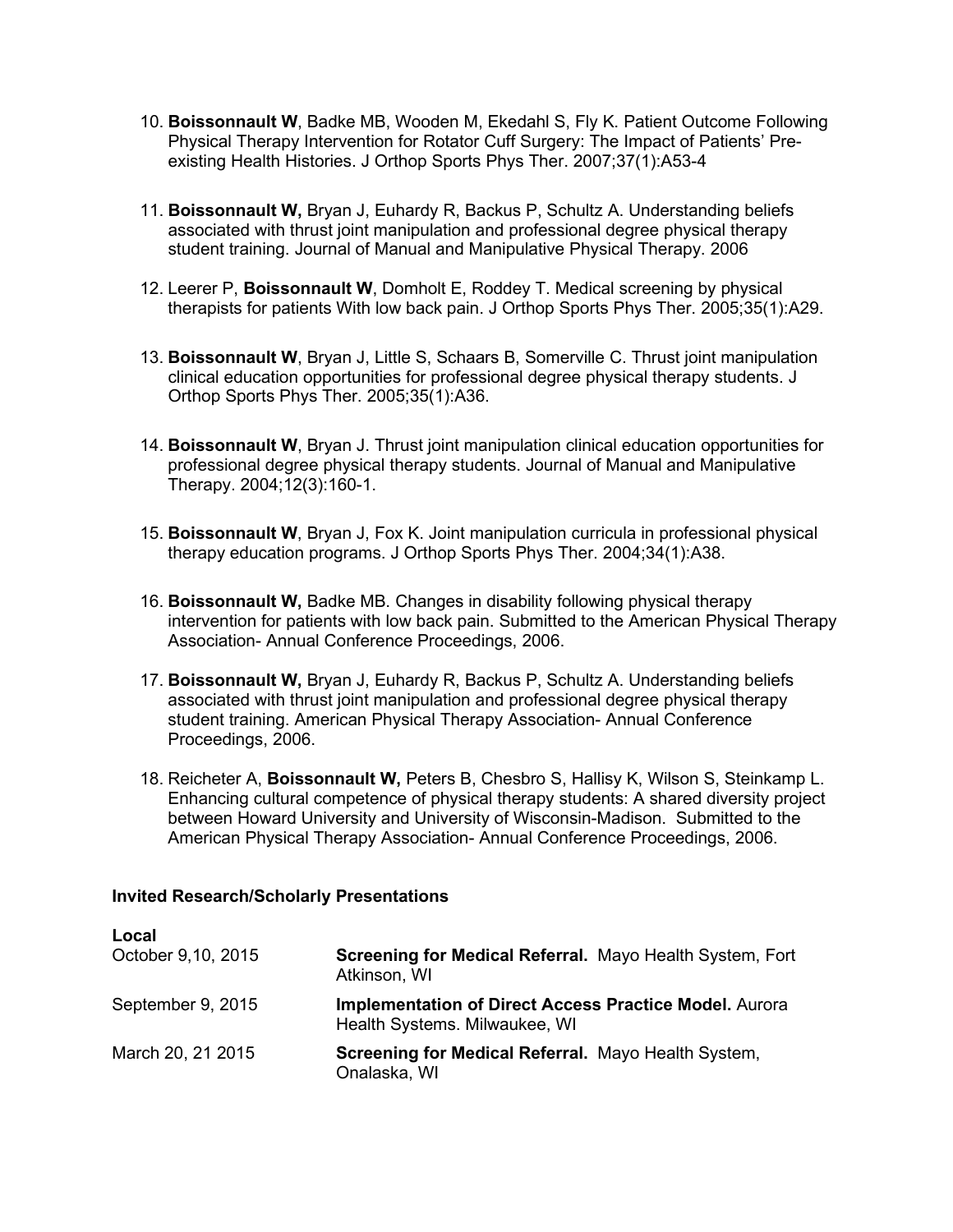10. **Boissonnault W**, Badke MB, Wooden M, Ekedahl S, Fly K. Patient Outcome Following Physical Therapy Intervention for Rotator Cuff Surgery: The Impact of Patients' Pre-existing Health Histories. J Orthop Sports Phys Ther. 2007;37(1):A53-4

11. **Boissonnault W,** Bryan J, Euhardy R, Backus P, Schultz A. Understanding beliefs associated with thrust joint manipulation and professional degree physical therapy student training. Journal of Manual and Manipulative Physical Therapy. 2006

12. Leerer P, **Boissonnault W**, Domholt E, Roddey T. Medical screening by physical therapists for patients With low back pain. J Orthop Sports Phys Ther. 2005;35(1):A29.

13. **Boissonnault W**, Bryan J, Little S, Schaars B, Somerville C. Thrust joint manipulation clinical education opportunities for professional degree physical therapy students. J Orthop Sports Phys Ther. 2005;35(1):A36.

14. **Boissonnault W**, Bryan J. Thrust joint manipulation clinical education opportunities for professional degree physical therapy students. Journal of Manual and Manipulative Therapy. 2004;12(3):160-1.

15. **Boissonnault W**, Bryan J, Fox K. Joint manipulation curricula in professional physical therapy education programs. J Orthop Sports Phys Ther. 2004;34(1):A38.

16. **Boissonnault W,** Badke MB. Changes in disability following physical therapy intervention for patients with low back pain. Submitted to the American Physical Therapy Association- Annual Conference Proceedings, 2006.

17. **Boissonnault W,** Bryan J, Euhardy R, Backus P, Schultz A. Understanding beliefs associated with thrust joint manipulation and professional degree physical therapy student training. American Physical Therapy Association- Annual Conference Proceedings, 2006.

18. Reicheter A, **Boissonnault W,** Peters B, Chesbro S, Hallisy K, Wilson S, Steinkamp L. Enhancing cultural competence of physical therapy students: A shared diversity project between Howard University and University of Wisconsin-Madison. Submitted to the American Physical Therapy Association- Annual Conference Proceedings, 2006.

### Invited Research/Scholarly Presentations

**Local**

| | |
|---|---|
| October 9,10, 2015 | **Screening for Medical Referral.** Mayo Health System, Fort Atkinson, WI |
| September 9, 2015 | **Implementation of Direct Access Practice Model.** Aurora Health Systems. Milwaukee, WI |
| March 20, 21 2015 | **Screening for Medical Referral.** Mayo Health System, Onalaska, WI |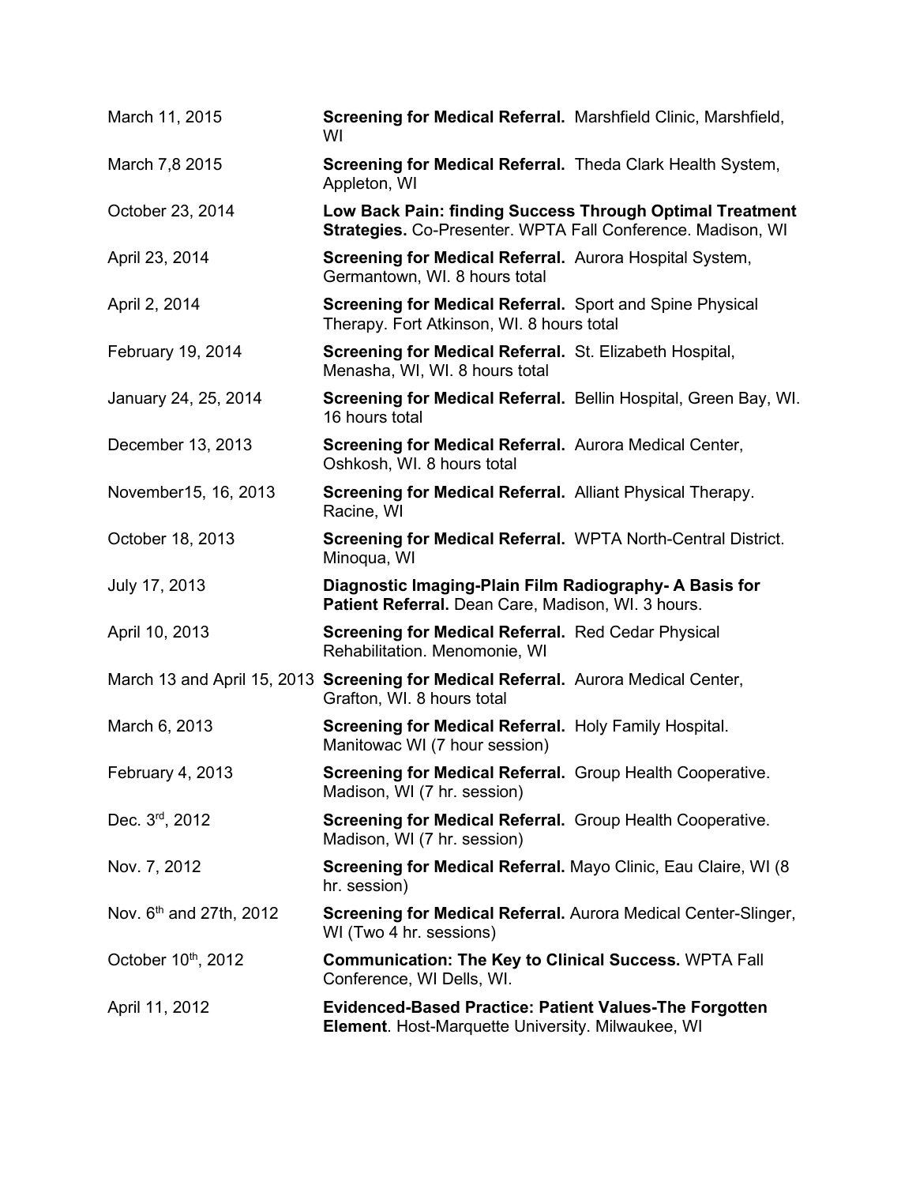| | |
|---|---|
| March 11, 2015 | **Screening for Medical Referral.** Marshfield Clinic, Marshfield, WI |
| March 7,8 2015 | **Screening for Medical Referral.** Theda Clark Health System, Appleton, WI |
| October 23, 2014 | **Low Back Pain: finding Success Through Optimal Treatment Strategies.** Co-Presenter. WPTA Fall Conference. Madison, WI |
| April 23, 2014 | **Screening for Medical Referral.** Aurora Hospital System, Germantown, WI. 8 hours total |
| April 2, 2014 | **Screening for Medical Referral.** Sport and Spine Physical Therapy. Fort Atkinson, WI. 8 hours total |
| February 19, 2014 | **Screening for Medical Referral.** St. Elizabeth Hospital, Menasha, WI, WI. 8 hours total |
| January 24, 25, 2014 | **Screening for Medical Referral.** Bellin Hospital, Green Bay, WI. 16 hours total |
| December 13, 2013 | **Screening for Medical Referral.** Aurora Medical Center, Oshkosh, WI. 8 hours total |
| November15, 16, 2013 | **Screening for Medical Referral.** Alliant Physical Therapy. Racine, WI |
| October 18, 2013 | **Screening for Medical Referral.** WPTA North-Central District. Minoqua, WI |
| July 17, 2013 | **Diagnostic Imaging-Plain Film Radiography- A Basis for Patient Referral.** Dean Care, Madison, WI. 3 hours. |
| April 10, 2013 | **Screening for Medical Referral.** Red Cedar Physical Rehabilitation. Menomonie, WI |
| March 13 and April 15, 2013 | **Screening for Medical Referral.** Aurora Medical Center, Grafton, WI. 8 hours total |
| March 6, 2013 | **Screening for Medical Referral.** Holy Family Hospital. Manitowac WI (7 hour session) |
| February 4, 2013 | **Screening for Medical Referral.** Group Health Cooperative. Madison, WI (7 hr. session) |
| Dec. 3rd, 2012 | **Screening for Medical Referral.** Group Health Cooperative. Madison, WI (7 hr. session) |
| Nov. 7, 2012 | **Screening for Medical Referral.** Mayo Clinic, Eau Claire, WI (8 hr. session) |
| Nov. 6th and 27th, 2012 | **Screening for Medical Referral.** Aurora Medical Center-Slinger, WI (Two 4 hr. sessions) |
| October 10th, 2012 | **Communication: The Key to Clinical Success.** WPTA Fall Conference, WI Dells, WI. |
| April 11, 2012 | **Evidenced-Based Practice: Patient Values-The Forgotten Element**. Host-Marquette University. Milwaukee, WI |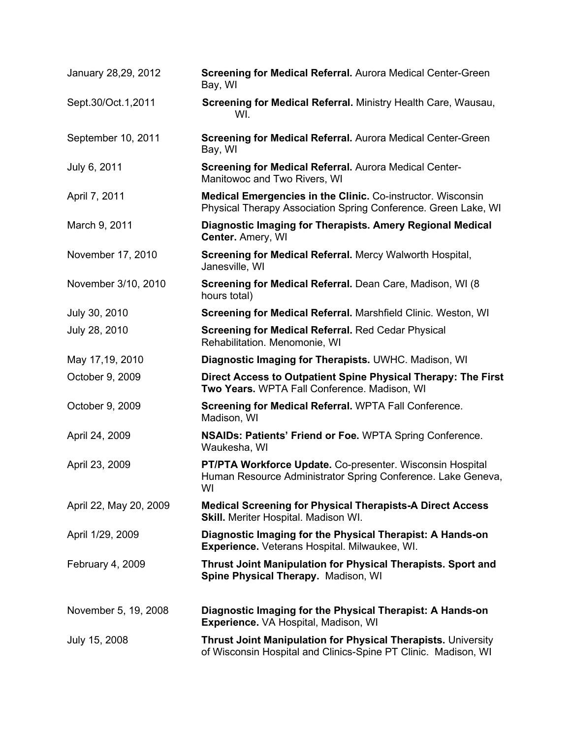| | |
|---|---|
| January 28,29, 2012 | **Screening for Medical Referral.** Aurora Medical Center-Green Bay, WI |
| Sept.30/Oct.1,2011 | **Screening for Medical Referral.** Ministry Health Care, Wausau, WI. |
| September 10, 2011 | **Screening for Medical Referral.** Aurora Medical Center-Green Bay, WI |
| July 6, 2011 | **Screening for Medical Referral.** Aurora Medical Center-Manitowoc and Two Rivers, WI |
| April 7, 2011 | **Medical Emergencies in the Clinic.** Co-instructor. Wisconsin Physical Therapy Association Spring Conference. Green Lake, WI |
| March 9, 2011 | **Diagnostic Imaging for Therapists. Amery Regional Medical Center.** Amery, WI |
| November 17, 2010 | **Screening for Medical Referral.** Mercy Walworth Hospital, Janesville, WI |
| November 3/10, 2010 | **Screening for Medical Referral.** Dean Care, Madison, WI (8 hours total) |
| July 30, 2010 | **Screening for Medical Referral.** Marshfield Clinic. Weston, WI |
| July 28, 2010 | **Screening for Medical Referral.** Red Cedar Physical Rehabilitation. Menomonie, WI |
| May 17,19, 2010 | **Diagnostic Imaging for Therapists.** UWHC. Madison, WI |
| October 9, 2009 | **Direct Access to Outpatient Spine Physical Therapy: The First Two Years.** WPTA Fall Conference. Madison, WI |
| October 9, 2009 | **Screening for Medical Referral.** WPTA Fall Conference. Madison, WI |
| April 24, 2009 | **NSAIDs: Patients' Friend or Foe.** WPTA Spring Conference. Waukesha, WI |
| April 23, 2009 | **PT/PTA Workforce Update.** Co-presenter. Wisconsin Hospital Human Resource Administrator Spring Conference. Lake Geneva, WI |
| April 22, May 20, 2009 | **Medical Screening for Physical Therapists-A Direct Access Skill.** Meriter Hospital. Madison WI. |
| April 1/29, 2009 | **Diagnostic Imaging for the Physical Therapist: A Hands-on Experience.** Veterans Hospital. Milwaukee, WI. |
| February 4, 2009 | **Thrust Joint Manipulation for Physical Therapists. Sport and Spine Physical Therapy.** Madison, WI |
| November 5, 19, 2008 | **Diagnostic Imaging for the Physical Therapist: A Hands-on Experience.** VA Hospital, Madison, WI |
| July 15, 2008 | **Thrust Joint Manipulation for Physical Therapists.** University of Wisconsin Hospital and Clinics-Spine PT Clinic. Madison, WI |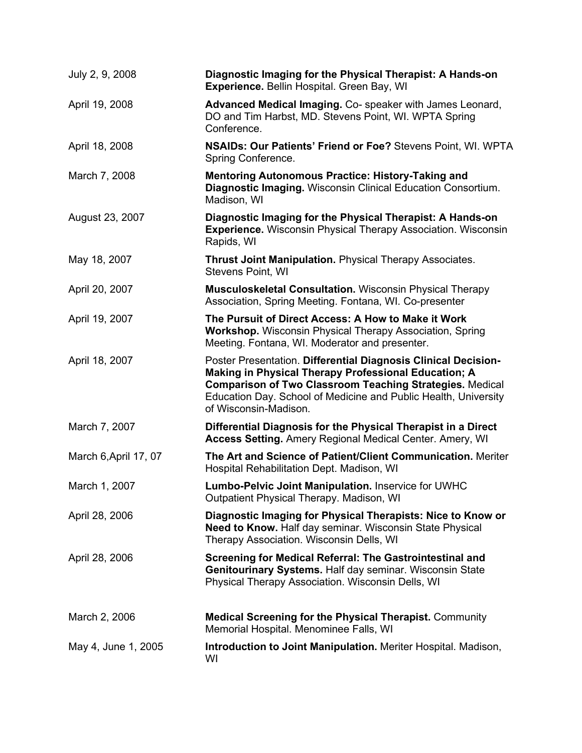| | |
|---|---|
| July 2, 9, 2008 | **Diagnostic Imaging for the Physical Therapist: A Hands-on Experience.** Bellin Hospital. Green Bay, WI |
| April 19, 2008 | **Advanced Medical Imaging.** Co- speaker with James Leonard, DO and Tim Harbst, MD. Stevens Point, WI. WPTA Spring Conference. |
| April 18, 2008 | **NSAIDs: Our Patients' Friend or Foe?** Stevens Point, WI. WPTA Spring Conference. |
| March 7, 2008 | **Mentoring Autonomous Practice: History-Taking and Diagnostic Imaging.** Wisconsin Clinical Education Consortium. Madison, WI |
| August 23, 2007 | **Diagnostic Imaging for the Physical Therapist: A Hands-on Experience.** Wisconsin Physical Therapy Association. Wisconsin Rapids, WI |
| May 18, 2007 | **Thrust Joint Manipulation.** Physical Therapy Associates. Stevens Point, WI |
| April 20, 2007 | **Musculoskeletal Consultation.** Wisconsin Physical Therapy Association, Spring Meeting. Fontana, WI. Co-presenter |
| April 19, 2007 | **The Pursuit of Direct Access: A How to Make it Work Workshop.** Wisconsin Physical Therapy Association, Spring Meeting. Fontana, WI. Moderator and presenter. |
| April 18, 2007 | Poster Presentation. **Differential Diagnosis Clinical Decision-Making in Physical Therapy Professional Education; A Comparison of Two Classroom Teaching Strategies.** Medical Education Day. School of Medicine and Public Health, University of Wisconsin-Madison. |
| March 7, 2007 | **Differential Diagnosis for the Physical Therapist in a Direct Access Setting.** Amery Regional Medical Center. Amery, WI |
| March 6,April 17, 07 | **The Art and Science of Patient/Client Communication.** Meriter Hospital Rehabilitation Dept. Madison, WI |
| March 1, 2007 | **Lumbo-Pelvic Joint Manipulation.** Inservice for UWHC Outpatient Physical Therapy. Madison, WI |
| April 28, 2006 | **Diagnostic Imaging for Physical Therapists: Nice to Know or Need to Know.** Half day seminar. Wisconsin State Physical Therapy Association. Wisconsin Dells, WI |
| April 28, 2006 | **Screening for Medical Referral: The Gastrointestinal and Genitourinary Systems.** Half day seminar. Wisconsin State Physical Therapy Association. Wisconsin Dells, WI |
| March 2, 2006 | **Medical Screening for the Physical Therapist.** Community Memorial Hospital. Menominee Falls, WI |
| May 4, June 1, 2005 | **Introduction to Joint Manipulation.** Meriter Hospital. Madison, WI |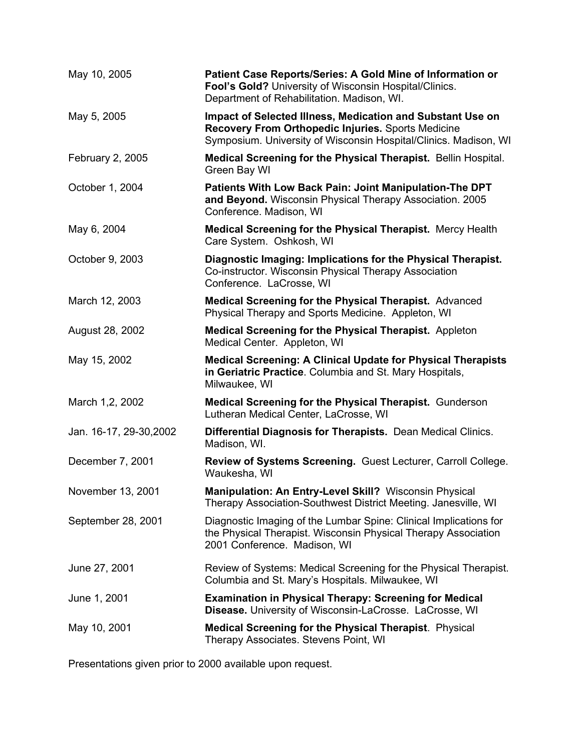May 10, 2005 — **Patient Case Reports/Series: A Gold Mine of Information or Fool's Gold?** University of Wisconsin Hospital/Clinics. Department of Rehabilitation. Madison, WI.

May 5, 2005 — **Impact of Selected Illness, Medication and Substant Use on Recovery From Orthopedic Injuries.** Sports Medicine Symposium. University of Wisconsin Hospital/Clinics. Madison, WI

February 2, 2005 — **Medical Screening for the Physical Therapist.** Bellin Hospital. Green Bay WI

October 1, 2004 — **Patients With Low Back Pain: Joint Manipulation-The DPT and Beyond.** Wisconsin Physical Therapy Association. 2005 Conference. Madison, WI

May 6, 2004 — **Medical Screening for the Physical Therapist.** Mercy Health Care System. Oshkosh, WI

October 9, 2003 — **Diagnostic Imaging: Implications for the Physical Therapist.** Co-instructor. Wisconsin Physical Therapy Association Conference. LaCrosse, WI

March 12, 2003 — **Medical Screening for the Physical Therapist.** Advanced Physical Therapy and Sports Medicine. Appleton, WI

August 28, 2002 — **Medical Screening for the Physical Therapist.** Appleton Medical Center. Appleton, WI

May 15, 2002 — **Medical Screening: A Clinical Update for Physical Therapists in Geriatric Practice**. Columbia and St. Mary Hospitals, Milwaukee, WI

March 1,2, 2002 — **Medical Screening for the Physical Therapist.** Gunderson Lutheran Medical Center, LaCrosse, WI

Jan. 16-17, 29-30,2002 — **Differential Diagnosis for Therapists.** Dean Medical Clinics. Madison, WI.

December 7, 2001 — **Review of Systems Screening.** Guest Lecturer, Carroll College. Waukesha, WI

November 13, 2001 — **Manipulation: An Entry-Level Skill?** Wisconsin Physical Therapy Association-Southwest District Meeting. Janesville, WI

September 28, 2001 — Diagnostic Imaging of the Lumbar Spine: Clinical Implications for the Physical Therapist. Wisconsin Physical Therapy Association 2001 Conference. Madison, WI

June 27, 2001 — Review of Systems: Medical Screening for the Physical Therapist. Columbia and St. Mary's Hospitals. Milwaukee, WI

June 1, 2001 — **Examination in Physical Therapy: Screening for Medical Disease.** University of Wisconsin-LaCrosse. LaCrosse, WI

May 10, 2001 — **Medical Screening for the Physical Therapist**. Physical Therapy Associates. Stevens Point, WI

Presentations given prior to 2000 available upon request.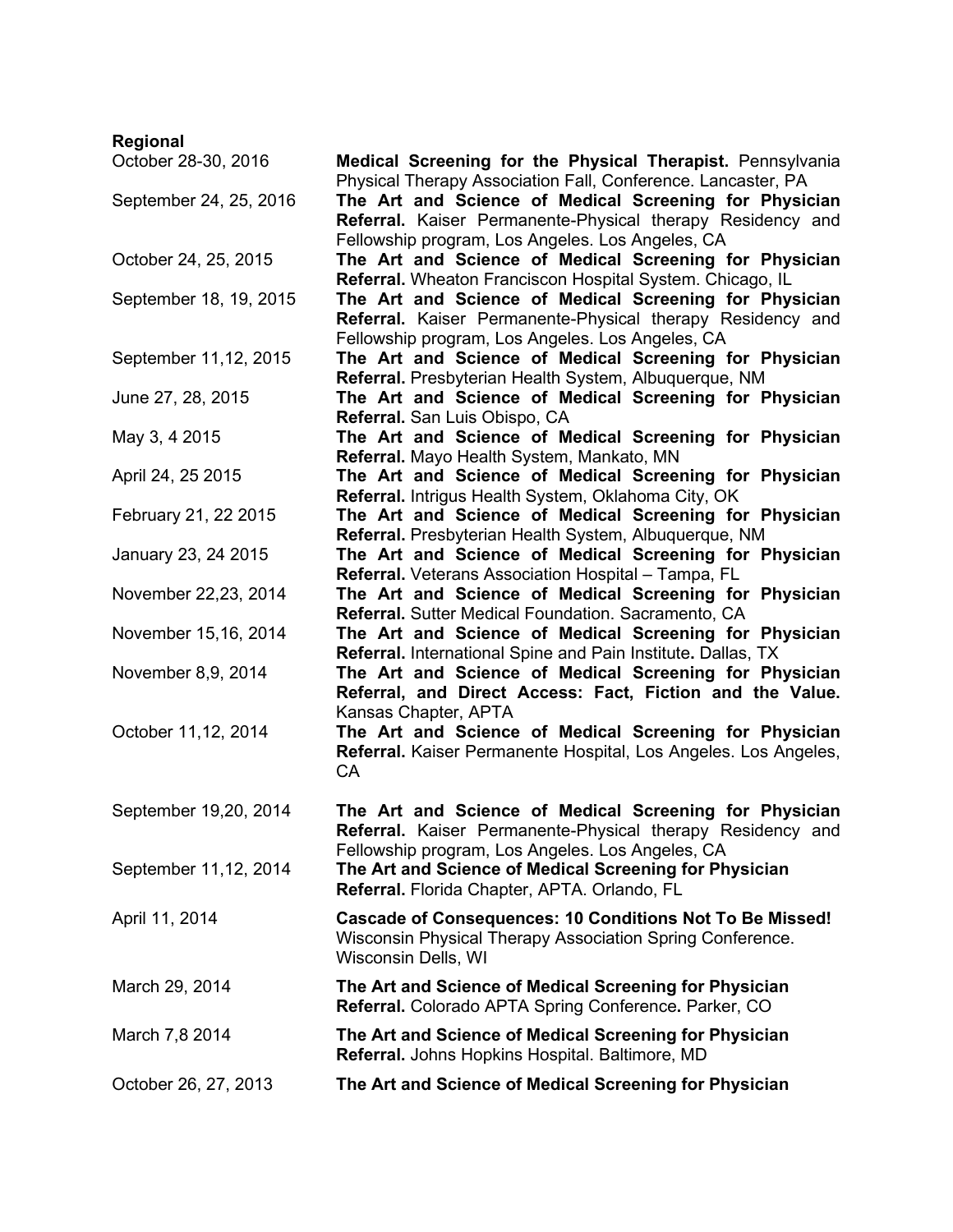**Regional**

| | |
|---|---|
| October 28-30, 2016 | **Medical Screening for the Physical Therapist.** Pennsylvania Physical Therapy Association Fall, Conference. Lancaster, PA |
| September 24, 25, 2016 | **The Art and Science of Medical Screening for Physician Referral.** Kaiser Permanente-Physical therapy Residency and Fellowship program, Los Angeles. Los Angeles, CA |
| October 24, 25, 2015 | **The Art and Science of Medical Screening for Physician Referral.** Wheaton Franciscon Hospital System. Chicago, IL |
| September 18, 19, 2015 | **The Art and Science of Medical Screening for Physician Referral.** Kaiser Permanente-Physical therapy Residency and Fellowship program, Los Angeles. Los Angeles, CA |
| September 11,12, 2015 | **The Art and Science of Medical Screening for Physician Referral.** Presbyterian Health System, Albuquerque, NM |
| June 27, 28, 2015 | **The Art and Science of Medical Screening for Physician Referral.** San Luis Obispo, CA |
| May 3, 4 2015 | **The Art and Science of Medical Screening for Physician Referral.** Mayo Health System, Mankato, MN |
| April 24, 25 2015 | **The Art and Science of Medical Screening for Physician Referral.** Intrigus Health System, Oklahoma City, OK |
| February 21, 22 2015 | **The Art and Science of Medical Screening for Physician Referral.** Presbyterian Health System, Albuquerque, NM |
| January 23, 24 2015 | **The Art and Science of Medical Screening for Physician Referral.** Veterans Association Hospital – Tampa, FL |
| November 22,23, 2014 | **The Art and Science of Medical Screening for Physician Referral.** Sutter Medical Foundation. Sacramento, CA |
| November 15,16, 2014 | **The Art and Science of Medical Screening for Physician Referral.** International Spine and Pain Institute**.** Dallas, TX |
| November 8,9, 2014 | **The Art and Science of Medical Screening for Physician Referral, and Direct Access: Fact, Fiction and the Value.** Kansas Chapter, APTA |
| October 11,12, 2014 | **The Art and Science of Medical Screening for Physician Referral.** Kaiser Permanente Hospital, Los Angeles. Los Angeles, CA |
| September 19,20, 2014 | **The Art and Science of Medical Screening for Physician Referral.** Kaiser Permanente-Physical therapy Residency and Fellowship program, Los Angeles. Los Angeles, CA |
| September 11,12, 2014 | **The Art and Science of Medical Screening for Physician Referral.** Florida Chapter, APTA. Orlando, FL |
| April 11, 2014 | **Cascade of Consequences: 10 Conditions Not To Be Missed!** Wisconsin Physical Therapy Association Spring Conference. Wisconsin Dells, WI |
| March 29, 2014 | **The Art and Science of Medical Screening for Physician Referral.** Colorado APTA Spring Conference**.** Parker, CO |
| March 7,8 2014 | **The Art and Science of Medical Screening for Physician Referral.** Johns Hopkins Hospital. Baltimore, MD |
| October 26, 27, 2013 | **The Art and Science of Medical Screening for Physician** |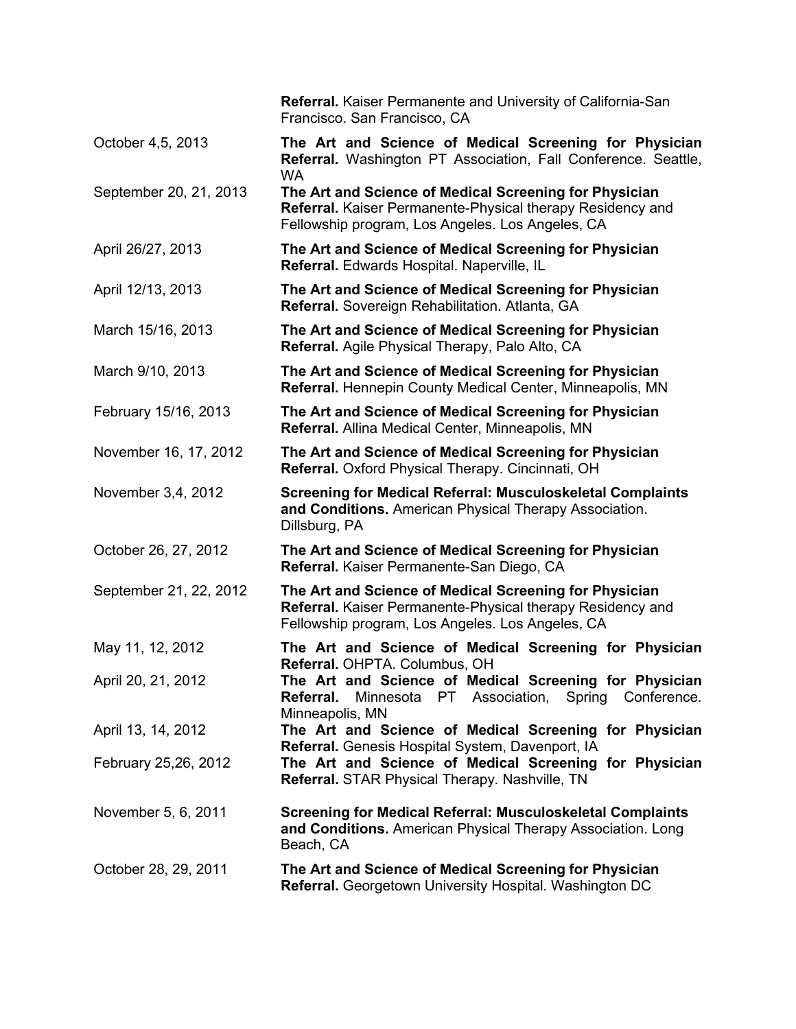| | |
|---|---|
| | **Referral.** Kaiser Permanente and University of California-San Francisco. San Francisco, CA |
| October 4,5, 2013 | **The Art and Science of Medical Screening for Physician Referral.** Washington PT Association, Fall Conference. Seattle, WA |
| September 20, 21, 2013 | **The Art and Science of Medical Screening for Physician Referral.** Kaiser Permanente-Physical therapy Residency and Fellowship program, Los Angeles. Los Angeles, CA |
| April 26/27, 2013 | **The Art and Science of Medical Screening for Physician Referral.** Edwards Hospital. Naperville, IL |
| April 12/13, 2013 | **The Art and Science of Medical Screening for Physician Referral.** Sovereign Rehabilitation. Atlanta, GA |
| March 15/16, 2013 | **The Art and Science of Medical Screening for Physician Referral.** Agile Physical Therapy, Palo Alto, CA |
| March 9/10, 2013 | **The Art and Science of Medical Screening for Physician Referral.** Hennepin County Medical Center, Minneapolis, MN |
| February 15/16, 2013 | **The Art and Science of Medical Screening for Physician Referral.** Allina Medical Center, Minneapolis, MN |
| November 16, 17, 2012 | **The Art and Science of Medical Screening for Physician Referral.** Oxford Physical Therapy. Cincinnati, OH |
| November 3,4, 2012 | **Screening for Medical Referral: Musculoskeletal Complaints and Conditions.** American Physical Therapy Association. Dillsburg, PA |
| October 26, 27, 2012 | **The Art and Science of Medical Screening for Physician Referral.** Kaiser Permanente-San Diego, CA |
| September 21, 22, 2012 | **The Art and Science of Medical Screening for Physician Referral.** Kaiser Permanente-Physical therapy Residency and Fellowship program, Los Angeles. Los Angeles, CA |
| May 11, 12, 2012 | **The Art and Science of Medical Screening for Physician Referral.** OHPTA. Columbus, OH |
| April 20, 21, 2012 | **The Art and Science of Medical Screening for Physician Referral.** Minnesota PT Association, Spring Conference. Minneapolis, MN |
| April 13, 14, 2012 | **The Art and Science of Medical Screening for Physician Referral.** Genesis Hospital System, Davenport, IA |
| February 25,26, 2012 | **The Art and Science of Medical Screening for Physician Referral.** STAR Physical Therapy. Nashville, TN |
| November 5, 6, 2011 | **Screening for Medical Referral: Musculoskeletal Complaints and Conditions.** American Physical Therapy Association. Long Beach, CA |
| October 28, 29, 2011 | **The Art and Science of Medical Screening for Physician Referral.** Georgetown University Hospital. Washington DC |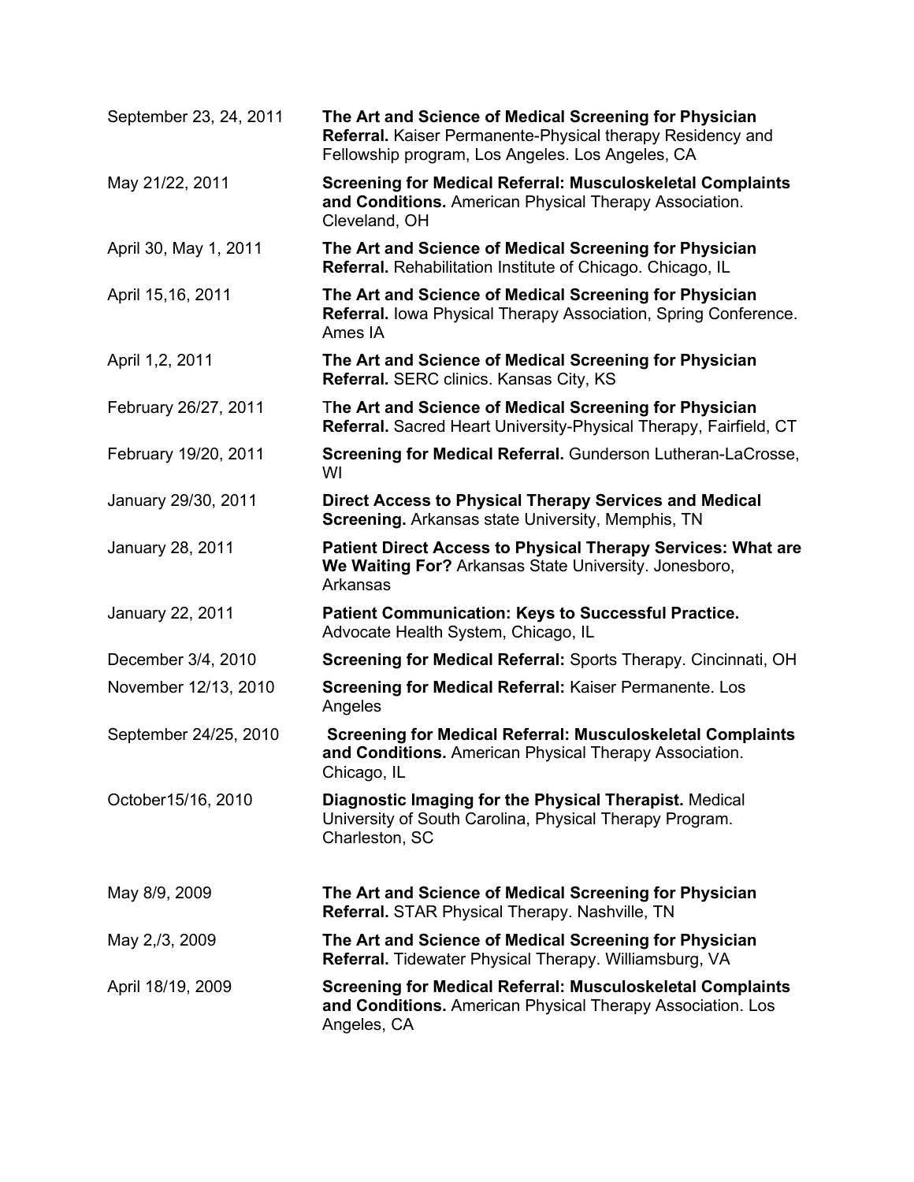| | |
|---|---|
| September 23, 24, 2011 | **The Art and Science of Medical Screening for Physician Referral.** Kaiser Permanente-Physical therapy Residency and Fellowship program, Los Angeles. Los Angeles, CA |
| May 21/22, 2011 | **Screening for Medical Referral: Musculoskeletal Complaints and Conditions.** American Physical Therapy Association. Cleveland, OH |
| April 30, May 1, 2011 | **The Art and Science of Medical Screening for Physician Referral.** Rehabilitation Institute of Chicago. Chicago, IL |
| April 15,16, 2011 | **The Art and Science of Medical Screening for Physician Referral.** Iowa Physical Therapy Association, Spring Conference. Ames IA |
| April 1,2, 2011 | **The Art and Science of Medical Screening for Physician Referral.** SERC clinics. Kansas City, KS |
| February 26/27, 2011 | **The Art and Science of Medical Screening for Physician Referral.** Sacred Heart University-Physical Therapy, Fairfield, CT |
| February 19/20, 2011 | **Screening for Medical Referral.** Gunderson Lutheran-LaCrosse, WI |
| January 29/30, 2011 | **Direct Access to Physical Therapy Services and Medical Screening.** Arkansas state University, Memphis, TN |
| January 28, 2011 | **Patient Direct Access to Physical Therapy Services: What are We Waiting For?** Arkansas State University. Jonesboro, Arkansas |
| January 22, 2011 | **Patient Communication: Keys to Successful Practice.** Advocate Health System, Chicago, IL |
| December 3/4, 2010 | **Screening for Medical Referral:** Sports Therapy. Cincinnati, OH |
| November 12/13, 2010 | **Screening for Medical Referral:** Kaiser Permanente. Los Angeles |
| September 24/25, 2010 | **Screening for Medical Referral: Musculoskeletal Complaints and Conditions.** American Physical Therapy Association. Chicago, IL |
| October15/16, 2010 | **Diagnostic Imaging for the Physical Therapist.** Medical University of South Carolina, Physical Therapy Program. Charleston, SC |
| May 8/9, 2009 | **The Art and Science of Medical Screening for Physician Referral.** STAR Physical Therapy. Nashville, TN |
| May 2,/3, 2009 | **The Art and Science of Medical Screening for Physician Referral.** Tidewater Physical Therapy. Williamsburg, VA |
| April 18/19, 2009 | **Screening for Medical Referral: Musculoskeletal Complaints and Conditions.** American Physical Therapy Association. Los Angeles, CA |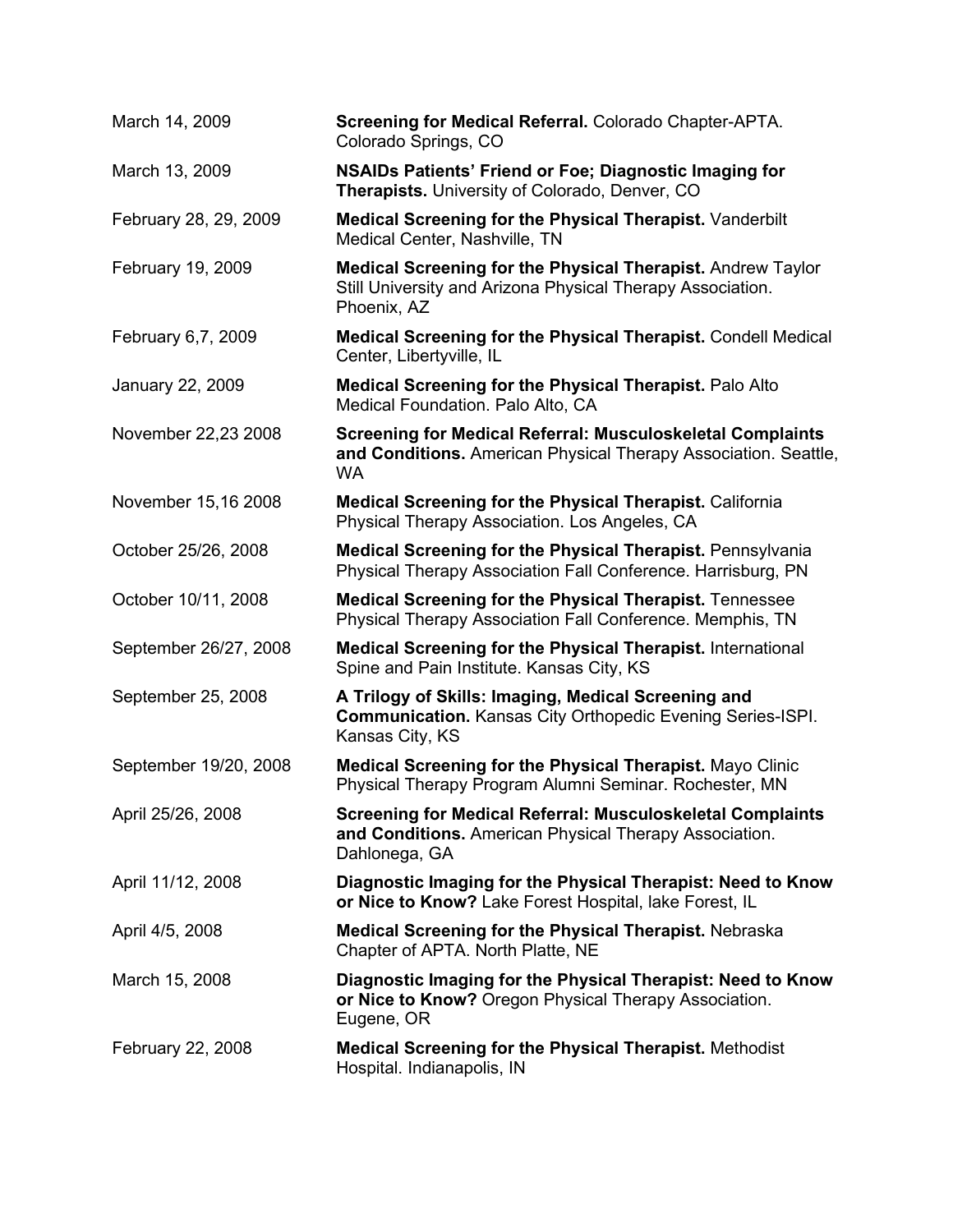| | |
|---|---|
| March 14, 2009 | **Screening for Medical Referral.** Colorado Chapter-APTA. Colorado Springs, CO |
| March 13, 2009 | **NSAIDs Patients' Friend or Foe; Diagnostic Imaging for Therapists.** University of Colorado, Denver, CO |
| February 28, 29, 2009 | **Medical Screening for the Physical Therapist.** Vanderbilt Medical Center, Nashville, TN |
| February 19, 2009 | **Medical Screening for the Physical Therapist.** Andrew Taylor Still University and Arizona Physical Therapy Association. Phoenix, AZ |
| February 6,7, 2009 | **Medical Screening for the Physical Therapist.** Condell Medical Center, Libertyville, IL |
| January 22, 2009 | **Medical Screening for the Physical Therapist.** Palo Alto Medical Foundation. Palo Alto, CA |
| November 22,23 2008 | **Screening for Medical Referral: Musculoskeletal Complaints and Conditions.** American Physical Therapy Association. Seattle, WA |
| November 15,16 2008 | **Medical Screening for the Physical Therapist.** California Physical Therapy Association. Los Angeles, CA |
| October 25/26, 2008 | **Medical Screening for the Physical Therapist.** Pennsylvania Physical Therapy Association Fall Conference. Harrisburg, PN |
| October 10/11, 2008 | **Medical Screening for the Physical Therapist.** Tennessee Physical Therapy Association Fall Conference. Memphis, TN |
| September 26/27, 2008 | **Medical Screening for the Physical Therapist.** International Spine and Pain Institute. Kansas City, KS |
| September 25, 2008 | **A Trilogy of Skills: Imaging, Medical Screening and Communication.** Kansas City Orthopedic Evening Series-ISPI. Kansas City, KS |
| September 19/20, 2008 | **Medical Screening for the Physical Therapist.** Mayo Clinic Physical Therapy Program Alumni Seminar. Rochester, MN |
| April 25/26, 2008 | **Screening for Medical Referral: Musculoskeletal Complaints and Conditions.** American Physical Therapy Association. Dahlonega, GA |
| April 11/12, 2008 | **Diagnostic Imaging for the Physical Therapist: Need to Know or Nice to Know?** Lake Forest Hospital, lake Forest, IL |
| April 4/5, 2008 | **Medical Screening for the Physical Therapist.** Nebraska Chapter of APTA. North Platte, NE |
| March 15, 2008 | **Diagnostic Imaging for the Physical Therapist: Need to Know or Nice to Know?** Oregon Physical Therapy Association. Eugene, OR |
| February 22, 2008 | **Medical Screening for the Physical Therapist.** Methodist Hospital. Indianapolis, IN |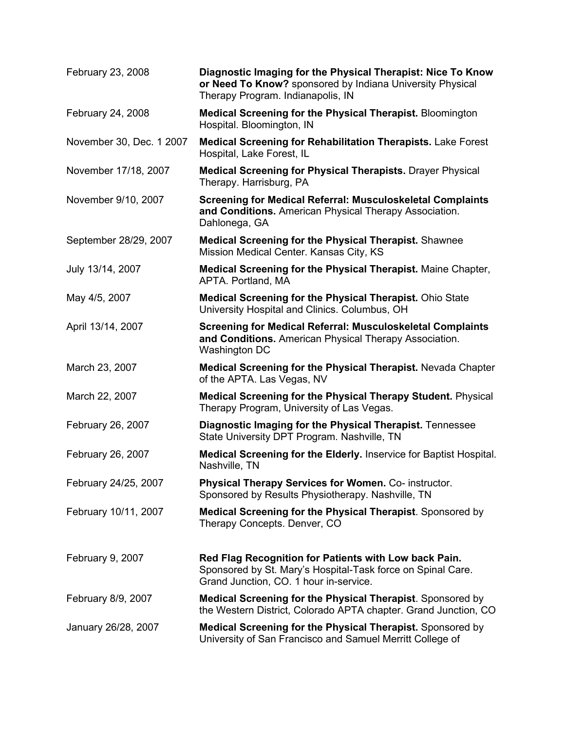| | |
|---|---|
| February 23, 2008 | **Diagnostic Imaging for the Physical Therapist: Nice To Know or Need To Know?** sponsored by Indiana University Physical Therapy Program. Indianapolis, IN |
| February 24, 2008 | **Medical Screening for the Physical Therapist.** Bloomington Hospital. Bloomington, IN |
| November 30, Dec. 1 2007 | **Medical Screening for Rehabilitation Therapists.** Lake Forest Hospital, Lake Forest, IL |
| November 17/18, 2007 | **Medical Screening for Physical Therapists.** Drayer Physical Therapy. Harrisburg, PA |
| November 9/10, 2007 | **Screening for Medical Referral: Musculoskeletal Complaints and Conditions.** American Physical Therapy Association. Dahlonega, GA |
| September 28/29, 2007 | **Medical Screening for the Physical Therapist.** Shawnee Mission Medical Center. Kansas City, KS |
| July 13/14, 2007 | **Medical Screening for the Physical Therapist.** Maine Chapter, APTA. Portland, MA |
| May 4/5, 2007 | **Medical Screening for the Physical Therapist.** Ohio State University Hospital and Clinics. Columbus, OH |
| April 13/14, 2007 | **Screening for Medical Referral: Musculoskeletal Complaints and Conditions.** American Physical Therapy Association. Washington DC |
| March 23, 2007 | **Medical Screening for the Physical Therapist.** Nevada Chapter of the APTA. Las Vegas, NV |
| March 22, 2007 | **Medical Screening for the Physical Therapy Student.** Physical Therapy Program, University of Las Vegas. |
| February 26, 2007 | **Diagnostic Imaging for the Physical Therapist.** Tennessee State University DPT Program. Nashville, TN |
| February 26, 2007 | **Medical Screening for the Elderly.** Inservice for Baptist Hospital. Nashville, TN |
| February 24/25, 2007 | **Physical Therapy Services for Women.** Co- instructor. Sponsored by Results Physiotherapy. Nashville, TN |
| February 10/11, 2007 | **Medical Screening for the Physical Therapist**. Sponsored by Therapy Concepts. Denver, CO |
| February 9, 2007 | **Red Flag Recognition for Patients with Low back Pain.** Sponsored by St. Mary's Hospital-Task force on Spinal Care. Grand Junction, CO. 1 hour in-service. |
| February 8/9, 2007 | **Medical Screening for the Physical Therapist**. Sponsored by the Western District, Colorado APTA chapter. Grand Junction, CO |
| January 26/28, 2007 | **Medical Screening for the Physical Therapist.** Sponsored by University of San Francisco and Samuel Merritt College of |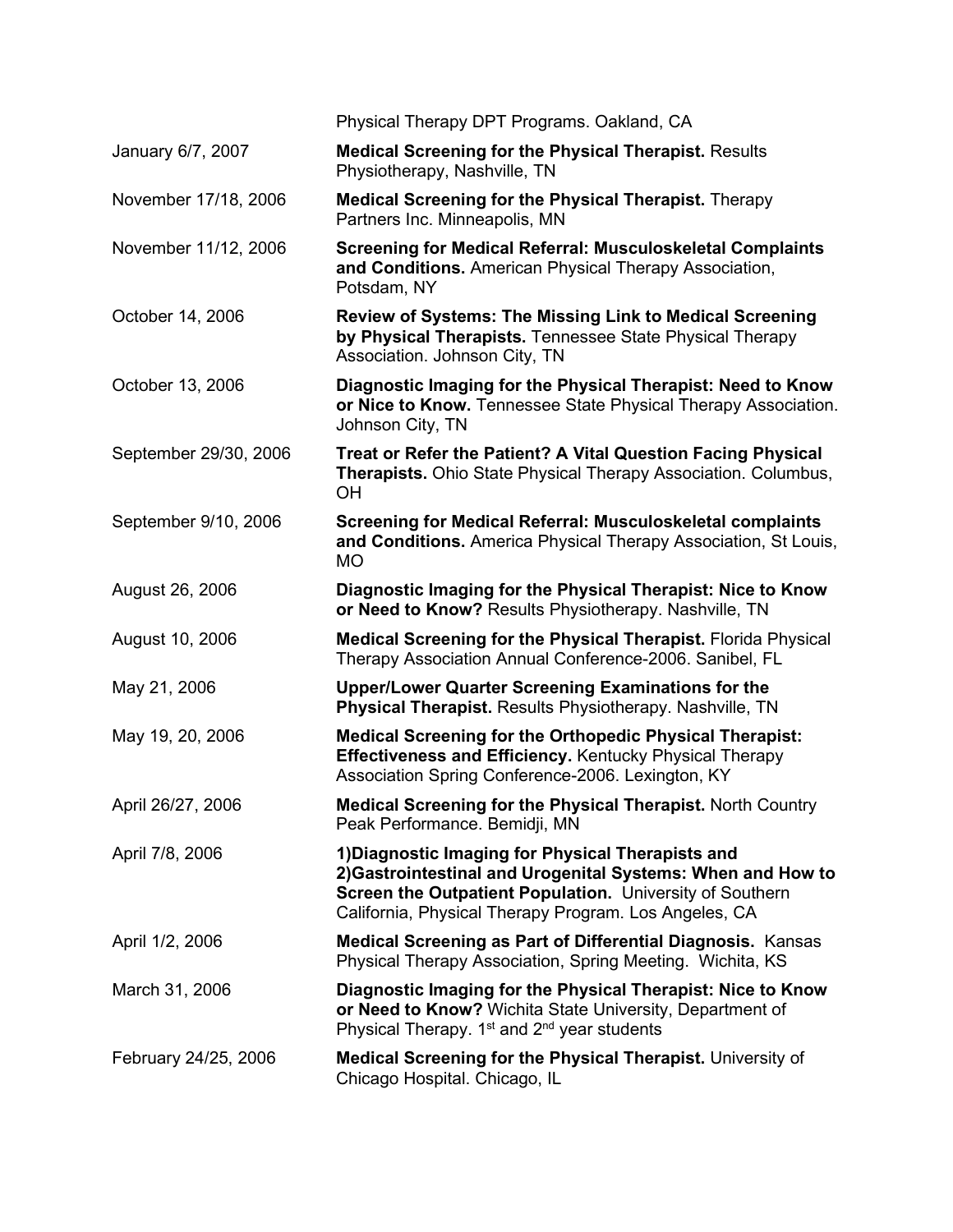| | |
|---|---|
| | Physical Therapy DPT Programs. Oakland, CA |
| January 6/7, 2007 | **Medical Screening for the Physical Therapist.** Results Physiotherapy, Nashville, TN |
| November 17/18, 2006 | **Medical Screening for the Physical Therapist.** Therapy Partners Inc. Minneapolis, MN |
| November 11/12, 2006 | **Screening for Medical Referral: Musculoskeletal Complaints and Conditions.** American Physical Therapy Association, Potsdam, NY |
| October 14, 2006 | **Review of Systems: The Missing Link to Medical Screening by Physical Therapists.** Tennessee State Physical Therapy Association. Johnson City, TN |
| October 13, 2006 | **Diagnostic Imaging for the Physical Therapist: Need to Know or Nice to Know.** Tennessee State Physical Therapy Association. Johnson City, TN |
| September 29/30, 2006 | **Treat or Refer the Patient? A Vital Question Facing Physical Therapists.** Ohio State Physical Therapy Association. Columbus, OH |
| September 9/10, 2006 | **Screening for Medical Referral: Musculoskeletal complaints and Conditions.** America Physical Therapy Association, St Louis, MO |
| August 26, 2006 | **Diagnostic Imaging for the Physical Therapist: Nice to Know or Need to Know?** Results Physiotherapy. Nashville, TN |
| August 10, 2006 | **Medical Screening for the Physical Therapist.** Florida Physical Therapy Association Annual Conference-2006. Sanibel, FL |
| May 21, 2006 | **Upper/Lower Quarter Screening Examinations for the Physical Therapist.** Results Physiotherapy. Nashville, TN |
| May 19, 20, 2006 | **Medical Screening for the Orthopedic Physical Therapist: Effectiveness and Efficiency.** Kentucky Physical Therapy Association Spring Conference-2006. Lexington, KY |
| April 26/27, 2006 | **Medical Screening for the Physical Therapist.** North Country Peak Performance. Bemidji, MN |
| April 7/8, 2006 | **1)Diagnostic Imaging for Physical Therapists and 2)Gastrointestinal and Urogenital Systems: When and How to Screen the Outpatient Population.** University of Southern California, Physical Therapy Program. Los Angeles, CA |
| April 1/2, 2006 | **Medical Screening as Part of Differential Diagnosis.** Kansas Physical Therapy Association, Spring Meeting. Wichita, KS |
| March 31, 2006 | **Diagnostic Imaging for the Physical Therapist: Nice to Know or Need to Know?** Wichita State University, Department of Physical Therapy. 1st and 2nd year students |
| February 24/25, 2006 | **Medical Screening for the Physical Therapist.** University of Chicago Hospital. Chicago, IL |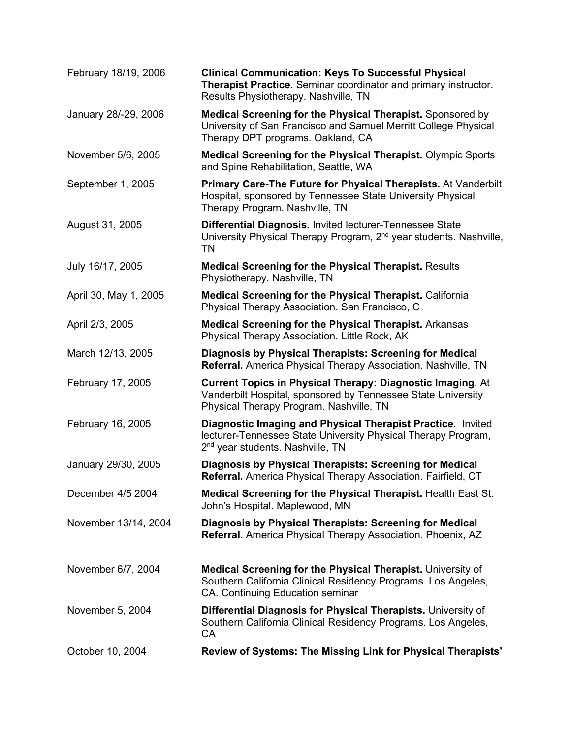| | |
|---|---|
| February 18/19, 2006 | **Clinical Communication: Keys To Successful Physical Therapist Practice.** Seminar coordinator and primary instructor. Results Physiotherapy. Nashville, TN |
| January 28/-29, 2006 | **Medical Screening for the Physical Therapist.** Sponsored by University of San Francisco and Samuel Merritt College Physical Therapy DPT programs. Oakland, CA |
| November 5/6, 2005 | **Medical Screening for the Physical Therapist.** Olympic Sports and Spine Rehabilitation, Seattle, WA |
| September 1, 2005 | **Primary Care-The Future for Physical Therapists.** At Vanderbilt Hospital, sponsored by Tennessee State University Physical Therapy Program. Nashville, TN |
| August 31, 2005 | **Differential Diagnosis.** Invited lecturer-Tennessee State University Physical Therapy Program, 2nd year students. Nashville, TN |
| July 16/17, 2005 | **Medical Screening for the Physical Therapist.** Results Physiotherapy. Nashville, TN |
| April 30, May 1, 2005 | **Medical Screening for the Physical Therapist.** California Physical Therapy Association. San Francisco, C |
| April 2/3, 2005 | **Medical Screening for the Physical Therapist.** Arkansas Physical Therapy Association. Little Rock, AK |
| March 12/13, 2005 | **Diagnosis by Physical Therapists: Screening for Medical Referral.** America Physical Therapy Association. Nashville, TN |
| February 17, 2005 | **Current Topics in Physical Therapy: Diagnostic Imaging**. At Vanderbilt Hospital, sponsored by Tennessee State University Physical Therapy Program. Nashville, TN |
| February 16, 2005 | **Diagnostic Imaging and Physical Therapist Practice.** Invited lecturer-Tennessee State University Physical Therapy Program, 2nd year students. Nashville, TN |
| January 29/30, 2005 | **Diagnosis by Physical Therapists: Screening for Medical Referral.** America Physical Therapy Association. Fairfield, CT |
| December 4/5 2004 | **Medical Screening for the Physical Therapist.** Health East St. John's Hospital. Maplewood, MN |
| November 13/14, 2004 | **Diagnosis by Physical Therapists: Screening for Medical Referral.** America Physical Therapy Association. Phoenix, AZ |
| November 6/7, 2004 | **Medical Screening for the Physical Therapist.** University of Southern California Clinical Residency Programs. Los Angeles, CA. Continuing Education seminar |
| November 5, 2004 | **Differential Diagnosis for Physical Therapists.** University of Southern California Clinical Residency Programs. Los Angeles, CA |
| October 10, 2004 | **Review of Systems: The Missing Link for Physical Therapists'** |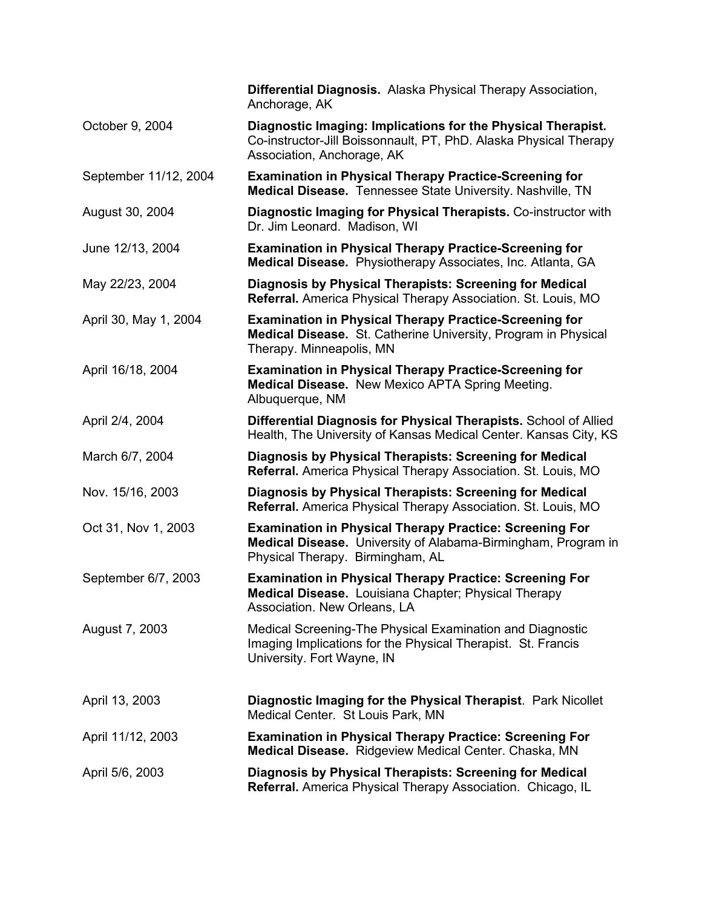| | |
|---|---|
| | **Differential Diagnosis.** Alaska Physical Therapy Association, Anchorage, AK |
| October 9, 2004 | **Diagnostic Imaging: Implications for the Physical Therapist.** Co-instructor-Jill Boissonnault, PT, PhD. Alaska Physical Therapy Association, Anchorage, AK |
| September 11/12, 2004 | **Examination in Physical Therapy Practice-Screening for Medical Disease.** Tennessee State University. Nashville, TN |
| August 30, 2004 | **Diagnostic Imaging for Physical Therapists.** Co-instructor with Dr. Jim Leonard. Madison, WI |
| June 12/13, 2004 | **Examination in Physical Therapy Practice-Screening for Medical Disease.** Physiotherapy Associates, Inc. Atlanta, GA |
| May 22/23, 2004 | **Diagnosis by Physical Therapists: Screening for Medical Referral.** America Physical Therapy Association. St. Louis, MO |
| April 30, May 1, 2004 | **Examination in Physical Therapy Practice-Screening for Medical Disease.** St. Catherine University, Program in Physical Therapy. Minneapolis, MN |
| April 16/18, 2004 | **Examination in Physical Therapy Practice-Screening for Medical Disease.** New Mexico APTA Spring Meeting. Albuquerque, NM |
| April 2/4, 2004 | **Differential Diagnosis for Physical Therapists.** School of Allied Health, The University of Kansas Medical Center. Kansas City, KS |
| March 6/7, 2004 | **Diagnosis by Physical Therapists: Screening for Medical Referral.** America Physical Therapy Association. St. Louis, MO |
| Nov. 15/16, 2003 | **Diagnosis by Physical Therapists: Screening for Medical Referral.** America Physical Therapy Association. St. Louis, MO |
| Oct 31, Nov 1, 2003 | **Examination in Physical Therapy Practice: Screening For Medical Disease.** University of Alabama-Birmingham, Program in Physical Therapy. Birmingham, AL |
| September 6/7, 2003 | **Examination in Physical Therapy Practice: Screening For Medical Disease.** Louisiana Chapter; Physical Therapy Association. New Orleans, LA |
| August 7, 2003 | Medical Screening-The Physical Examination and Diagnostic Imaging Implications for the Physical Therapist. St. Francis University. Fort Wayne, IN |
| April 13, 2003 | **Diagnostic Imaging for the Physical Therapist**. Park Nicollet Medical Center. St Louis Park, MN |
| April 11/12, 2003 | **Examination in Physical Therapy Practice: Screening For Medical Disease.** Ridgeview Medical Center. Chaska, MN |
| April 5/6, 2003 | **Diagnosis by Physical Therapists: Screening for Medical Referral.** America Physical Therapy Association. Chicago, IL |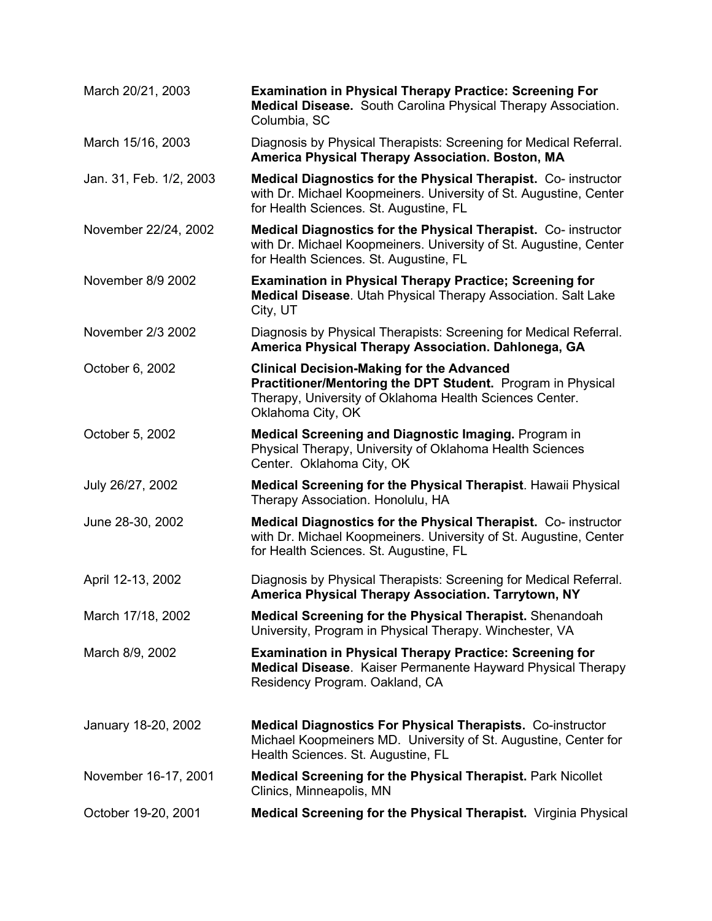| | |
|---|---|
| March 20/21, 2003 | **Examination in Physical Therapy Practice: Screening For Medical Disease.** South Carolina Physical Therapy Association. Columbia, SC |
| March 15/16, 2003 | Diagnosis by Physical Therapists: Screening for Medical Referral. **America Physical Therapy Association. Boston, MA** |
| Jan. 31, Feb. 1/2, 2003 | **Medical Diagnostics for the Physical Therapist.** Co- instructor with Dr. Michael Koopmeiners. University of St. Augustine, Center for Health Sciences. St. Augustine, FL |
| November 22/24, 2002 | **Medical Diagnostics for the Physical Therapist.** Co- instructor with Dr. Michael Koopmeiners. University of St. Augustine, Center for Health Sciences. St. Augustine, FL |
| November 8/9 2002 | **Examination in Physical Therapy Practice; Screening for Medical Disease**. Utah Physical Therapy Association. Salt Lake City, UT |
| November 2/3 2002 | Diagnosis by Physical Therapists: Screening for Medical Referral. **America Physical Therapy Association. Dahlonega, GA** |
| October 6, 2002 | **Clinical Decision-Making for the Advanced Practitioner/Mentoring the DPT Student.** Program in Physical Therapy, University of Oklahoma Health Sciences Center. Oklahoma City, OK |
| October 5, 2002 | **Medical Screening and Diagnostic Imaging.** Program in Physical Therapy, University of Oklahoma Health Sciences Center. Oklahoma City, OK |
| July 26/27, 2002 | **Medical Screening for the Physical Therapist**. Hawaii Physical Therapy Association. Honolulu, HA |
| June 28-30, 2002 | **Medical Diagnostics for the Physical Therapist.** Co- instructor with Dr. Michael Koopmeiners. University of St. Augustine, Center for Health Sciences. St. Augustine, FL |
| April 12-13, 2002 | Diagnosis by Physical Therapists: Screening for Medical Referral. **America Physical Therapy Association. Tarrytown, NY** |
| March 17/18, 2002 | **Medical Screening for the Physical Therapist.** Shenandoah University, Program in Physical Therapy. Winchester, VA |
| March 8/9, 2002 | **Examination in Physical Therapy Practice: Screening for Medical Disease**. Kaiser Permanente Hayward Physical Therapy Residency Program. Oakland, CA |
| January 18-20, 2002 | **Medical Diagnostics For Physical Therapists.** Co-instructor Michael Koopmeiners MD. University of St. Augustine, Center for Health Sciences. St. Augustine, FL |
| November 16-17, 2001 | **Medical Screening for the Physical Therapist.** Park Nicollet Clinics, Minneapolis, MN |
| October 19-20, 2001 | **Medical Screening for the Physical Therapist.** Virginia Physical |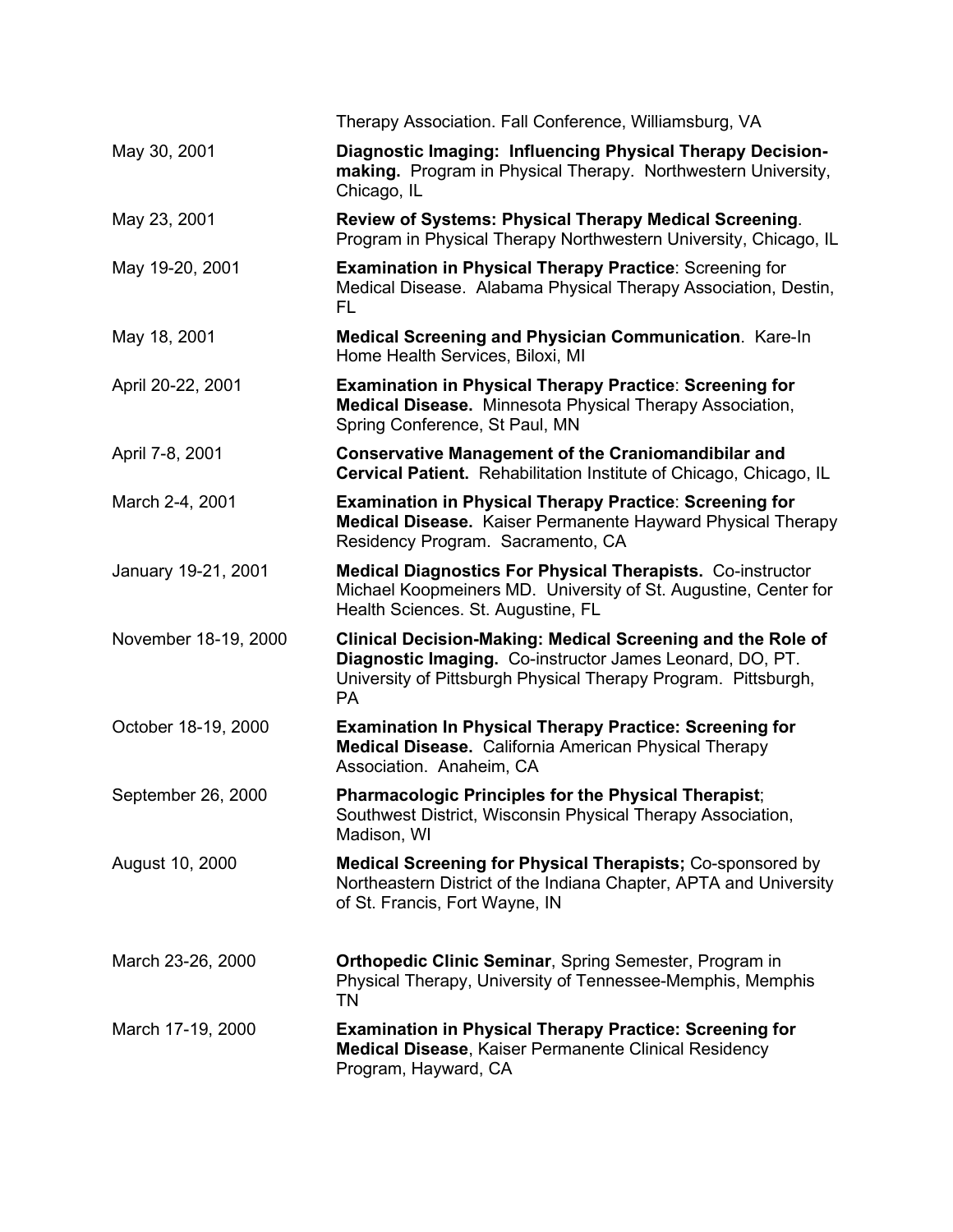| | |
|---|---|
| | Therapy Association. Fall Conference, Williamsburg, VA |
| May 30, 2001 | **Diagnostic Imaging: Influencing Physical Therapy Decision-making.** Program in Physical Therapy. Northwestern University, Chicago, IL |
| May 23, 2001 | **Review of Systems: Physical Therapy Medical Screening**. Program in Physical Therapy Northwestern University, Chicago, IL |
| May 19-20, 2001 | **Examination in Physical Therapy Practice**: Screening for Medical Disease. Alabama Physical Therapy Association, Destin, FL |
| May 18, 2001 | **Medical Screening and Physician Communication**. Kare-In Home Health Services, Biloxi, MI |
| April 20-22, 2001 | **Examination in Physical Therapy Practice**: **Screening for Medical Disease.** Minnesota Physical Therapy Association, Spring Conference, St Paul, MN |
| April 7-8, 2001 | **Conservative Management of the Craniomandibilar and Cervical Patient.** Rehabilitation Institute of Chicago, Chicago, IL |
| March 2-4, 2001 | **Examination in Physical Therapy Practice**: **Screening for Medical Disease.** Kaiser Permanente Hayward Physical Therapy Residency Program. Sacramento, CA |
| January 19-21, 2001 | **Medical Diagnostics For Physical Therapists.** Co-instructor Michael Koopmeiners MD. University of St. Augustine, Center for Health Sciences. St. Augustine, FL |
| November 18-19, 2000 | **Clinical Decision-Making: Medical Screening and the Role of Diagnostic Imaging.** Co-instructor James Leonard, DO, PT. University of Pittsburgh Physical Therapy Program. Pittsburgh, PA |
| October 18-19, 2000 | **Examination In Physical Therapy Practice: Screening for Medical Disease.** California American Physical Therapy Association. Anaheim, CA |
| September 26, 2000 | **Pharmacologic Principles for the Physical Therapist**; Southwest District, Wisconsin Physical Therapy Association, Madison, WI |
| August 10, 2000 | **Medical Screening for Physical Therapists;** Co-sponsored by Northeastern District of the Indiana Chapter, APTA and University of St. Francis, Fort Wayne, IN |
| March 23-26, 2000 | **Orthopedic Clinic Seminar**, Spring Semester, Program in Physical Therapy, University of Tennessee-Memphis, Memphis TN |
| March 17-19, 2000 | **Examination in Physical Therapy Practice: Screening for Medical Disease**, Kaiser Permanente Clinical Residency Program, Hayward, CA |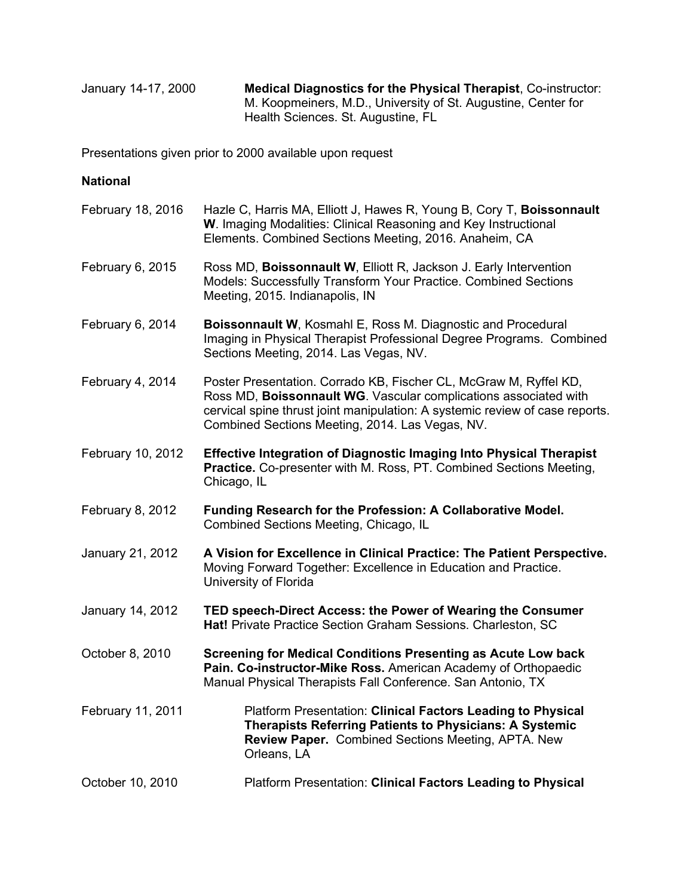January 14-17, 2000 **Medical Diagnostics for the Physical Therapist**, Co-instructor: M. Koopmeiners, M.D., University of St. Augustine, Center for Health Sciences. St. Augustine, FL

Presentations given prior to 2000 available upon request

**National**

February 18, 2016 Hazle C, Harris MA, Elliott J, Hawes R, Young B, Cory T, **Boissonnault W**. Imaging Modalities: Clinical Reasoning and Key Instructional Elements. Combined Sections Meeting, 2016. Anaheim, CA

February 6, 2015 Ross MD, **Boissonnault W**, Elliott R, Jackson J. Early Intervention Models: Successfully Transform Your Practice. Combined Sections Meeting, 2015. Indianapolis, IN

February 6, 2014 **Boissonnault W**, Kosmahl E, Ross M. Diagnostic and Procedural Imaging in Physical Therapist Professional Degree Programs. Combined Sections Meeting, 2014. Las Vegas, NV.

February 4, 2014 Poster Presentation. Corrado KB, Fischer CL, McGraw M, Ryffel KD, Ross MD, **Boissonnault WG**. Vascular complications associated with cervical spine thrust joint manipulation: A systemic review of case reports. Combined Sections Meeting, 2014. Las Vegas, NV.

February 10, 2012 **Effective Integration of Diagnostic Imaging Into Physical Therapist Practice.** Co-presenter with M. Ross, PT. Combined Sections Meeting, Chicago, IL

February 8, 2012 **Funding Research for the Profession: A Collaborative Model.** Combined Sections Meeting, Chicago, IL

January 21, 2012 **A Vision for Excellence in Clinical Practice: The Patient Perspective.** Moving Forward Together: Excellence in Education and Practice. University of Florida

January 14, 2012 **TED speech-Direct Access: the Power of Wearing the Consumer Hat!** Private Practice Section Graham Sessions. Charleston, SC

October 8, 2010 **Screening for Medical Conditions Presenting as Acute Low back Pain. Co-instructor-Mike Ross.** American Academy of Orthopaedic Manual Physical Therapists Fall Conference. San Antonio, TX

February 11, 2011 Platform Presentation: **Clinical Factors Leading to Physical Therapists Referring Patients to Physicians: A Systemic Review Paper.** Combined Sections Meeting, APTA. New Orleans, LA

October 10, 2010 Platform Presentation: **Clinical Factors Leading to Physical**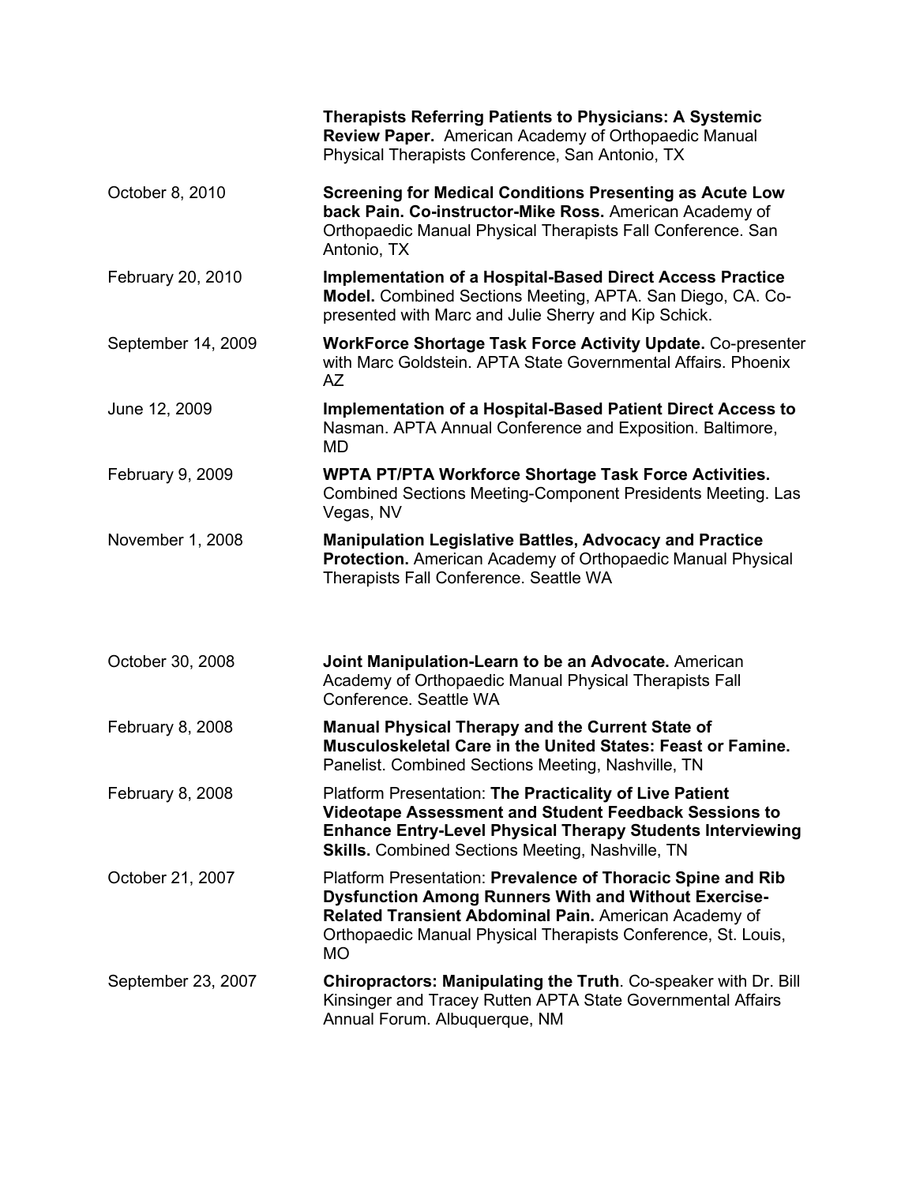| | |
|---|---|
| | **Therapists Referring Patients to Physicians: A Systemic Review Paper.** American Academy of Orthopaedic Manual Physical Therapists Conference, San Antonio, TX |
| October 8, 2010 | **Screening for Medical Conditions Presenting as Acute Low back Pain. Co-instructor-Mike Ross.** American Academy of Orthopaedic Manual Physical Therapists Fall Conference. San Antonio, TX |
| February 20, 2010 | **Implementation of a Hospital-Based Direct Access Practice Model.** Combined Sections Meeting, APTA. San Diego, CA. Co-presented with Marc and Julie Sherry and Kip Schick. |
| September 14, 2009 | **WorkForce Shortage Task Force Activity Update.** Co-presenter with Marc Goldstein. APTA State Governmental Affairs. Phoenix AZ |
| June 12, 2009 | **Implementation of a Hospital-Based Patient Direct Access to** Nasman. APTA Annual Conference and Exposition. Baltimore, MD |
| February 9, 2009 | **WPTA PT/PTA Workforce Shortage Task Force Activities.** Combined Sections Meeting-Component Presidents Meeting. Las Vegas, NV |
| November 1, 2008 | **Manipulation Legislative Battles, Advocacy and Practice Protection.** American Academy of Orthopaedic Manual Physical Therapists Fall Conference. Seattle WA |
| October 30, 2008 | **Joint Manipulation-Learn to be an Advocate.** American Academy of Orthopaedic Manual Physical Therapists Fall Conference. Seattle WA |
| February 8, 2008 | **Manual Physical Therapy and the Current State of Musculoskeletal Care in the United States: Feast or Famine.** Panelist. Combined Sections Meeting, Nashville, TN |
| February 8, 2008 | Platform Presentation: **The Practicality of Live Patient Videotape Assessment and Student Feedback Sessions to Enhance Entry-Level Physical Therapy Students Interviewing Skills.** Combined Sections Meeting, Nashville, TN |
| October 21, 2007 | Platform Presentation: **Prevalence of Thoracic Spine and Rib Dysfunction Among Runners With and Without Exercise-Related Transient Abdominal Pain.** American Academy of Orthopaedic Manual Physical Therapists Conference, St. Louis, MO |
| September 23, 2007 | **Chiropractors: Manipulating the Truth**. Co-speaker with Dr. Bill Kinsinger and Tracey Rutten APTA State Governmental Affairs Annual Forum. Albuquerque, NM |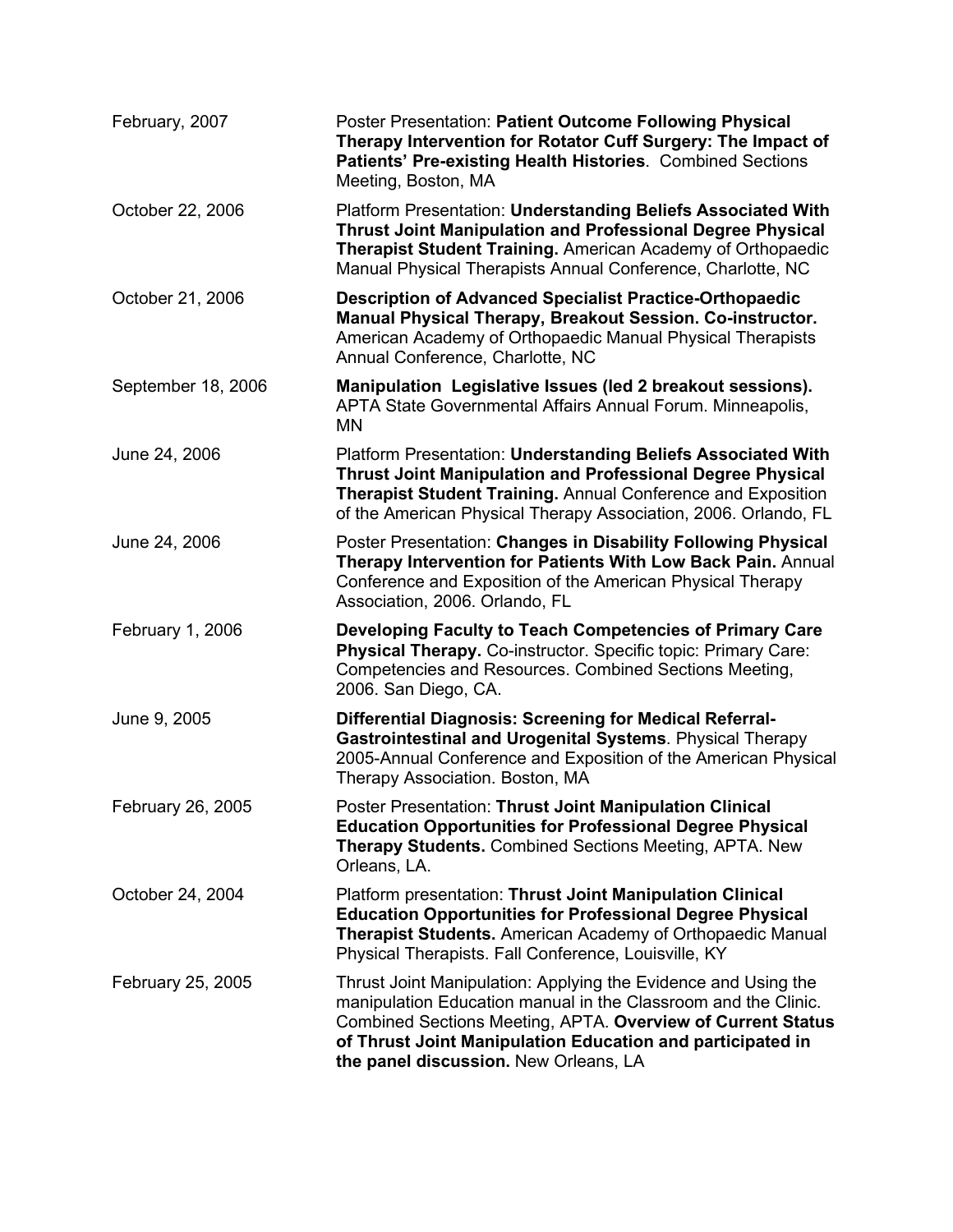| | |
|---|---|
| February, 2007 | Poster Presentation: **Patient Outcome Following Physical Therapy Intervention for Rotator Cuff Surgery: The Impact of Patients' Pre-existing Health Histories**. Combined Sections Meeting, Boston, MA |
| October 22, 2006 | Platform Presentation: **Understanding Beliefs Associated With Thrust Joint Manipulation and Professional Degree Physical Therapist Student Training.** American Academy of Orthopaedic Manual Physical Therapists Annual Conference, Charlotte, NC |
| October 21, 2006 | **Description of Advanced Specialist Practice-Orthopaedic Manual Physical Therapy, Breakout Session. Co-instructor.** American Academy of Orthopaedic Manual Physical Therapists Annual Conference, Charlotte, NC |
| September 18, 2006 | **Manipulation Legislative Issues (led 2 breakout sessions).** APTA State Governmental Affairs Annual Forum. Minneapolis, MN |
| June 24, 2006 | Platform Presentation: **Understanding Beliefs Associated With Thrust Joint Manipulation and Professional Degree Physical Therapist Student Training.** Annual Conference and Exposition of the American Physical Therapy Association, 2006. Orlando, FL |
| June 24, 2006 | Poster Presentation: **Changes in Disability Following Physical Therapy Intervention for Patients With Low Back Pain.** Annual Conference and Exposition of the American Physical Therapy Association, 2006. Orlando, FL |
| February 1, 2006 | **Developing Faculty to Teach Competencies of Primary Care Physical Therapy.** Co-instructor. Specific topic: Primary Care: Competencies and Resources. Combined Sections Meeting, 2006. San Diego, CA. |
| June 9, 2005 | **Differential Diagnosis: Screening for Medical Referral-Gastrointestinal and Urogenital Systems**. Physical Therapy 2005-Annual Conference and Exposition of the American Physical Therapy Association. Boston, MA |
| February 26, 2005 | Poster Presentation: **Thrust Joint Manipulation Clinical Education Opportunities for Professional Degree Physical Therapy Students.** Combined Sections Meeting, APTA. New Orleans, LA. |
| October 24, 2004 | Platform presentation: **Thrust Joint Manipulation Clinical Education Opportunities for Professional Degree Physical Therapist Students.** American Academy of Orthopaedic Manual Physical Therapists. Fall Conference, Louisville, KY |
| February 25, 2005 | Thrust Joint Manipulation: Applying the Evidence and Using the manipulation Education manual in the Classroom and the Clinic. Combined Sections Meeting, APTA. **Overview of Current Status of Thrust Joint Manipulation Education and participated in the panel discussion.** New Orleans, LA |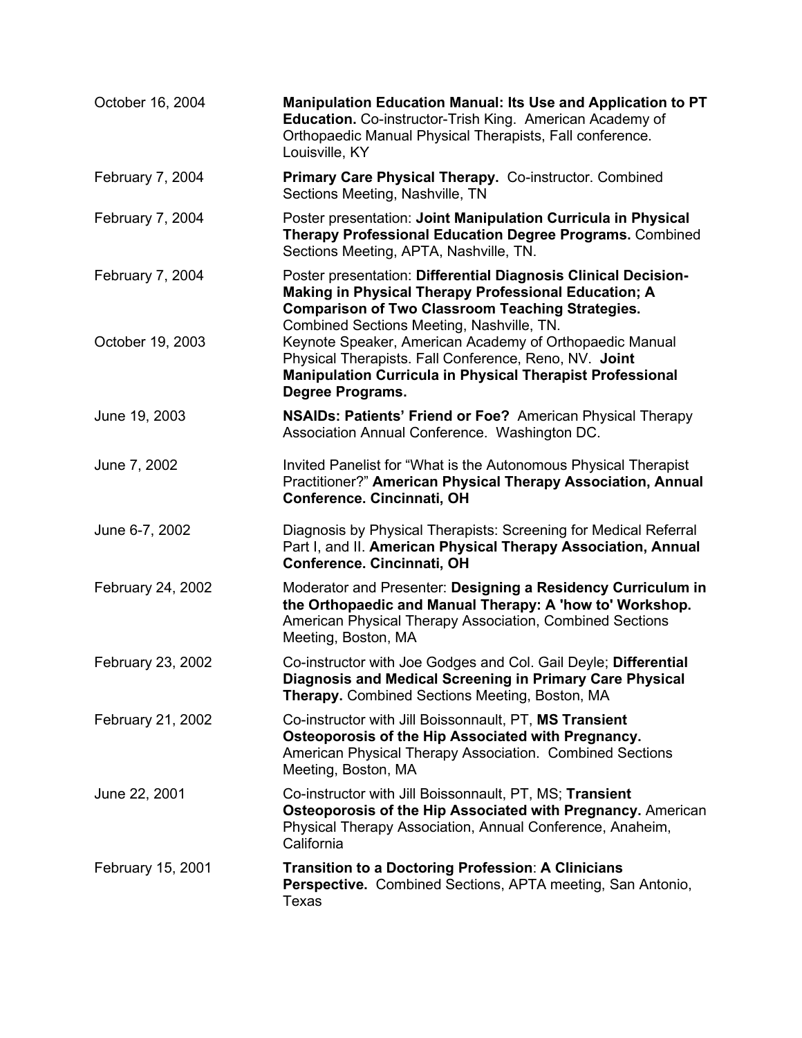| | |
|---|---|
| October 16, 2004 | **Manipulation Education Manual: Its Use and Application to PT Education.** Co-instructor-Trish King. American Academy of Orthopaedic Manual Physical Therapists, Fall conference. Louisville, KY |
| February 7, 2004 | **Primary Care Physical Therapy.** Co-instructor. Combined Sections Meeting, Nashville, TN |
| February 7, 2004 | Poster presentation: **Joint Manipulation Curricula in Physical Therapy Professional Education Degree Programs.** Combined Sections Meeting, APTA, Nashville, TN. |
| February 7, 2004 | Poster presentation: **Differential Diagnosis Clinical Decision-Making in Physical Therapy Professional Education; A Comparison of Two Classroom Teaching Strategies.** Combined Sections Meeting, Nashville, TN. |
| October 19, 2003 | Keynote Speaker, American Academy of Orthopaedic Manual Physical Therapists. Fall Conference, Reno, NV. **Joint Manipulation Curricula in Physical Therapist Professional Degree Programs.** |
| June 19, 2003 | **NSAIDs: Patients' Friend or Foe?** American Physical Therapy Association Annual Conference. Washington DC. |
| June 7, 2002 | Invited Panelist for "What is the Autonomous Physical Therapist Practitioner?" **American Physical Therapy Association, Annual Conference. Cincinnati, OH** |
| June 6-7, 2002 | Diagnosis by Physical Therapists: Screening for Medical Referral Part I, and II. **American Physical Therapy Association, Annual Conference. Cincinnati, OH** |
| February 24, 2002 | Moderator and Presenter: **Designing a Residency Curriculum in the Orthopaedic and Manual Therapy: A 'how to' Workshop.** American Physical Therapy Association, Combined Sections Meeting, Boston, MA |
| February 23, 2002 | Co-instructor with Joe Godges and Col. Gail Deyle; **Differential Diagnosis and Medical Screening in Primary Care Physical Therapy.** Combined Sections Meeting, Boston, MA |
| February 21, 2002 | Co-instructor with Jill Boissonnault, PT, **MS Transient Osteoporosis of the Hip Associated with Pregnancy.** American Physical Therapy Association. Combined Sections Meeting, Boston, MA |
| June 22, 2001 | Co-instructor with Jill Boissonnault, PT, MS; **Transient Osteoporosis of the Hip Associated with Pregnancy.** American Physical Therapy Association, Annual Conference, Anaheim, California |
| February 15, 2001 | **Transition to a Doctoring Profession**: **A Clinicians Perspective.** Combined Sections, APTA meeting, San Antonio, Texas |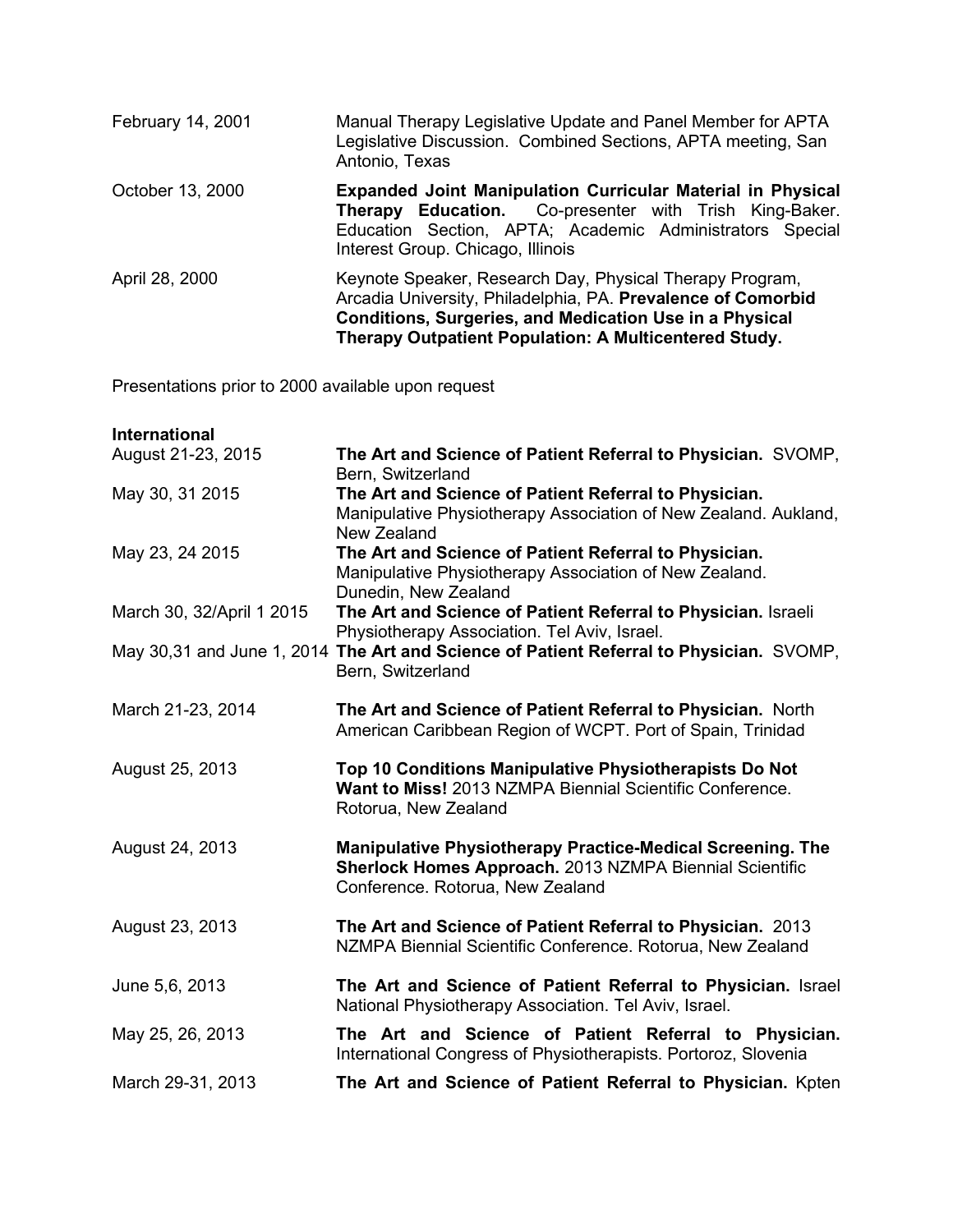| | |
|---|---|
| February 14, 2001 | Manual Therapy Legislative Update and Panel Member for APTA Legislative Discussion. Combined Sections, APTA meeting, San Antonio, Texas |
| October 13, 2000 | **Expanded Joint Manipulation Curricular Material in Physical Therapy Education.** Co-presenter with Trish King-Baker. Education Section, APTA; Academic Administrators Special Interest Group. Chicago, Illinois |
| April 28, 2000 | Keynote Speaker, Research Day, Physical Therapy Program, Arcadia University, Philadelphia, PA. **Prevalence of Comorbid Conditions, Surgeries, and Medication Use in a Physical Therapy Outpatient Population: A Multicentered Study.** |

Presentations prior to 2000 available upon request

**International**

| | |
|---|---|
| August 21-23, 2015 | **The Art and Science of Patient Referral to Physician.** SVOMP, Bern, Switzerland |
| May 30, 31 2015 | **The Art and Science of Patient Referral to Physician.** Manipulative Physiotherapy Association of New Zealand. Aukland, New Zealand |
| May 23, 24 2015 | **The Art and Science of Patient Referral to Physician.** Manipulative Physiotherapy Association of New Zealand. Dunedin, New Zealand |
| March 30, 32/April 1 2015 | **The Art and Science of Patient Referral to Physician.** Israeli Physiotherapy Association. Tel Aviv, Israel. |
| May 30,31 and June 1, 2014 | **The Art and Science of Patient Referral to Physician.** SVOMP, Bern, Switzerland |
| March 21-23, 2014 | **The Art and Science of Patient Referral to Physician.** North American Caribbean Region of WCPT. Port of Spain, Trinidad |
| August 25, 2013 | **Top 10 Conditions Manipulative Physiotherapists Do Not Want to Miss!** 2013 NZMPA Biennial Scientific Conference. Rotorua, New Zealand |
| August 24, 2013 | **Manipulative Physiotherapy Practice-Medical Screening. The Sherlock Homes Approach.** 2013 NZMPA Biennial Scientific Conference. Rotorua, New Zealand |
| August 23, 2013 | **The Art and Science of Patient Referral to Physician.** 2013 NZMPA Biennial Scientific Conference. Rotorua, New Zealand |
| June 5,6, 2013 | **The Art and Science of Patient Referral to Physician.** Israel National Physiotherapy Association. Tel Aviv, Israel. |
| May 25, 26, 2013 | **The Art and Science of Patient Referral to Physician.** International Congress of Physiotherapists. Portoroz, Slovenia |
| March 29-31, 2013 | **The Art and Science of Patient Referral to Physician.** Kpten |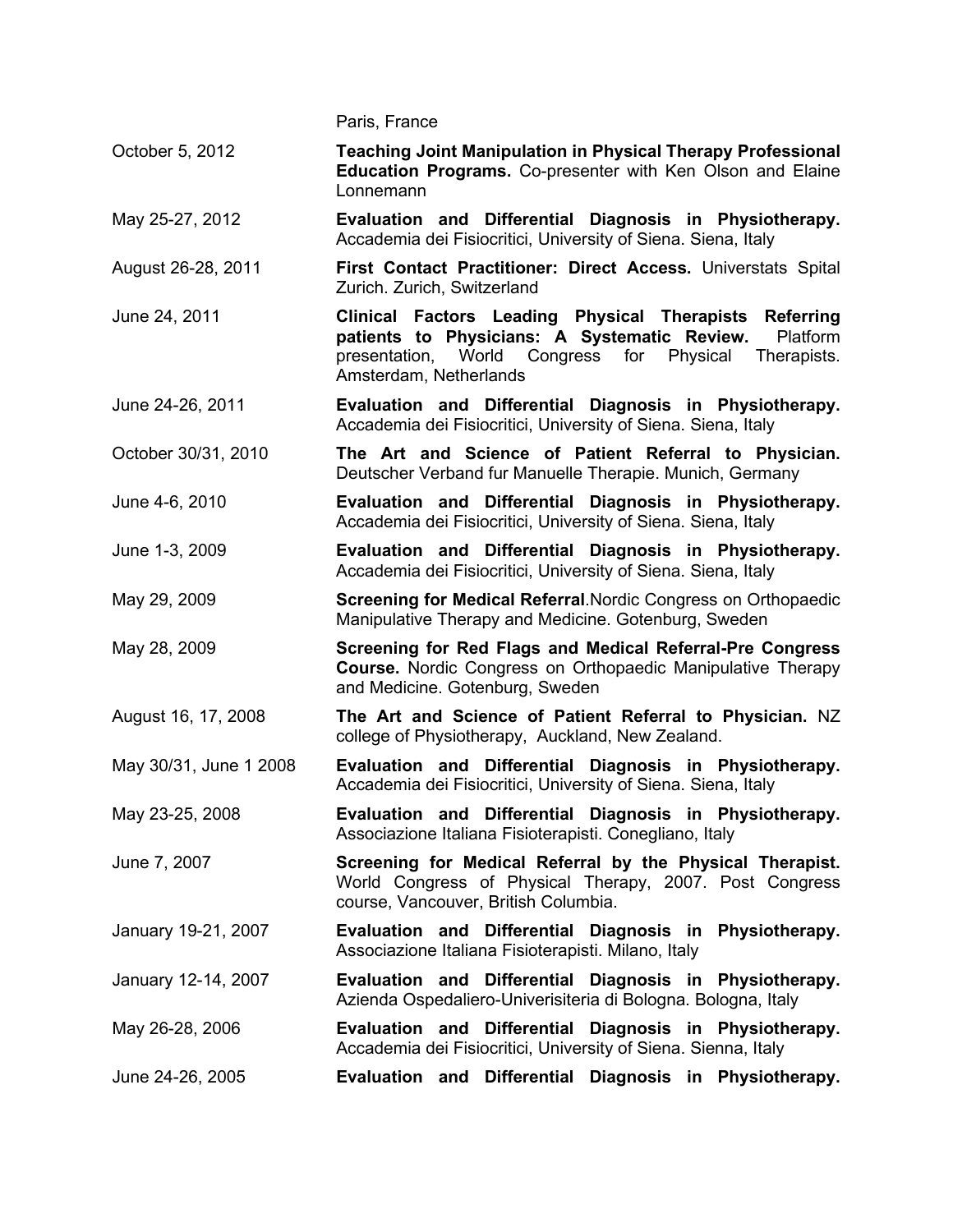| | |
|---|---|
| | Paris, France |
| October 5, 2012 | **Teaching Joint Manipulation in Physical Therapy Professional Education Programs.** Co-presenter with Ken Olson and Elaine Lonnemann |
| May 25-27, 2012 | **Evaluation and Differential Diagnosis in Physiotherapy.** Accaddemia dei Fisiocritici, University of Siena. Siena, Italy |
| August 26-28, 2011 | **First Contact Practitioner: Direct Access.** Universtats Spital Zurich. Zurich, Switzerland |
| June 24, 2011 | **Clinical Factors Leading Physical Therapists Referring patients to Physicians: A Systematic Review.** Platform presentation, World Congress for Physical Therapists. Amsterdam, Netherlands |
| June 24-26, 2011 | **Evaluation and Differential Diagnosis in Physiotherapy.** Accaddemia dei Fisiocritici, University of Siena. Siena, Italy |
| October 30/31, 2010 | **The Art and Science of Patient Referral to Physician.** Deutscher Verband fur Manuelle Therapie. Munich, Germany |
| June 4-6, 2010 | **Evaluation and Differential Diagnosis in Physiotherapy.** Accaddemia dei Fisiocritici, University of Siena. Siena, Italy |
| June 1-3, 2009 | **Evaluation and Differential Diagnosis in Physiotherapy.** Accaddemia dei Fisiocritici, University of Siena. Siena, Italy |
| May 29, 2009 | **Screening for Medical Referral**.Nordic Congress on Orthopaedic Manipulative Therapy and Medicine. Gotenburg, Sweden |
| May 28, 2009 | **Screening for Red Flags and Medical Referral-Pre Congress Course.** Nordic Congress on Orthopaedic Manipulative Therapy and Medicine. Gotenburg, Sweden |
| August 16, 17, 2008 | **The Art and Science of Patient Referral to Physician.** NZ college of Physiotherapy, Auckland, New Zealand. |
| May 30/31, June 1 2008 | **Evaluation and Differential Diagnosis in Physiotherapy.** Accaddemia dei Fisiocritici, University of Siena. Siena, Italy |
| May 23-25, 2008 | **Evaluation and Differential Diagnosis in Physiotherapy.** Associazione Italiana Fisioterapisti. Conegliano, Italy |
| June 7, 2007 | **Screening for Medical Referral by the Physical Therapist.** World Congress of Physical Therapy, 2007. Post Congress course, Vancouver, British Columbia. |
| January 19-21, 2007 | **Evaluation and Differential Diagnosis in Physiotherapy.** Associazione Italiana Fisioterapisti. Milano, Italy |
| January 12-14, 2007 | **Evaluation and Differential Diagnosis in Physiotherapy.** Azienda Ospedaliero-Univerisiteria di Bologna. Bologna, Italy |
| May 26-28, 2006 | **Evaluation and Differential Diagnosis in Physiotherapy.** Accaddemia dei Fisiocritici, University of Siena. Sienna, Italy |
| June 24-26, 2005 | **Evaluation and Differential Diagnosis in Physiotherapy.** |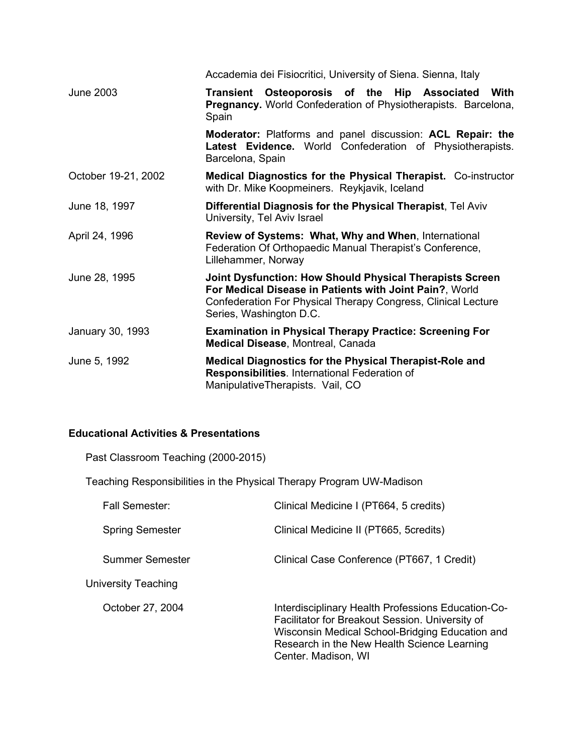| | |
|---|---|
| | Accademia dei Fisiocritici, University of Siena. Sienna, Italy |
| June 2003 | **Transient Osteoporosis of the Hip Associated With Pregnancy.** World Confederation of Physiotherapists. Barcelona, Spain |
| | **Moderator:** Platforms and panel discussion: **ACL Repair: the Latest Evidence.** World Confederation of Physiotherapists. Barcelona, Spain |
| October 19-21, 2002 | **Medical Diagnostics for the Physical Therapist.** Co-instructor with Dr. Mike Koopmeiners. Reykjavik, Iceland |
| June 18, 1997 | **Differential Diagnosis for the Physical Therapist**, Tel Aviv University, Tel Aviv Israel |
| April 24, 1996 | **Review of Systems: What, Why and When**, International Federation Of Orthopaedic Manual Therapist's Conference, Lillehammer, Norway |
| June 28, 1995 | **Joint Dysfunction: How Should Physical Therapists Screen For Medical Disease in Patients with Joint Pain?**, World Confederation For Physical Therapy Congress, Clinical Lecture Series, Washington D.C. |
| January 30, 1993 | **Examination in Physical Therapy Practice: Screening For Medical Disease**, Montreal, Canada |
| June 5, 1992 | **Medical Diagnostics for the Physical Therapist-Role and Responsibilities**. International Federation of ManipulativeTherapists. Vail, CO |

**Educational Activities & Presentations**

Past Classroom Teaching (2000-2015)

Teaching Responsibilities in the Physical Therapy Program UW-Madison

| | |
|---|---|
| Fall Semester: | Clinical Medicine I (PT664, 5 credits) |
| Spring Semester | Clinical Medicine II (PT665, 5credits) |
| Summer Semester | Clinical Case Conference (PT667, 1 Credit) |

University Teaching

| | |
|---|---|
| October 27, 2004 | Interdisciplinary Health Professions Education-Co-Facilitator for Breakout Session. University of Wisconsin Medical School-Bridging Education and Research in the New Health Science Learning Center. Madison, WI |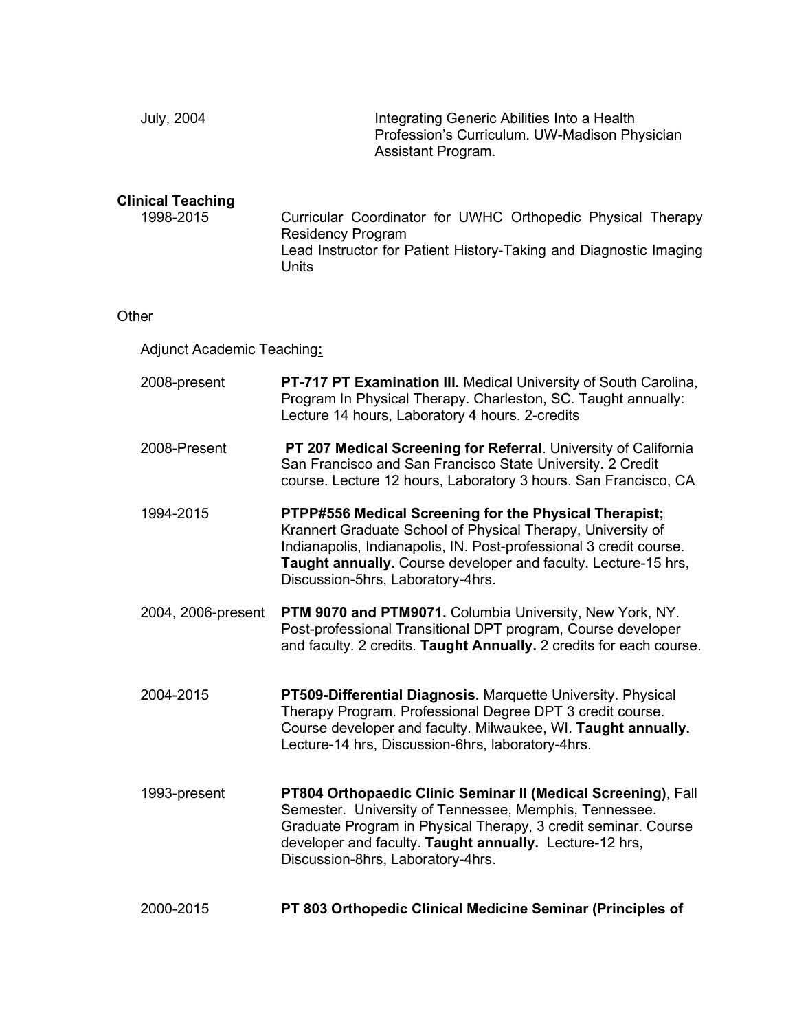July, 2004 — Integrating Generic Abilities Into a Health Profession's Curriculum. UW-Madison Physician Assistant Program.

**Clinical Teaching**

1998-2015 — Curricular Coordinator for UWHC Orthopedic Physical Therapy Residency Program
Lead Instructor for Patient History-Taking and Diagnostic Imaging Units

Other

Adjunct Academic Teaching**:**

2008-present — **PT-717 PT Examination III.** Medical University of South Carolina, Program In Physical Therapy. Charleston, SC. Taught annually: Lecture 14 hours, Laboratory 4 hours. 2-credits

2008-Present — **PT 207 Medical Screening for Referral**. University of California San Francisco and San Francisco State University. 2 Credit course. Lecture 12 hours, Laboratory 3 hours. San Francisco, CA

1994-2015 — **PTPP#556 Medical Screening for the Physical Therapist;** Krannert Graduate School of Physical Therapy, University of Indianapolis, Indianapolis, IN. Post-professional 3 credit course. **Taught annually.** Course developer and faculty. Lecture-15 hrs, Discussion-5hrs, Laboratory-4hrs.

2004, 2006-present — **PTM 9070 and PTM9071.** Columbia University, New York, NY. Post-professional Transitional DPT program, Course developer and faculty. 2 credits. **Taught Annually.** 2 credits for each course.

2004-2015 — **PT509-Differential Diagnosis.** Marquette University. Physical Therapy Program. Professional Degree DPT 3 credit course. Course developer and faculty. Milwaukee, WI. **Taught annually.** Lecture-14 hrs, Discussion-6hrs, laboratory-4hrs.

1993-present — **PT804 Orthopaedic Clinic Seminar II (Medical Screening)**, Fall Semester. University of Tennessee, Memphis, Tennessee. Graduate Program in Physical Therapy, 3 credit seminar. Course developer and faculty. **Taught annually.** Lecture-12 hrs, Discussion-8hrs, Laboratory-4hrs.

2000-2015 — **PT 803 Orthopedic Clinical Medicine Seminar (Principles of**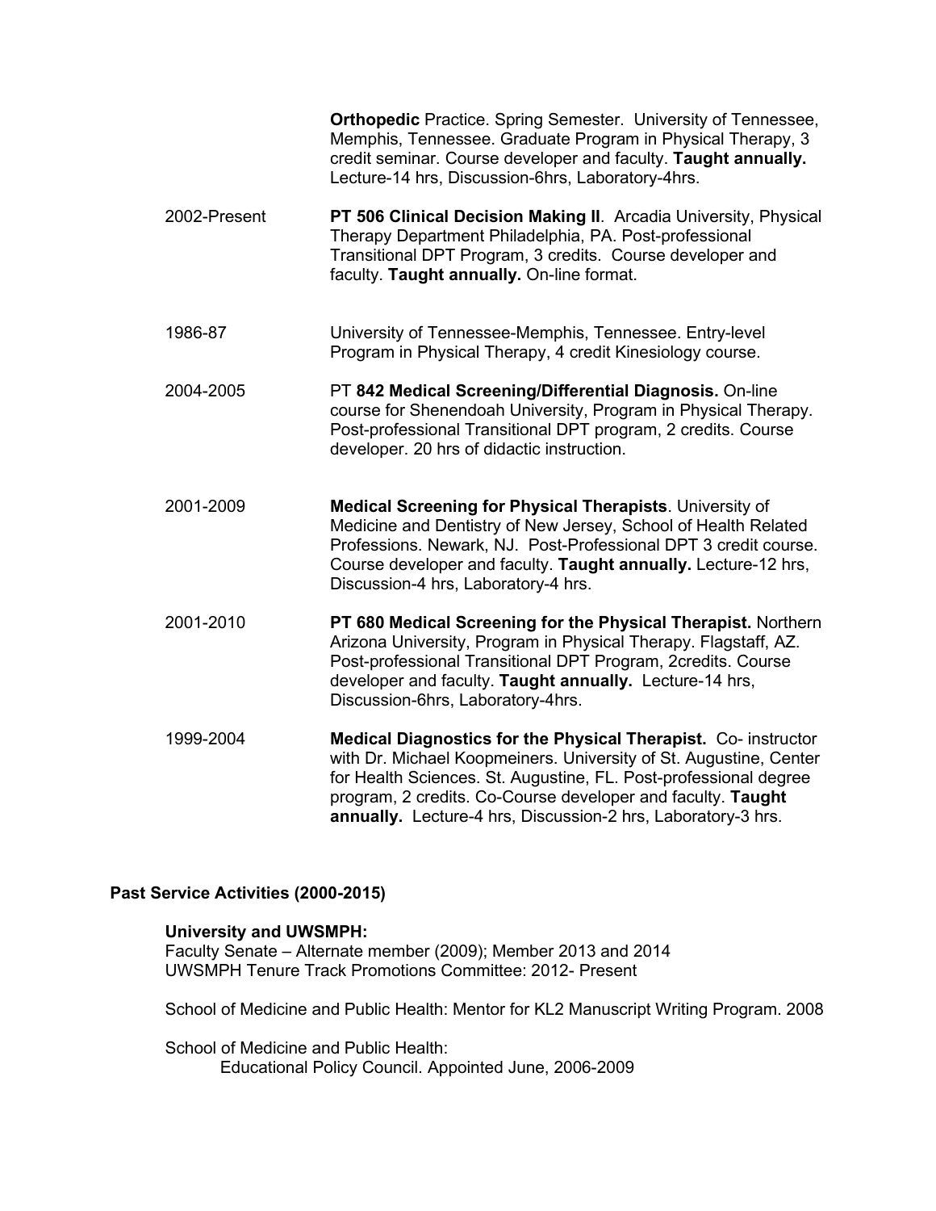| | |
|---|---|
| | **Orthopedic** Practice. Spring Semester. University of Tennessee, Memphis, Tennessee. Graduate Program in Physical Therapy, 3 credit seminar. Course developer and faculty. **Taught annually.** Lecture-14 hrs, Discussion-6hrs, Laboratory-4hrs. |
| 2002-Present | **PT 506 Clinical Decision Making II**. Arcadia University, Physical Therapy Department Philadelphia, PA. Post-professional Transitional DPT Program, 3 credits. Course developer and faculty. **Taught annually.** On-line format. |
| 1986-87 | University of Tennessee-Memphis, Tennessee. Entry-level Program in Physical Therapy, 4 credit Kinesiology course. |
| 2004-2005 | PT **842 Medical Screening/Differential Diagnosis.** On-line course for Shenendoah University, Program in Physical Therapy. Post-professional Transitional DPT program, 2 credits. Course developer. 20 hrs of didactic instruction. |
| 2001-2009 | **Medical Screening for Physical Therapists**. University of Medicine and Dentistry of New Jersey, School of Health Related Professions. Newark, NJ. Post-Professional DPT 3 credit course. Course developer and faculty. **Taught annually.** Lecture-12 hrs, Discussion-4 hrs, Laboratory-4 hrs. |
| 2001-2010 | **PT 680 Medical Screening for the Physical Therapist.** Northern Arizona University, Program in Physical Therapy. Flagstaff, AZ. Post-professional Transitional DPT Program, 2credits. Course developer and faculty. **Taught annually.** Lecture-14 hrs, Discussion-6hrs, Laboratory-4hrs. |
| 1999-2004 | **Medical Diagnostics for the Physical Therapist.** Co- instructor with Dr. Michael Koopmeiners. University of St. Augustine, Center for Health Sciences. St. Augustine, FL. Post-professional degree program, 2 credits. Co-Course developer and faculty. **Taught annually.** Lecture-4 hrs, Discussion-2 hrs, Laboratory-3 hrs. |

## Past Service Activities (2000-2015)

**University and UWSMPH:**
Faculty Senate – Alternate member (2009); Member 2013 and 2014
UWSMPH Tenure Track Promotions Committee: 2012- Present

School of Medicine and Public Health: Mentor for KL2 Manuscript Writing Program. 2008

School of Medicine and Public Health:
Educational Policy Council. Appointed June, 2006-2009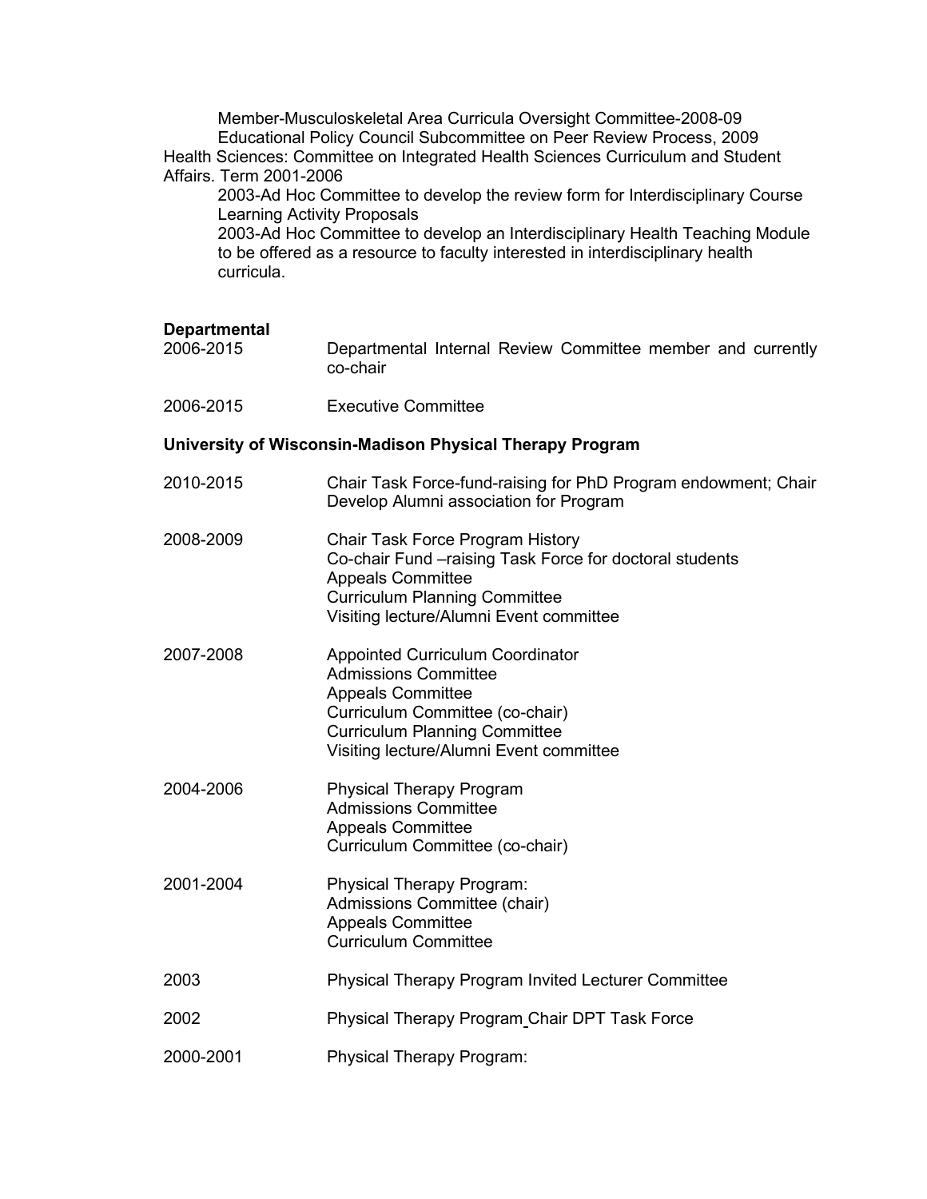Member-Musculoskeletal Area Curricula Oversight Committee-2008-09

Educational Policy Council Subcommittee on Peer Review Process, 2009

Health Sciences: Committee on Integrated Health Sciences Curriculum and Student Affairs. Term 2001-2006

2003-Ad Hoc Committee to develop the review form for Interdisciplinary Course Learning Activity Proposals

2003-Ad Hoc Committee to develop an Interdisciplinary Health Teaching Module to be offered as a resource to faculty interested in interdisciplinary health curricula.

**Departmental**

| | |
|---|---|
| 2006-2015 | Departmental Internal Review Committee member and currently co-chair |
| 2006-2015 | Executive Committee |

**University of Wisconsin-Madison Physical Therapy Program**

| | |
|---|---|
| 2010-2015 | Chair Task Force-fund-raising for PhD Program endowment; Chair Develop Alumni association for Program |
| 2008-2009 | Chair Task Force Program History<br>Co-chair Fund –raising Task Force for doctoral students<br>Appeals Committee<br>Curriculum Planning Committee<br>Visiting lecture/Alumni Event committee |
| 2007-2008 | Appointed Curriculum Coordinator<br>Admissions Committee<br>Appeals Committee<br>Curriculum Committee (co-chair)<br>Curriculum Planning Committee<br>Visiting lecture/Alumni Event committee |
| 2004-2006 | Physical Therapy Program<br>Admissions Committee<br>Appeals Committee<br>Curriculum Committee (co-chair) |
| 2001-2004 | Physical Therapy Program:<br>Admissions Committee (chair)<br>Appeals Committee<br>Curriculum Committee |
| 2003 | Physical Therapy Program Invited Lecturer Committee |
| 2002 | Physical Therapy Program Chair DPT Task Force |
| 2000-2001 | Physical Therapy Program: |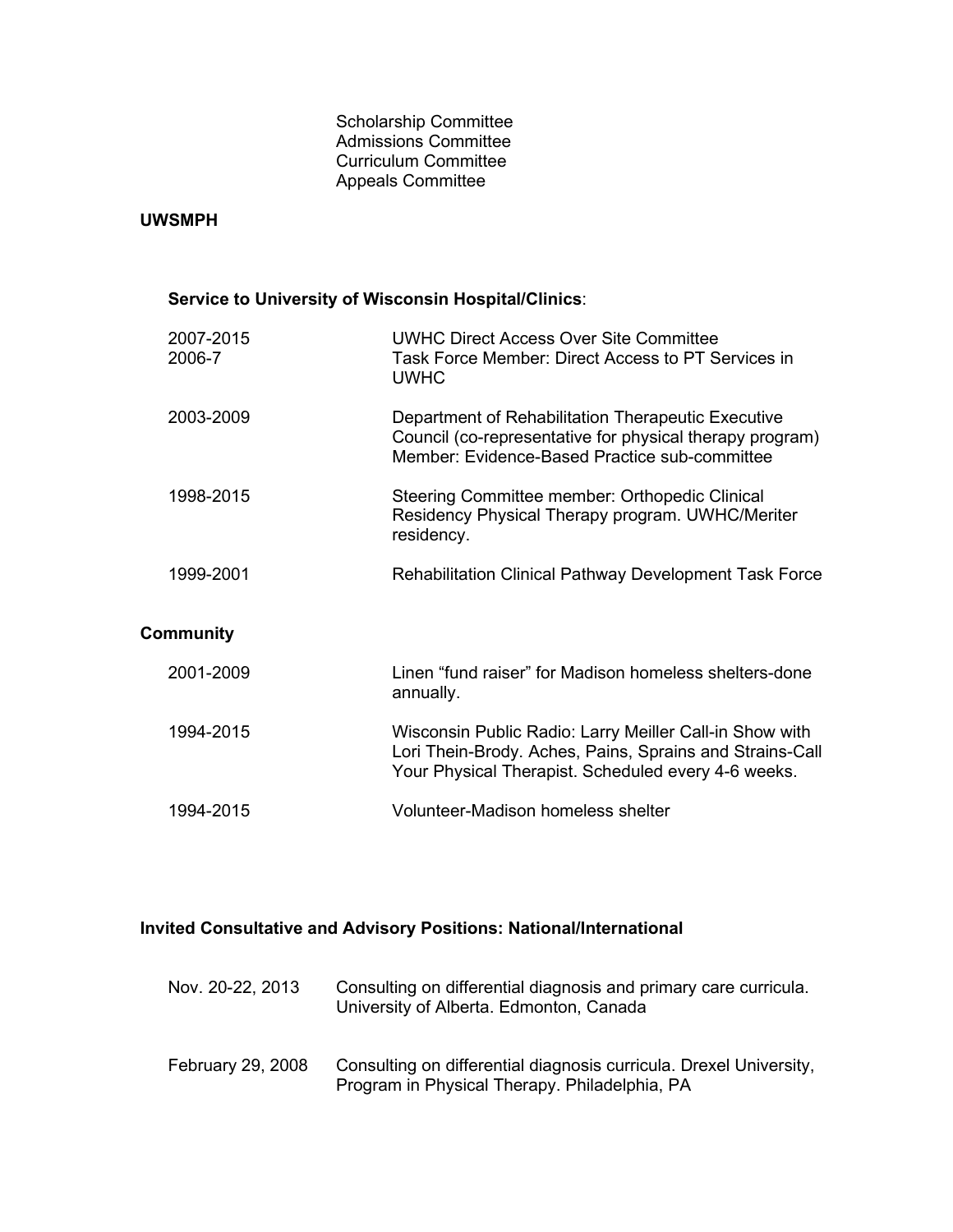Scholarship Committee
Admissions Committee
Curriculum Committee
Appeals Committee

**UWSMPH**

**Service to University of Wisconsin Hospital/Clinics**:

| | |
|---|---|
| 2007-2015 | UWHC Direct Access Over Site Committee |
| 2006-7 | Task Force Member: Direct Access to PT Services in UWHC |
| 2003-2009 | Department of Rehabilitation Therapeutic Executive Council (co-representative for physical therapy program) Member: Evidence-Based Practice sub-committee |
| 1998-2015 | Steering Committee member: Orthopedic Clinical Residency Physical Therapy program. UWHC/Meriter residency. |
| 1999-2001 | Rehabilitation Clinical Pathway Development Task Force |

**Community**

| | |
|---|---|
| 2001-2009 | Linen "fund raiser" for Madison homeless shelters-done annually. |
| 1994-2015 | Wisconsin Public Radio: Larry Meiller Call-in Show with Lori Thein-Brody. Aches, Pains, Sprains and Strains-Call Your Physical Therapist. Scheduled every 4-6 weeks. |
| 1994-2015 | Volunteer-Madison homeless shelter |

**Invited Consultative and Advisory Positions: National/International**

| | |
|---|---|
| Nov. 20-22, 2013 | Consulting on differential diagnosis and primary care curricula. University of Alberta. Edmonton, Canada |
| February 29, 2008 | Consulting on differential diagnosis curricula. Drexel University, Program in Physical Therapy. Philadelphia, PA |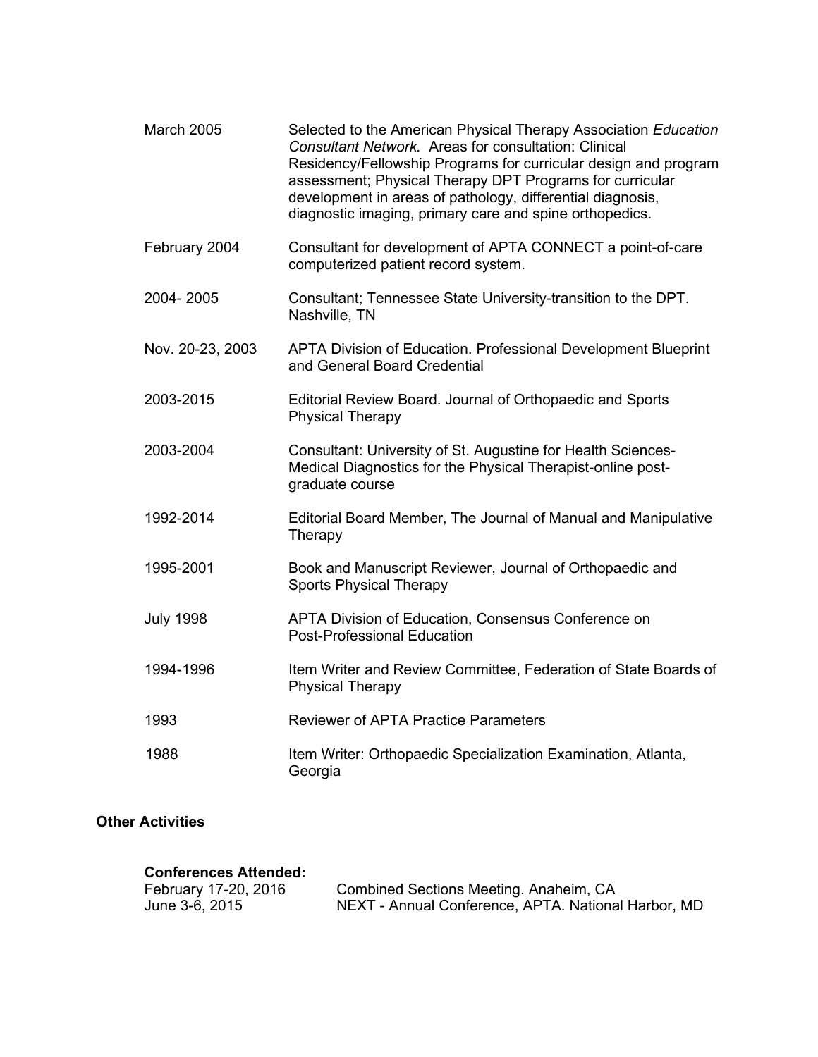| | |
|---|---|
| March 2005 | Selected to the American Physical Therapy Association *Education Consultant Network.* Areas for consultation: Clinical Residency/Fellowship Programs for curricular design and program assessment; Physical Therapy DPT Programs for curricular development in areas of pathology, differential diagnosis, diagnostic imaging, primary care and spine orthopedics. |
| February 2004 | Consultant for development of APTA CONNECT a point-of-care computerized patient record system. |
| 2004- 2005 | Consultant; Tennessee State University-transition to the DPT. Nashville, TN |
| Nov. 20-23, 2003 | APTA Division of Education. Professional Development Blueprint and General Board Credential |
| 2003-2015 | Editorial Review Board. Journal of Orthopaedic and Sports Physical Therapy |
| 2003-2004 | Consultant: University of St. Augustine for Health Sciences-Medical Diagnostics for the Physical Therapist-online post-graduate course |
| 1992-2014 | Editorial Board Member, The Journal of Manual and Manipulative Therapy |
| 1995-2001 | Book and Manuscript Reviewer, Journal of Orthopaedic and Sports Physical Therapy |
| July 1998 | APTA Division of Education, Consensus Conference on Post-Professional Education |
| 1994-1996 | Item Writer and Review Committee, Federation of State Boards of Physical Therapy |
| 1993 | Reviewer of APTA Practice Parameters |
| 1988 | Item Writer: Orthopaedic Specialization Examination, Atlanta, Georgia |

## Other Activities

**Conferences Attended:**

| | |
|---|---|
| February 17-20, 2016 | Combined Sections Meeting. Anaheim, CA |
| June 3-6, 2015 | NEXT - Annual Conference, APTA. National Harbor, MD |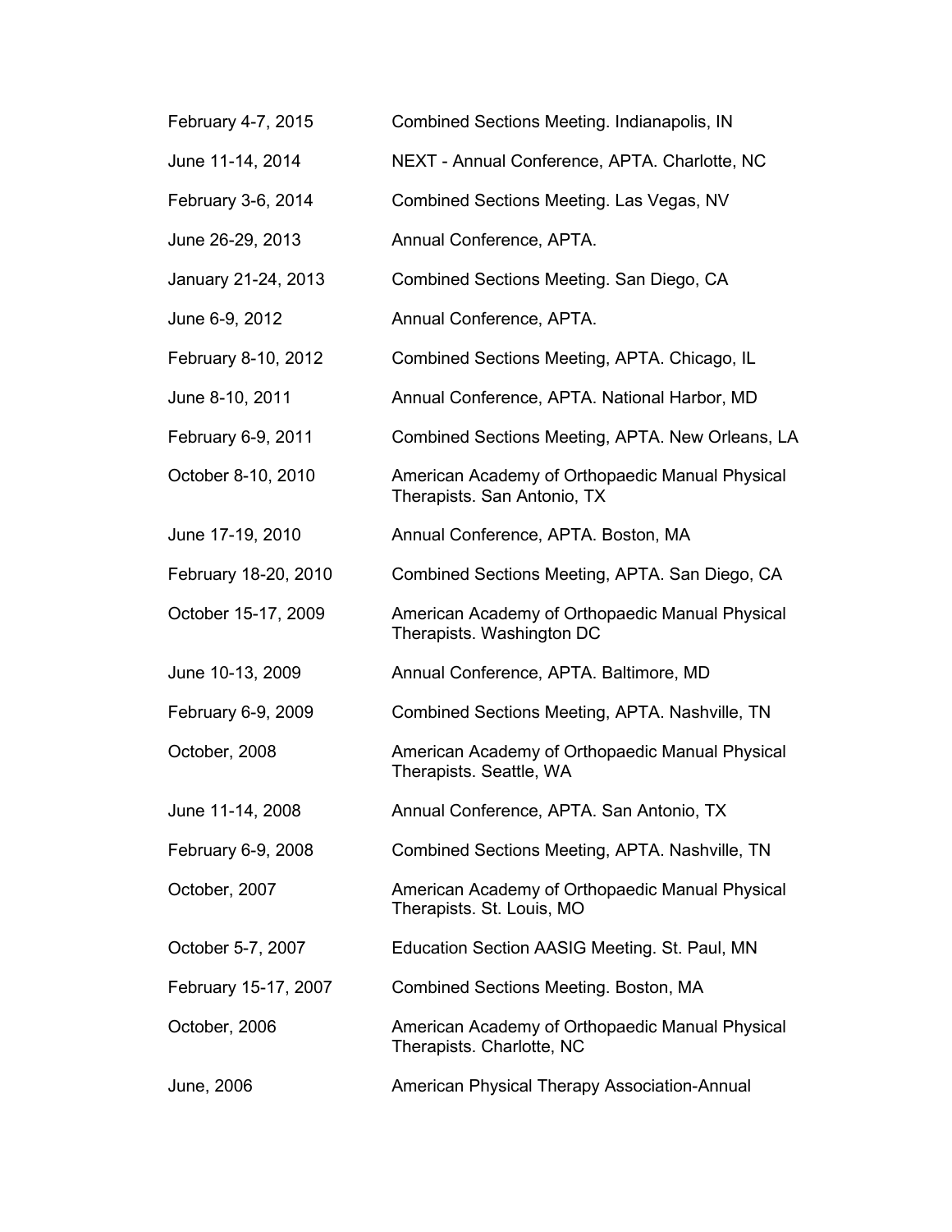| | |
|---|---|
| February 4-7, 2015 | Combined Sections Meeting. Indianapolis, IN |
| June 11-14, 2014 | NEXT - Annual Conference, APTA. Charlotte, NC |
| February 3-6, 2014 | Combined Sections Meeting. Las Vegas, NV |
| June 26-29, 2013 | Annual Conference, APTA. |
| January 21-24, 2013 | Combined Sections Meeting. San Diego, CA |
| June 6-9, 2012 | Annual Conference, APTA. |
| February 8-10, 2012 | Combined Sections Meeting, APTA. Chicago, IL |
| June 8-10, 2011 | Annual Conference, APTA. National Harbor, MD |
| February 6-9, 2011 | Combined Sections Meeting, APTA. New Orleans, LA |
| October 8-10, 2010 | American Academy of Orthopaedic Manual Physical Therapists. San Antonio, TX |
| June 17-19, 2010 | Annual Conference, APTA. Boston, MA |
| February 18-20, 2010 | Combined Sections Meeting, APTA. San Diego, CA |
| October 15-17, 2009 | American Academy of Orthopaedic Manual Physical Therapists. Washington DC |
| June 10-13, 2009 | Annual Conference, APTA. Baltimore, MD |
| February 6-9, 2009 | Combined Sections Meeting, APTA. Nashville, TN |
| October, 2008 | American Academy of Orthopaedic Manual Physical Therapists. Seattle, WA |
| June 11-14, 2008 | Annual Conference, APTA. San Antonio, TX |
| February 6-9, 2008 | Combined Sections Meeting, APTA. Nashville, TN |
| October, 2007 | American Academy of Orthopaedic Manual Physical Therapists. St. Louis, MO |
| October 5-7, 2007 | Education Section AASIG Meeting. St. Paul, MN |
| February 15-17, 2007 | Combined Sections Meeting. Boston, MA |
| October, 2006 | American Academy of Orthopaedic Manual Physical Therapists. Charlotte, NC |
| June, 2006 | American Physical Therapy Association-Annual |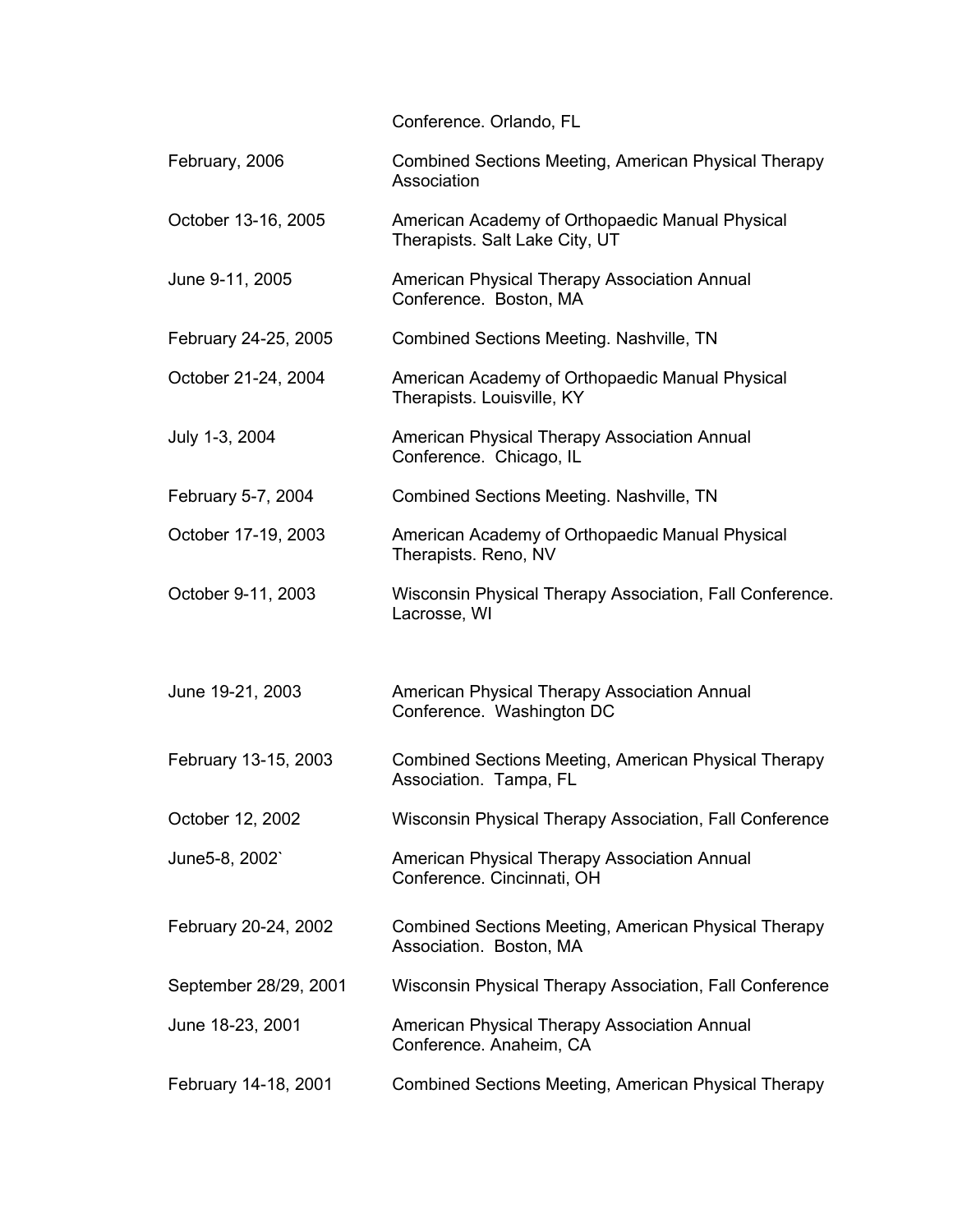| | |
|---|---|
| | Conference. Orlando, FL |
| February, 2006 | Combined Sections Meeting, American Physical Therapy Association |
| October 13-16, 2005 | American Academy of Orthopaedic Manual Physical Therapists. Salt Lake City, UT |
| June 9-11, 2005 | American Physical Therapy Association Annual Conference. Boston, MA |
| February 24-25, 2005 | Combined Sections Meeting. Nashville, TN |
| October 21-24, 2004 | American Academy of Orthopaedic Manual Physical Therapists. Louisville, KY |
| July 1-3, 2004 | American Physical Therapy Association Annual Conference. Chicago, IL |
| February 5-7, 2004 | Combined Sections Meeting. Nashville, TN |
| October 17-19, 2003 | American Academy of Orthopaedic Manual Physical Therapists. Reno, NV |
| October 9-11, 2003 | Wisconsin Physical Therapy Association, Fall Conference. Lacrosse, WI |
| June 19-21, 2003 | American Physical Therapy Association Annual Conference. Washington DC |
| February 13-15, 2003 | Combined Sections Meeting, American Physical Therapy Association. Tampa, FL |
| October 12, 2002 | Wisconsin Physical Therapy Association, Fall Conference |
| June5-8, 2002` | American Physical Therapy Association Annual Conference. Cincinnati, OH |
| February 20-24, 2002 | Combined Sections Meeting, American Physical Therapy Association. Boston, MA |
| September 28/29, 2001 | Wisconsin Physical Therapy Association, Fall Conference |
| June 18-23, 2001 | American Physical Therapy Association Annual Conference. Anaheim, CA |
| February 14-18, 2001 | Combined Sections Meeting, American Physical Therapy |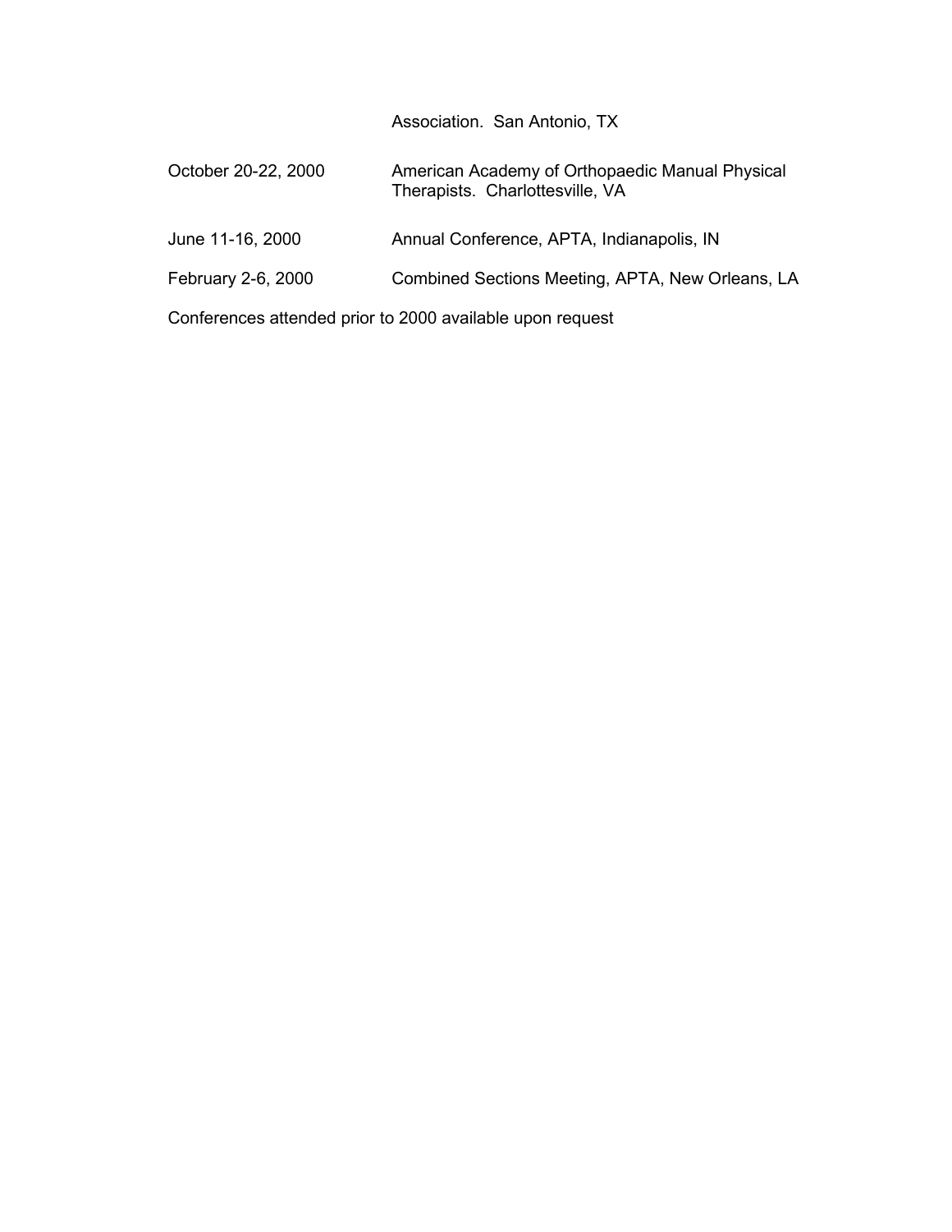| | |
|---|---|
| | Association. San Antonio, TX |
| October 20-22, 2000 | American Academy of Orthopaedic Manual Physical Therapists. Charlottesville, VA |
| June 11-16, 2000 | Annual Conference, APTA, Indianapolis, IN |
| February 2-6, 2000 | Combined Sections Meeting, APTA, New Orleans, LA |

Conferences attended prior to 2000 available upon request